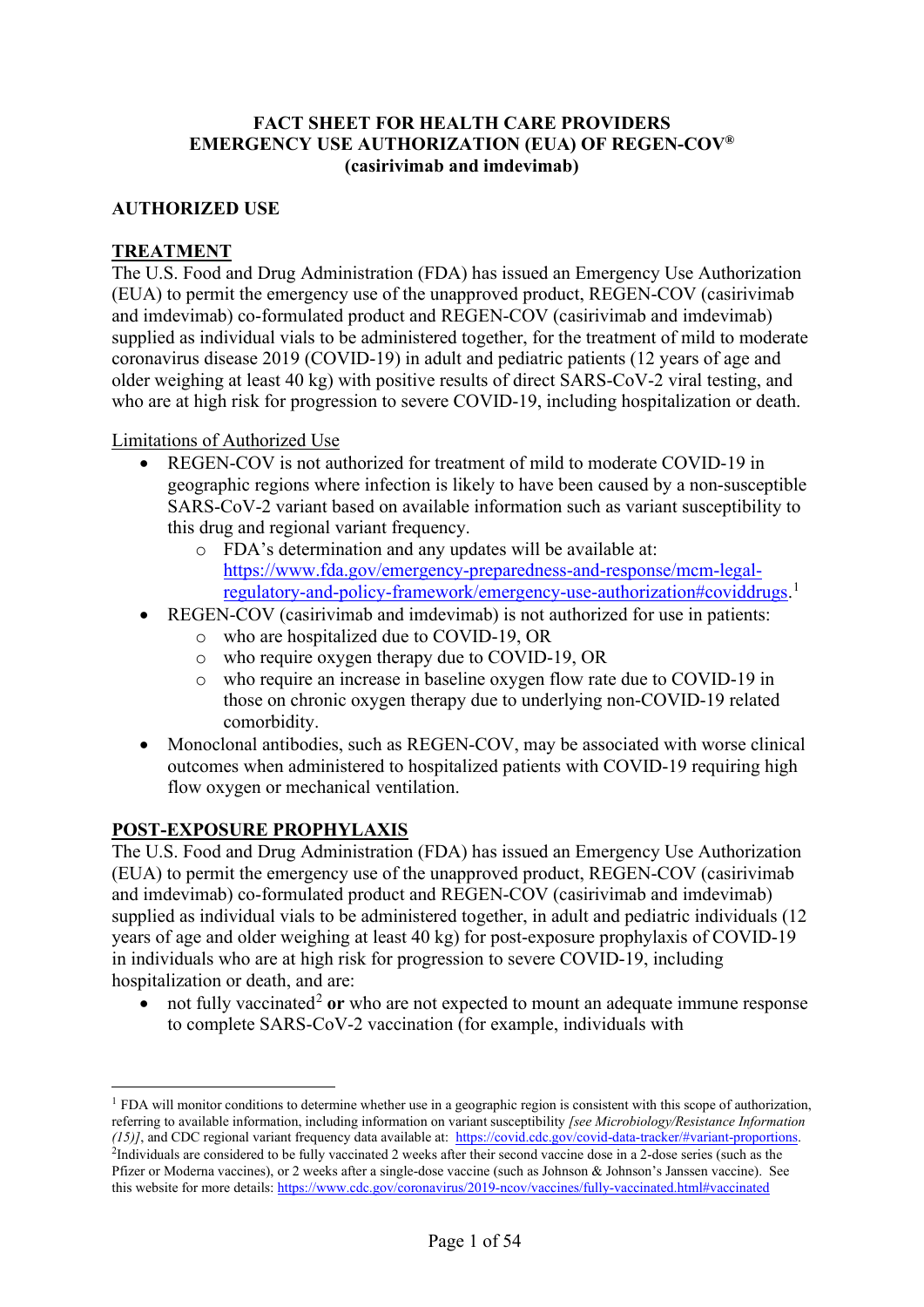# FACT SHEET FOR HEALTH CARE PROVIDERS
# EMERGENCY USE AUTHORIZATION (EUA) OF REGEN-COV®
# (casirivimab and imdevimab)

## AUTHORIZED USE

### TREATMENT

The U.S. Food and Drug Administration (FDA) has issued an Emergency Use Authorization (EUA) to permit the emergency use of the unapproved product, REGEN-COV (casirivimab and imdevimab) co-formulated product and REGEN-COV (casirivimab and imdevimab) supplied as individual vials to be administered together, for the treatment of mild to moderate coronavirus disease 2019 (COVID-19) in adult and pediatric patients (12 years of age and older weighing at least 40 kg) with positive results of direct SARS-CoV-2 viral testing, and who are at high risk for progression to severe COVID-19, including hospitalization or death.

Limitations of Authorized Use

- REGEN-COV is not authorized for treatment of mild to moderate COVID-19 in geographic regions where infection is likely to have been caused by a non-susceptible SARS-CoV-2 variant based on available information such as variant susceptibility to this drug and regional variant frequency.
  - FDA's determination and any updates will be available at: https://www.fda.gov/emergency-preparedness-and-response/mcm-legal-regulatory-and-policy-framework/emergency-use-authorization#coviddrugs.[1]
- REGEN-COV (casirivimab and imdevimab) is not authorized for use in patients:
  - who are hospitalized due to COVID-19, OR
  - who require oxygen therapy due to COVID-19, OR
  - who require an increase in baseline oxygen flow rate due to COVID-19 in those on chronic oxygen therapy due to underlying non-COVID-19 related comorbidity.
- Monoclonal antibodies, such as REGEN-COV, may be associated with worse clinical outcomes when administered to hospitalized patients with COVID-19 requiring high flow oxygen or mechanical ventilation.

### POST-EXPOSURE PROPHYLAXIS

The U.S. Food and Drug Administration (FDA) has issued an Emergency Use Authorization (EUA) to permit the emergency use of the unapproved product, REGEN-COV (casirivimab and imdevimab) co-formulated product and REGEN-COV (casirivimab and imdevimab) supplied as individual vials to be administered together, in adult and pediatric individuals (12 years of age and older weighing at least 40 kg) for post-exposure prophylaxis of COVID-19 in individuals who are at high risk for progression to severe COVID-19, including hospitalization or death, and are:

- not fully vaccinated[2] **or** who are not expected to mount an adequate immune response to complete SARS-CoV-2 vaccination (for example, individuals with

---

[1] FDA will monitor conditions to determine whether use in a geographic region is consistent with this scope of authorization, referring to available information, including information on variant susceptibility *[see Microbiology/Resistance Information (15)]*, and CDC regional variant frequency data available at: https://covid.cdc.gov/covid-data-tracker/#variant-proportions.

[2] Individuals are considered to be fully vaccinated 2 weeks after their second vaccine dose in a 2-dose series (such as the Pfizer or Moderna vaccines), or 2 weeks after a single-dose vaccine (such as Johnson & Johnson's Janssen vaccine). See this website for more details: https://www.cdc.gov/coronavirus/2019-ncov/vaccines/fully-vaccinated.html#vaccinated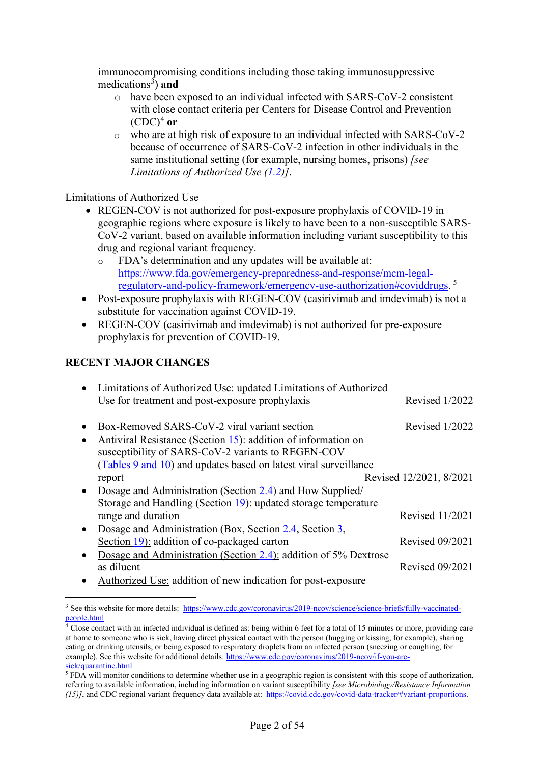immunocompromising conditions including those taking immunosuppressive medications[3]) **and**

- have been exposed to an individual infected with SARS-CoV-2 consistent with close contact criteria per Centers for Disease Control and Prevention (CDC)[4] **or**
- who are at high risk of exposure to an individual infected with SARS-CoV-2 because of occurrence of SARS-CoV-2 infection in other individuals in the same institutional setting (for example, nursing homes, prisons) *[see Limitations of Authorized Use (1.2)]*.

Limitations of Authorized Use

- REGEN-COV is not authorized for post-exposure prophylaxis of COVID-19 in geographic regions where exposure is likely to have been to a non-susceptible SARS-CoV-2 variant, based on available information including variant susceptibility to this drug and regional variant frequency.
  - FDA's determination and any updates will be available at: https://www.fda.gov/emergency-preparedness-and-response/mcm-legal-regulatory-and-policy-framework/emergency-use-authorization#coviddrugs. [5]
- Post-exposure prophylaxis with REGEN-COV (casirivimab and imdevimab) is not a substitute for vaccination against COVID-19.
- REGEN-COV (casirivimab and imdevimab) is not authorized for pre-exposure prophylaxis for prevention of COVID-19.

**RECENT MAJOR CHANGES**

- Limitations of Authorized Use: updated Limitations of Authorized Use for treatment and post-exposure prophylaxis — Revised 1/2022
- Box-Removed SARS-CoV-2 viral variant section — Revised 1/2022
- Antiviral Resistance (Section 15): addition of information on susceptibility of SARS-CoV-2 variants to REGEN-COV (Tables 9 and 10) and updates based on latest viral surveillance report — Revised 12/2021, 8/2021
- Dosage and Administration (Section 2.4) and How Supplied/ Storage and Handling (Section 19): updated storage temperature range and duration — Revised 11/2021
- Dosage and Administration (Box, Section 2.4, Section 3, Section 19): addition of co-packaged carton — Revised 09/2021
- Dosage and Administration (Section 2.4): addition of 5% Dextrose as diluent — Revised 09/2021
- Authorized Use: addition of new indication for post-exposure

---

[3] See this website for more details: https://www.cdc.gov/coronavirus/2019-ncov/science/science-briefs/fully-vaccinated-people.html

[4] Close contact with an infected individual is defined as: being within 6 feet for a total of 15 minutes or more, providing care at home to someone who is sick, having direct physical contact with the person (hugging or kissing, for example), sharing eating or drinking utensils, or being exposed to respiratory droplets from an infected person (sneezing or coughing, for example). See this website for additional details: https://www.cdc.gov/coronavirus/2019-ncov/if-you-are-sick/quarantine.html

[5] FDA will monitor conditions to determine whether use in a geographic region is consistent with this scope of authorization, referring to available information, including information on variant susceptibility *[see Microbiology/Resistance Information (15)]*, and CDC regional variant frequency data available at: https://covid.cdc.gov/covid-data-tracker/#variant-proportions.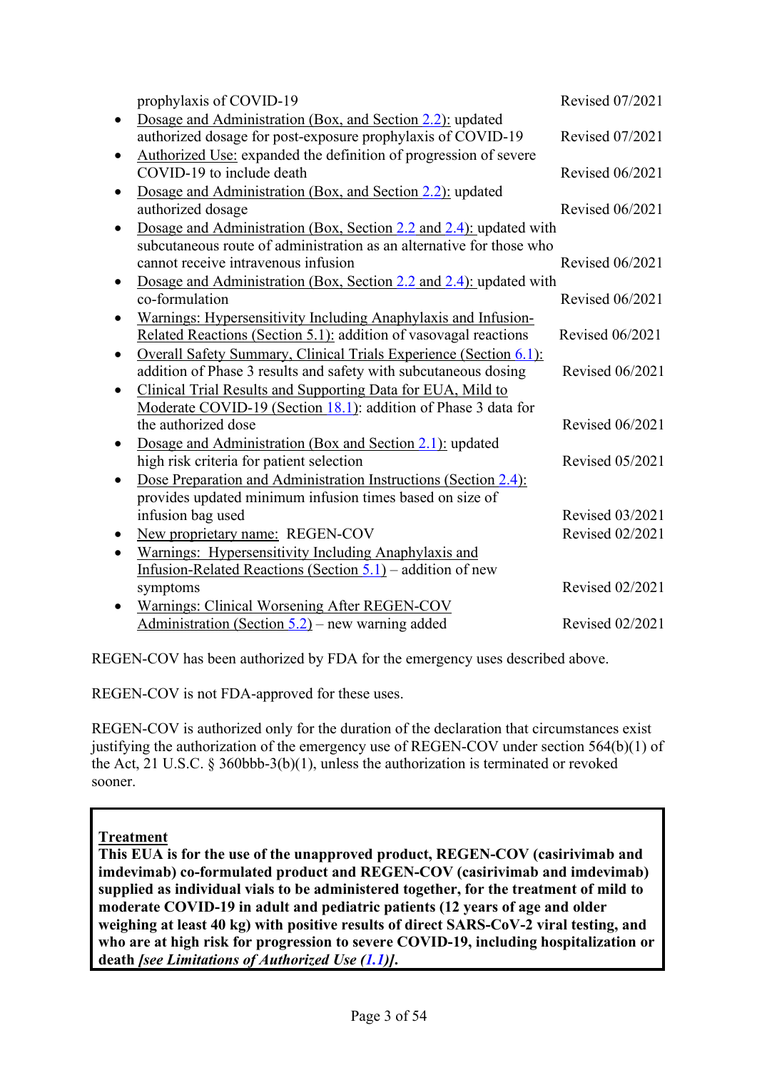prophylaxis of COVID-19 Revised 07/2021

- Dosage and Administration (Box, and Section 2.2): updated authorized dosage for post-exposure prophylaxis of COVID-19 Revised 07/2021
- Authorized Use: expanded the definition of progression of severe COVID-19 to include death Revised 06/2021
- Dosage and Administration (Box, and Section 2.2): updated authorized dosage Revised 06/2021
- Dosage and Administration (Box, Section 2.2 and 2.4): updated with subcutaneous route of administration as an alternative for those who cannot receive intravenous infusion Revised 06/2021
- Dosage and Administration (Box, Section 2.2 and 2.4): updated with co-formulation Revised 06/2021
- Warnings: Hypersensitivity Including Anaphylaxis and Infusion-Related Reactions (Section 5.1): addition of vasovagal reactions Revised 06/2021
- Overall Safety Summary, Clinical Trials Experience (Section 6.1): addition of Phase 3 results and safety with subcutaneous dosing Revised 06/2021
- Clinical Trial Results and Supporting Data for EUA, Mild to Moderate COVID-19 (Section 18.1): addition of Phase 3 data for the authorized dose Revised 06/2021
- Dosage and Administration (Box and Section 2.1): updated high risk criteria for patient selection Revised 05/2021
- Dose Preparation and Administration Instructions (Section 2.4): provides updated minimum infusion times based on size of infusion bag used Revised 03/2021
- New proprietary name: REGEN-COV Revised 02/2021
- Warnings: Hypersensitivity Including Anaphylaxis and Infusion-Related Reactions (Section 5.1) – addition of new symptoms Revised 02/2021
- Warnings: Clinical Worsening After REGEN-COV Administration (Section 5.2) – new warning added Revised 02/2021

REGEN-COV has been authorized by FDA for the emergency uses described above.

REGEN-COV is not FDA-approved for these uses.

REGEN-COV is authorized only for the duration of the declaration that circumstances exist justifying the authorization of the emergency use of REGEN-COV under section 564(b)(1) of the Act, 21 U.S.C. § 360bbb-3(b)(1), unless the authorization is terminated or revoked sooner.

**Treatment**

**This EUA is for the use of the unapproved product, REGEN-COV (casirivimab and imdevimab) co-formulated product and REGEN-COV (casirivimab and imdevimab) supplied as individual vials to be administered together, for the treatment of mild to moderate COVID-19 in adult and pediatric patients (12 years of age and older weighing at least 40 kg) with positive results of direct SARS-CoV-2 viral testing, and who are at high risk for progression to severe COVID-19, including hospitalization or death *[see Limitations of Authorized Use (1.1)]*.**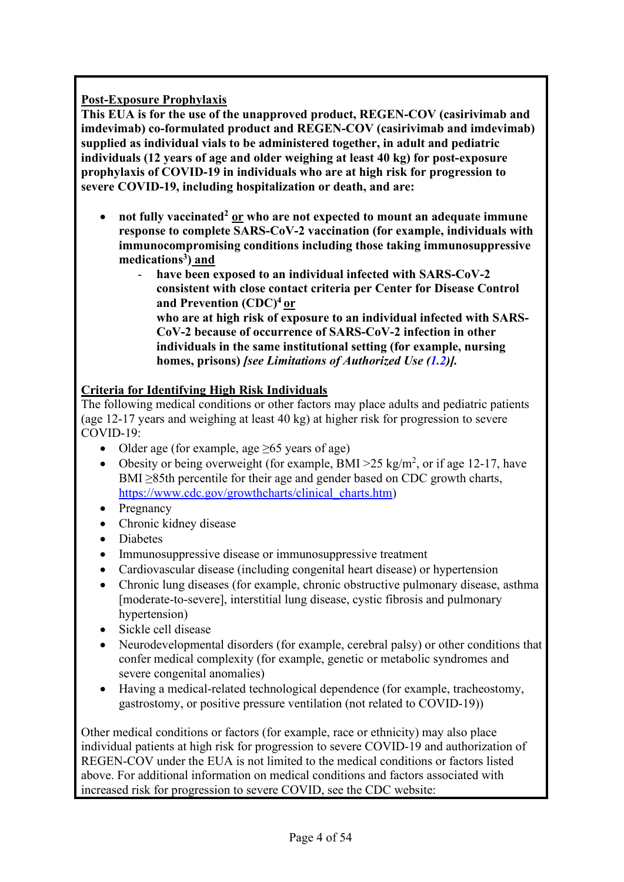**<u>Post-Exposure Prophylaxis</u>**

**This EUA is for the use of the unapproved product, REGEN-COV (casirivimab and imdevimab) co-formulated product and REGEN-COV (casirivimab and imdevimab) supplied as individual vials to be administered together, in adult and pediatric individuals (12 years of age and older weighing at least 40 kg) for post-exposure prophylaxis of COVID-19 in individuals who are at high risk for progression to severe COVID-19, including hospitalization or death, and are:**

- **not fully vaccinated[2] <u>or</u> who are not expected to mount an adequate immune response to complete SARS-CoV-2 vaccination (for example, individuals with immunocompromising conditions including those taking immunosuppressive medications[3]) <u>and</u>**
  - **have been exposed to an individual infected with SARS-CoV-2 consistent with close contact criteria per Center for Disease Control and Prevention (CDC)[4] <u>or</u>**

    **who are at high risk of exposure to an individual infected with SARS-CoV-2 because of occurrence of SARS-CoV-2 infection in other individuals in the same institutional setting (for example, nursing homes, prisons) *[see Limitations of Authorized Use (1.2)]*.**

**<u>Criteria for Identifying High Risk Individuals</u>**

The following medical conditions or other factors may place adults and pediatric patients (age 12-17 years and weighing at least 40 kg) at higher risk for progression to severe COVID-19:

- Older age (for example, age ≥65 years of age)
- Obesity or being overweight (for example, BMI >25 kg/m$^2$, or if age 12-17, have BMI ≥85th percentile for their age and gender based on CDC growth charts, https://www.cdc.gov/growthcharts/clinical_charts.htm)
- Pregnancy
- Chronic kidney disease
- Diabetes
- Immunosuppressive disease or immunosuppressive treatment
- Cardiovascular disease (including congenital heart disease) or hypertension
- Chronic lung diseases (for example, chronic obstructive pulmonary disease, asthma [moderate-to-severe], interstitial lung disease, cystic fibrosis and pulmonary hypertension)
- Sickle cell disease
- Neurodevelopmental disorders (for example, cerebral palsy) or other conditions that confer medical complexity (for example, genetic or metabolic syndromes and severe congenital anomalies)
- Having a medical-related technological dependence (for example, tracheostomy, gastrostomy, or positive pressure ventilation (not related to COVID-19))

Other medical conditions or factors (for example, race or ethnicity) may also place individual patients at high risk for progression to severe COVID-19 and authorization of REGEN-COV under the EUA is not limited to the medical conditions or factors listed above. For additional information on medical conditions and factors associated with increased risk for progression to severe COVID, see the CDC website: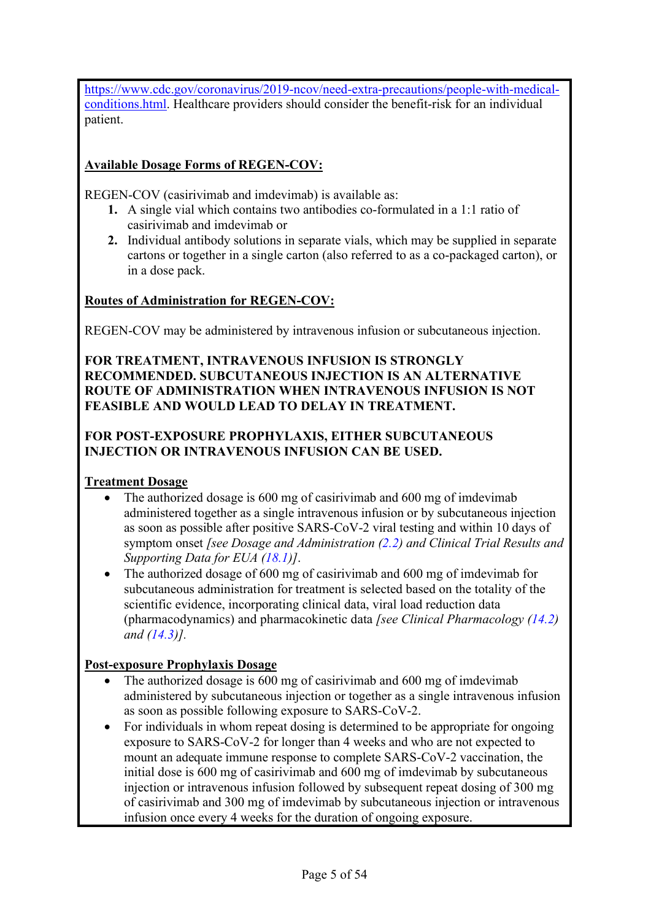https://www.cdc.gov/coronavirus/2019-ncov/need-extra-precautions/people-with-medical-conditions.html. Healthcare providers should consider the benefit-risk for an individual patient.

**Available Dosage Forms of REGEN-COV:**

REGEN-COV (casirivimab and imdevimab) is available as:

1. A single vial which contains two antibodies co-formulated in a 1:1 ratio of casirivimab and imdevimab or
2. Individual antibody solutions in separate vials, which may be supplied in separate cartons or together in a single carton (also referred to as a co-packaged carton), or in a dose pack.

**Routes of Administration for REGEN-COV:**

REGEN-COV may be administered by intravenous infusion or subcutaneous injection.

**FOR TREATMENT, INTRAVENOUS INFUSION IS STRONGLY RECOMMENDED. SUBCUTANEOUS INJECTION IS AN ALTERNATIVE ROUTE OF ADMINISTRATION WHEN INTRAVENOUS INFUSION IS NOT FEASIBLE AND WOULD LEAD TO DELAY IN TREATMENT.**

**FOR POST-EXPOSURE PROPHYLAXIS, EITHER SUBCUTANEOUS INJECTION OR INTRAVENOUS INFUSION CAN BE USED.**

**Treatment Dosage**

- The authorized dosage is 600 mg of casirivimab and 600 mg of imdevimab administered together as a single intravenous infusion or by subcutaneous injection as soon as possible after positive SARS-CoV-2 viral testing and within 10 days of symptom onset *[see Dosage and Administration (2.2) and Clinical Trial Results and Supporting Data for EUA (18.1)]*.
- The authorized dosage of 600 mg of casirivimab and 600 mg of imdevimab for subcutaneous administration for treatment is selected based on the totality of the scientific evidence, incorporating clinical data, viral load reduction data (pharmacodynamics) and pharmacokinetic data *[see Clinical Pharmacology (14.2) and (14.3)]*.

**Post-exposure Prophylaxis Dosage**

- The authorized dosage is 600 mg of casirivimab and 600 mg of imdevimab administered by subcutaneous injection or together as a single intravenous infusion as soon as possible following exposure to SARS-CoV-2.
- For individuals in whom repeat dosing is determined to be appropriate for ongoing exposure to SARS-CoV-2 for longer than 4 weeks and who are not expected to mount an adequate immune response to complete SARS-CoV-2 vaccination, the initial dose is 600 mg of casirivimab and 600 mg of imdevimab by subcutaneous injection or intravenous infusion followed by subsequent repeat dosing of 300 mg of casirivimab and 300 mg of imdevimab by subcutaneous injection or intravenous infusion once every 4 weeks for the duration of ongoing exposure.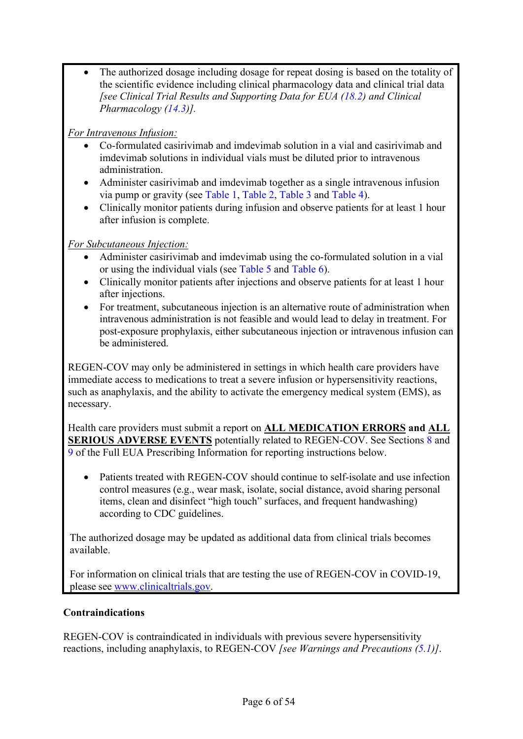- The authorized dosage including dosage for repeat dosing is based on the totality of the scientific evidence including clinical pharmacology data and clinical trial data *[see Clinical Trial Results and Supporting Data for EUA (18.2) and Clinical Pharmacology (14.3)].*

*For Intravenous Infusion:*

- Co-formulated casirivimab and imdevimab solution in a vial and casirivimab and imdevimab solutions in individual vials must be diluted prior to intravenous administration.
- Administer casirivimab and imdevimab together as a single intravenous infusion via pump or gravity (see Table 1, Table 2, Table 3 and Table 4).
- Clinically monitor patients during infusion and observe patients for at least 1 hour after infusion is complete.

*For Subcutaneous Injection:*

- Administer casirivimab and imdevimab using the co-formulated solution in a vial or using the individual vials (see Table 5 and Table 6).
- Clinically monitor patients after injections and observe patients for at least 1 hour after injections.
- For treatment, subcutaneous injection is an alternative route of administration when intravenous administration is not feasible and would lead to delay in treatment. For post-exposure prophylaxis, either subcutaneous injection or intravenous infusion can be administered.

REGEN-COV may only be administered in settings in which health care providers have immediate access to medications to treat a severe infusion or hypersensitivity reactions, such as anaphylaxis, and the ability to activate the emergency medical system (EMS), as necessary.

Health care providers must submit a report on **ALL MEDICATION ERRORS** and **ALL SERIOUS ADVERSE EVENTS** potentially related to REGEN-COV. See Sections 8 and 9 of the Full EUA Prescribing Information for reporting instructions below.

- Patients treated with REGEN-COV should continue to self-isolate and use infection control measures (e.g., wear mask, isolate, social distance, avoid sharing personal items, clean and disinfect "high touch" surfaces, and frequent handwashing) according to CDC guidelines.

The authorized dosage may be updated as additional data from clinical trials becomes available.

For information on clinical trials that are testing the use of REGEN-COV in COVID-19, please see www.clinicaltrials.gov.

**Contraindications**

REGEN-COV is contraindicated in individuals with previous severe hypersensitivity reactions, including anaphylaxis, to REGEN-COV *[see Warnings and Precautions (5.1)]*.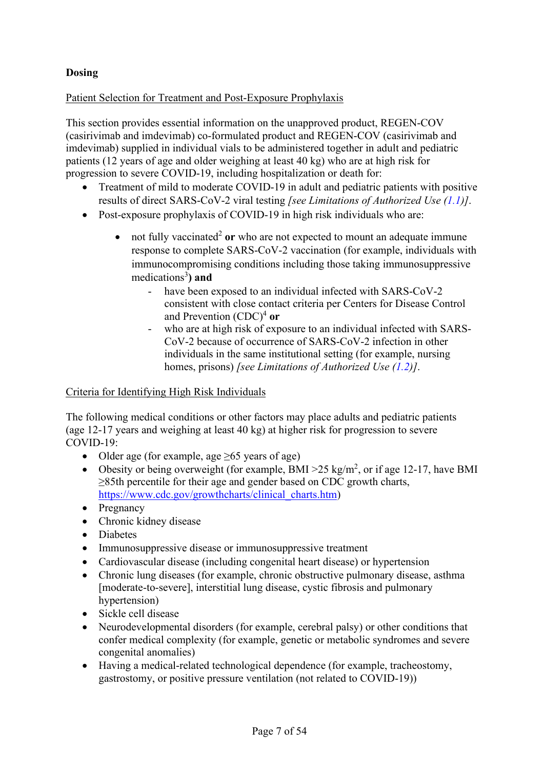**Dosing**

Patient Selection for Treatment and Post-Exposure Prophylaxis

This section provides essential information on the unapproved product, REGEN-COV (casirivimab and imdevimab) co-formulated product and REGEN-COV (casirivimab and imdevimab) supplied in individual vials to be administered together in adult and pediatric patients (12 years of age and older weighing at least 40 kg) who are at high risk for progression to severe COVID-19, including hospitalization or death for:

- Treatment of mild to moderate COVID-19 in adult and pediatric patients with positive results of direct SARS-CoV-2 viral testing *[see Limitations of Authorized Use (1.1)]*.
- Post-exposure prophylaxis of COVID-19 in high risk individuals who are:
    - not fully vaccinated[2] **or** who are not expected to mount an adequate immune response to complete SARS-CoV-2 vaccination (for example, individuals with immunocompromising conditions including those taking immunosuppressive medications[3]**) and**
        - have been exposed to an individual infected with SARS-CoV-2 consistent with close contact criteria per Centers for Disease Control and Prevention (CDC)[4] **or**
        - who are at high risk of exposure to an individual infected with SARS-CoV-2 because of occurrence of SARS-CoV-2 infection in other individuals in the same institutional setting (for example, nursing homes, prisons) *[see Limitations of Authorized Use (1.2)]*.

Criteria for Identifying High Risk Individuals

The following medical conditions or other factors may place adults and pediatric patients (age 12-17 years and weighing at least 40 kg) at higher risk for progression to severe COVID-19:

- Older age (for example, age ≥65 years of age)
- Obesity or being overweight (for example, BMI >25 kg/m$^2$, or if age 12-17, have BMI ≥85th percentile for their age and gender based on CDC growth charts, https://www.cdc.gov/growthcharts/clinical_charts.htm)
- Pregnancy
- Chronic kidney disease
- Diabetes
- Immunosuppressive disease or immunosuppressive treatment
- Cardiovascular disease (including congenital heart disease) or hypertension
- Chronic lung diseases (for example, chronic obstructive pulmonary disease, asthma [moderate-to-severe], interstitial lung disease, cystic fibrosis and pulmonary hypertension)
- Sickle cell disease
- Neurodevelopmental disorders (for example, cerebral palsy) or other conditions that confer medical complexity (for example, genetic or metabolic syndromes and severe congenital anomalies)
- Having a medical-related technological dependence (for example, tracheostomy, gastrostomy, or positive pressure ventilation (not related to COVID-19))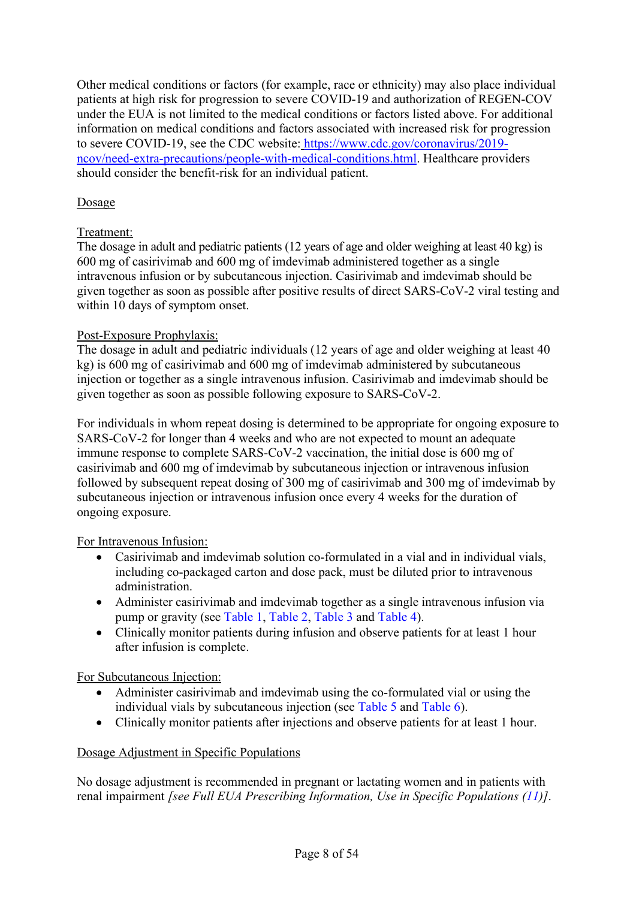Other medical conditions or factors (for example, race or ethnicity) may also place individual patients at high risk for progression to severe COVID-19 and authorization of REGEN-COV under the EUA is not limited to the medical conditions or factors listed above. For additional information on medical conditions and factors associated with increased risk for progression to severe COVID-19, see the CDC website: https://www.cdc.gov/coronavirus/2019-ncov/need-extra-precautions/people-with-medical-conditions.html. Healthcare providers should consider the benefit-risk for an individual patient.

Dosage

Treatment:
The dosage in adult and pediatric patients (12 years of age and older weighing at least 40 kg) is 600 mg of casirivimab and 600 mg of imdevimab administered together as a single intravenous infusion or by subcutaneous injection. Casirivimab and imdevimab should be given together as soon as possible after positive results of direct SARS-CoV-2 viral testing and within 10 days of symptom onset.

Post-Exposure Prophylaxis:
The dosage in adult and pediatric individuals (12 years of age and older weighing at least 40 kg) is 600 mg of casirivimab and 600 mg of imdevimab administered by subcutaneous injection or together as a single intravenous infusion. Casirivimab and imdevimab should be given together as soon as possible following exposure to SARS-CoV-2.

For individuals in whom repeat dosing is determined to be appropriate for ongoing exposure to SARS-CoV-2 for longer than 4 weeks and who are not expected to mount an adequate immune response to complete SARS-CoV-2 vaccination, the initial dose is 600 mg of casirivimab and 600 mg of imdevimab by subcutaneous injection or intravenous infusion followed by subsequent repeat dosing of 300 mg of casirivimab and 300 mg of imdevimab by subcutaneous injection or intravenous infusion once every 4 weeks for the duration of ongoing exposure.

For Intravenous Infusion:

- Casirivimab and imdevimab solution co-formulated in a vial and in individual vials, including co-packaged carton and dose pack, must be diluted prior to intravenous administration.
- Administer casirivimab and imdevimab together as a single intravenous infusion via pump or gravity (see Table 1, Table 2, Table 3 and Table 4).
- Clinically monitor patients during infusion and observe patients for at least 1 hour after infusion is complete.

For Subcutaneous Injection:

- Administer casirivimab and imdevimab using the co-formulated vial or using the individual vials by subcutaneous injection (see Table 5 and Table 6).
- Clinically monitor patients after injections and observe patients for at least 1 hour.

Dosage Adjustment in Specific Populations

No dosage adjustment is recommended in pregnant or lactating women and in patients with renal impairment *[see Full EUA Prescribing Information, Use in Specific Populations (11)]*.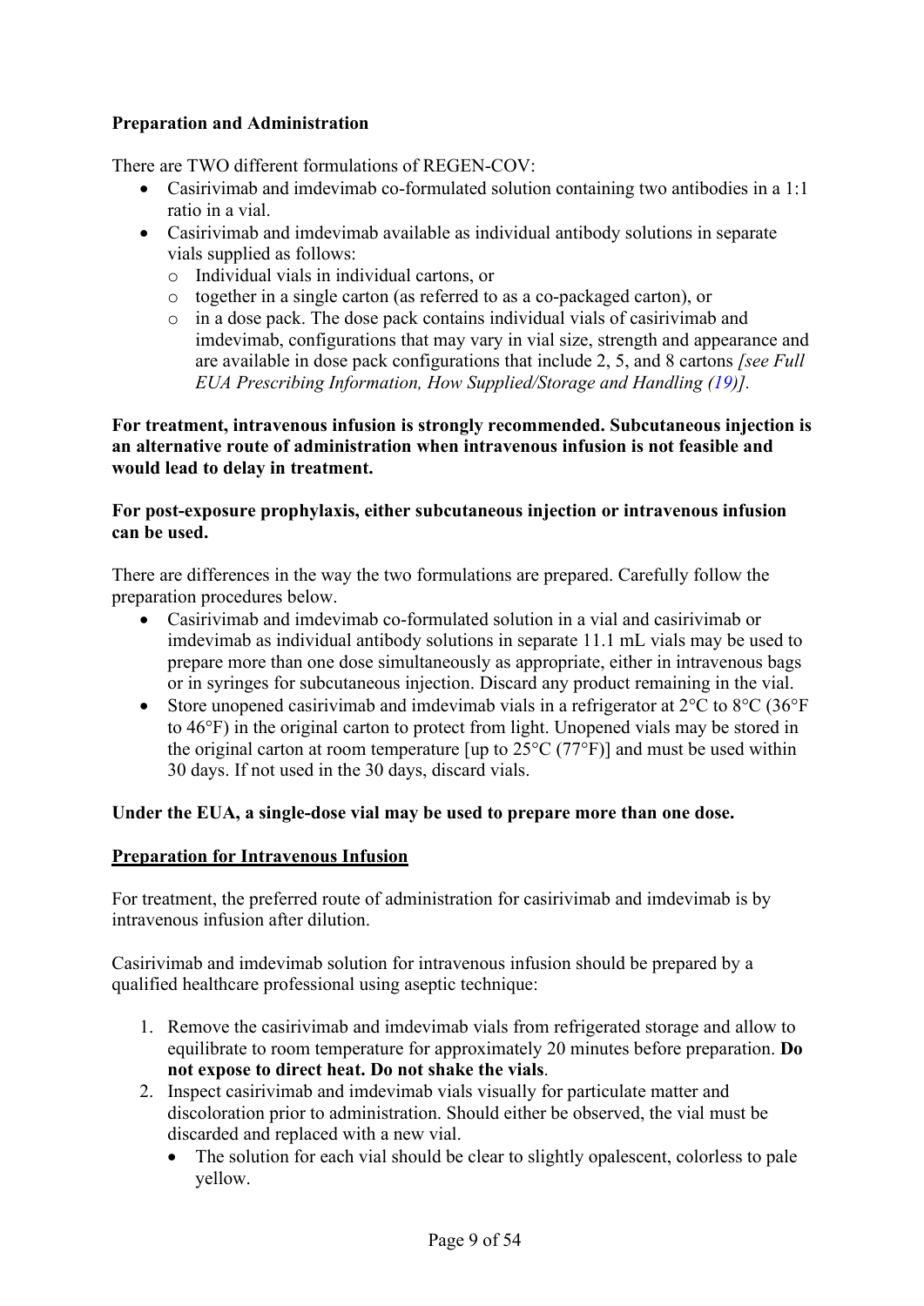**Preparation and Administration**

There are TWO different formulations of REGEN-COV:

- Casirivimab and imdevimab co-formulated solution containing two antibodies in a 1:1 ratio in a vial.
- Casirivimab and imdevimab available as individual antibody solutions in separate vials supplied as follows:
  - Individual vials in individual cartons, or
  - together in a single carton (as referred to as a co-packaged carton), or
  - in a dose pack. The dose pack contains individual vials of casirivimab and imdevimab, configurations that may vary in vial size, strength and appearance and are available in dose pack configurations that include 2, 5, and 8 cartons *[see Full EUA Prescribing Information, How Supplied/Storage and Handling (19)].*

**For treatment, intravenous infusion is strongly recommended. Subcutaneous injection is an alternative route of administration when intravenous infusion is not feasible and would lead to delay in treatment.**

**For post-exposure prophylaxis, either subcutaneous injection or intravenous infusion can be used.**

There are differences in the way the two formulations are prepared. Carefully follow the preparation procedures below.

- Casirivimab and imdevimab co-formulated solution in a vial and casirivimab or imdevimab as individual antibody solutions in separate 11.1 mL vials may be used to prepare more than one dose simultaneously as appropriate, either in intravenous bags or in syringes for subcutaneous injection. Discard any product remaining in the vial.
- Store unopened casirivimab and imdevimab vials in a refrigerator at 2°C to 8°C (36°F to 46°F) in the original carton to protect from light. Unopened vials may be stored in the original carton at room temperature [up to 25°C (77°F)] and must be used within 30 days. If not used in the 30 days, discard vials.

**Under the EUA, a single-dose vial may be used to prepare more than one dose.**

**<u>Preparation for Intravenous Infusion</u>**

For treatment, the preferred route of administration for casirivimab and imdevimab is by intravenous infusion after dilution.

Casirivimab and imdevimab solution for intravenous infusion should be prepared by a qualified healthcare professional using aseptic technique:

1. Remove the casirivimab and imdevimab vials from refrigerated storage and allow to equilibrate to room temperature for approximately 20 minutes before preparation. **Do not expose to direct heat. Do not shake the vials**.
2. Inspect casirivimab and imdevimab vials visually for particulate matter and discoloration prior to administration. Should either be observed, the vial must be discarded and replaced with a new vial.
   - The solution for each vial should be clear to slightly opalescent, colorless to pale yellow.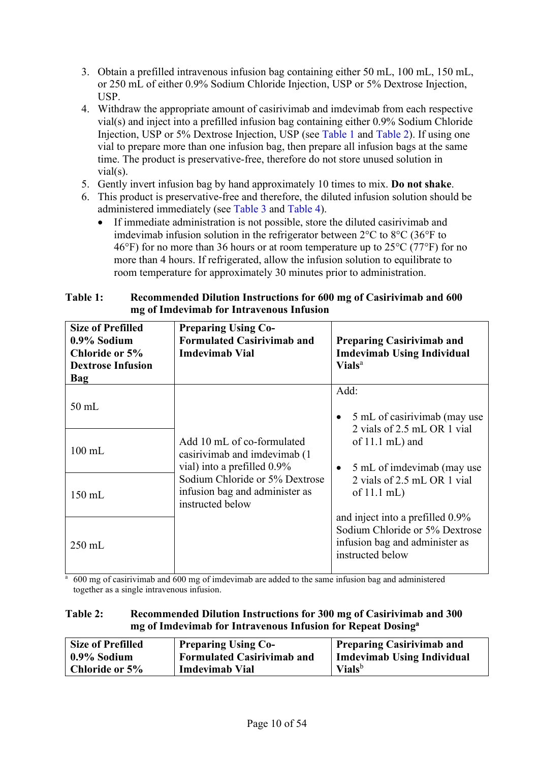3. Obtain a prefilled intravenous infusion bag containing either 50 mL, 100 mL, 150 mL, or 250 mL of either 0.9% Sodium Chloride Injection, USP or 5% Dextrose Injection, USP.
4. Withdraw the appropriate amount of casirivimab and imdevimab from each respective vial(s) and inject into a prefilled infusion bag containing either 0.9% Sodium Chloride Injection, USP or 5% Dextrose Injection, USP (see Table 1 and Table 2). If using one vial to prepare more than one infusion bag, then prepare all infusion bags at the same time. The product is preservative-free, therefore do not store unused solution in vial(s).
5. Gently invert infusion bag by hand approximately 10 times to mix. **Do not shake**.
6. This product is preservative-free and therefore, the diluted infusion solution should be administered immediately (see Table 3 and Table 4).
   - If immediate administration is not possible, store the diluted casirivimab and imdevimab infusion solution in the refrigerator between 2°C to 8°C (36°F to 46°F) for no more than 36 hours or at room temperature up to 25°C (77°F) for no more than 4 hours. If refrigerated, allow the infusion solution to equilibrate to room temperature for approximately 30 minutes prior to administration.

**Table 1: Recommended Dilution Instructions for 600 mg of Casirivimab and 600 mg of Imdevimab for Intravenous Infusion**

| Size of Prefilled 0.9% Sodium Chloride or 5% Dextrose Infusion Bag | Preparing Using Co-Formulated Casirivimab and Imdevimab Vial | Preparing Casirivimab and Imdevimab Using Individual Vials[a] |
|---|---|---|
| 50 mL | Add 10 mL of co-formulated casirivimab and imdevimab (1 vial) into a prefilled 0.9% Sodium Chloride or 5% Dextrose infusion bag and administer as instructed below | Add: <br>• 5 mL of casirivimab (may use 2 vials of 2.5 mL OR 1 vial of 11.1 mL) and <br>• 5 mL of imdevimab (may use 2 vials of 2.5 mL OR 1 vial of 11.1 mL) <br>and inject into a prefilled 0.9% Sodium Chloride or 5% Dextrose infusion bag and administer as instructed below |
| 100 mL | | |
| 150 mL | | |
| 250 mL | | |

[a] 600 mg of casirivimab and 600 mg of imdevimab are added to the same infusion bag and administered together as a single intravenous infusion.

**Table 2: Recommended Dilution Instructions for 300 mg of Casirivimab and 300 mg of Imdevimab for Intravenous Infusion for Repeat Dosing[a]**

| Size of Prefilled 0.9% Sodium Chloride or 5% | Preparing Using Co-Formulated Casirivimab and Imdevimab Vial | Preparing Casirivimab and Imdevimab Using Individual Vials[b] |
|---|---|---|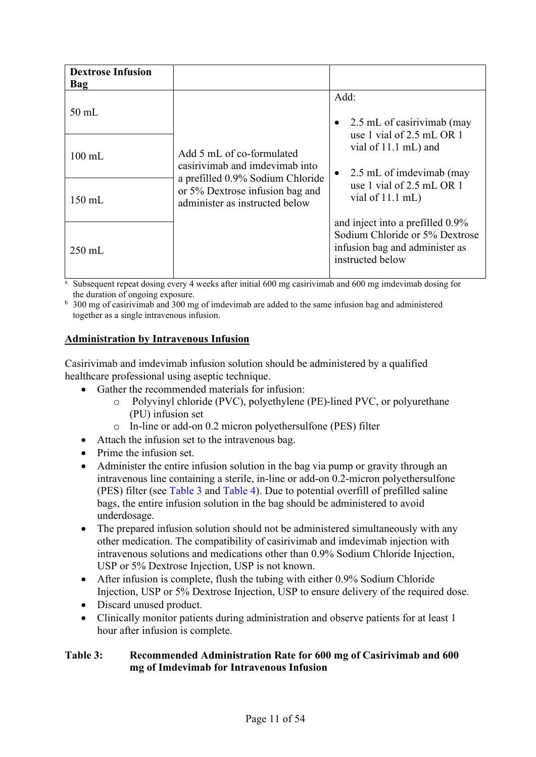| Dextrose Infusion Bag | | |
|---|---|---|
| 50 mL | Add 5 mL of co-formulated casirivimab and imdevimab into a prefilled 0.9% Sodium Chloride or 5% Dextrose infusion bag and administer as instructed below | Add:<br>• 2.5 mL of casirivimab (may use 1 vial of 2.5 mL OR 1 vial of 11.1 mL) and<br>• 2.5 mL of imdevimab (may use 1 vial of 2.5 mL OR 1 vial of 11.1 mL)<br>and inject into a prefilled 0.9% Sodium Chloride or 5% Dextrose infusion bag and administer as instructed below |
| 100 mL | | |
| 150 mL | | |
| 250 mL | | |

[a] Subsequent repeat dosing every 4 weeks after initial 600 mg casirivimab and 600 mg imdevimab dosing for the duration of ongoing exposure.

[b] 300 mg of casirivimab and 300 mg of imdevimab are added to the same infusion bag and administered together as a single intravenous infusion.

**Administration by Intravenous Infusion**

Casirivimab and imdevimab infusion solution should be administered by a qualified healthcare professional using aseptic technique.

- Gather the recommended materials for infusion:
  - Polyvinyl chloride (PVC), polyethylene (PE)-lined PVC, or polyurethane (PU) infusion set
  - In-line or add-on 0.2 micron polyethersulfone (PES) filter
- Attach the infusion set to the intravenous bag.
- Prime the infusion set.
- Administer the entire infusion solution in the bag via pump or gravity through an intravenous line containing a sterile, in-line or add-on 0.2-micron polyethersulfone (PES) filter (see Table 3 and Table 4). Due to potential overfill of prefilled saline bags, the entire infusion solution in the bag should be administered to avoid underdosage.
- The prepared infusion solution should not be administered simultaneously with any other medication. The compatibility of casirivimab and imdevimab injection with intravenous solutions and medications other than 0.9% Sodium Chloride Injection, USP or 5% Dextrose Injection, USP is not known.
- After infusion is complete, flush the tubing with either 0.9% Sodium Chloride Injection, USP or 5% Dextrose Injection, USP to ensure delivery of the required dose.
- Discard unused product.
- Clinically monitor patients during administration and observe patients for at least 1 hour after infusion is complete.

**Table 3: Recommended Administration Rate for 600 mg of Casirivimab and 600 mg of Imdevimab for Intravenous Infusion**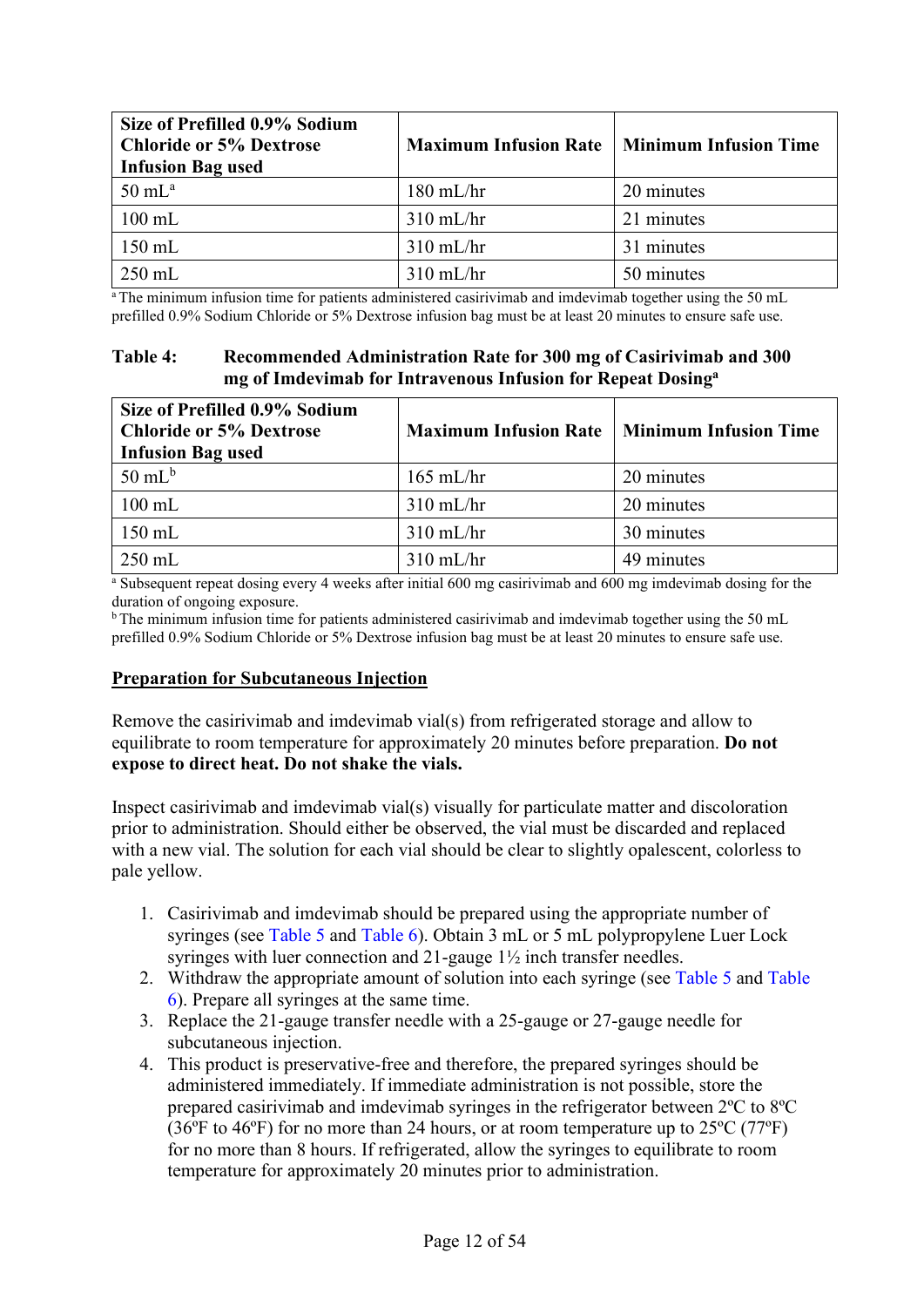| Size of Prefilled 0.9% Sodium Chloride or 5% Dextrose Infusion Bag used | Maximum Infusion Rate | Minimum Infusion Time |
|---|---|---|
| 50 mL[a] | 180 mL/hr | 20 minutes |
| 100 mL | 310 mL/hr | 21 minutes |
| 150 mL | 310 mL/hr | 31 minutes |
| 250 mL | 310 mL/hr | 50 minutes |

[a] The minimum infusion time for patients administered casirivimab and imdevimab together using the 50 mL prefilled 0.9% Sodium Chloride or 5% Dextrose infusion bag must be at least 20 minutes to ensure safe use.

**Table 4: Recommended Administration Rate for 300 mg of Casirivimab and 300 mg of Imdevimab for Intravenous Infusion for Repeat Dosing[a]**

| Size of Prefilled 0.9% Sodium Chloride or 5% Dextrose Infusion Bag used | Maximum Infusion Rate | Minimum Infusion Time |
|---|---|---|
| 50 mL[b] | 165 mL/hr | 20 minutes |
| 100 mL | 310 mL/hr | 20 minutes |
| 150 mL | 310 mL/hr | 30 minutes |
| 250 mL | 310 mL/hr | 49 minutes |

[a] Subsequent repeat dosing every 4 weeks after initial 600 mg casirivimab and 600 mg imdevimab dosing for the duration of ongoing exposure.
[b] The minimum infusion time for patients administered casirivimab and imdevimab together using the 50 mL prefilled 0.9% Sodium Chloride or 5% Dextrose infusion bag must be at least 20 minutes to ensure safe use.

## Preparation for Subcutaneous Injection

Remove the casirivimab and imdevimab vial(s) from refrigerated storage and allow to equilibrate to room temperature for approximately 20 minutes before preparation. **Do not expose to direct heat. Do not shake the vials.**

Inspect casirivimab and imdevimab vial(s) visually for particulate matter and discoloration prior to administration. Should either be observed, the vial must be discarded and replaced with a new vial. The solution for each vial should be clear to slightly opalescent, colorless to pale yellow.

1. Casirivimab and imdevimab should be prepared using the appropriate number of syringes (see Table 5 and Table 6). Obtain 3 mL or 5 mL polypropylene Luer Lock syringes with luer connection and 21-gauge 1½ inch transfer needles.
2. Withdraw the appropriate amount of solution into each syringe (see Table 5 and Table 6). Prepare all syringes at the same time.
3. Replace the 21-gauge transfer needle with a 25-gauge or 27-gauge needle for subcutaneous injection.
4. This product is preservative-free and therefore, the prepared syringes should be administered immediately. If immediate administration is not possible, store the prepared casirivimab and imdevimab syringes in the refrigerator between 2ºC to 8ºC (36ºF to 46ºF) for no more than 24 hours, or at room temperature up to 25ºC (77ºF) for no more than 8 hours. If refrigerated, allow the syringes to equilibrate to room temperature for approximately 20 minutes prior to administration.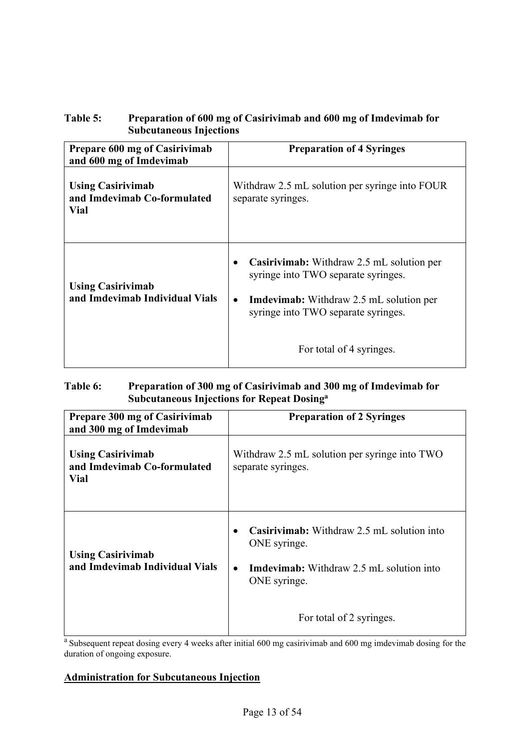**Table 5: Preparation of 600 mg of Casirivimab and 600 mg of Imdevimab for Subcutaneous Injections**

| Prepare 600 mg of Casirivimab and 600 mg of Imdevimab | Preparation of 4 Syringes |
|---|---|
| **Using Casirivimab and Imdevimab Co-formulated Vial** | Withdraw 2.5 mL solution per syringe into FOUR separate syringes. |
| **Using Casirivimab and Imdevimab Individual Vials** | • **Casirivimab:** Withdraw 2.5 mL solution per syringe into TWO separate syringes.<br>• **Imdevimab:** Withdraw 2.5 mL solution per syringe into TWO separate syringes.<br><br>For total of 4 syringes. |

**Table 6: Preparation of 300 mg of Casirivimab and 300 mg of Imdevimab for Subcutaneous Injections for Repeat Dosing[a]**

| Prepare 300 mg of Casirivimab and 300 mg of Imdevimab | Preparation of 2 Syringes |
|---|---|
| **Using Casirivimab and Imdevimab Co-formulated Vial** | Withdraw 2.5 mL solution per syringe into TWO separate syringes. |
| **Using Casirivimab and Imdevimab Individual Vials** | • **Casirivimab:** Withdraw 2.5 mL solution into ONE syringe.<br>• **Imdevimab:** Withdraw 2.5 mL solution into ONE syringe.<br><br>For total of 2 syringes. |

[a] Subsequent repeat dosing every 4 weeks after initial 600 mg casirivimab and 600 mg imdevimab dosing for the duration of ongoing exposure.

**Administration for Subcutaneous Injection**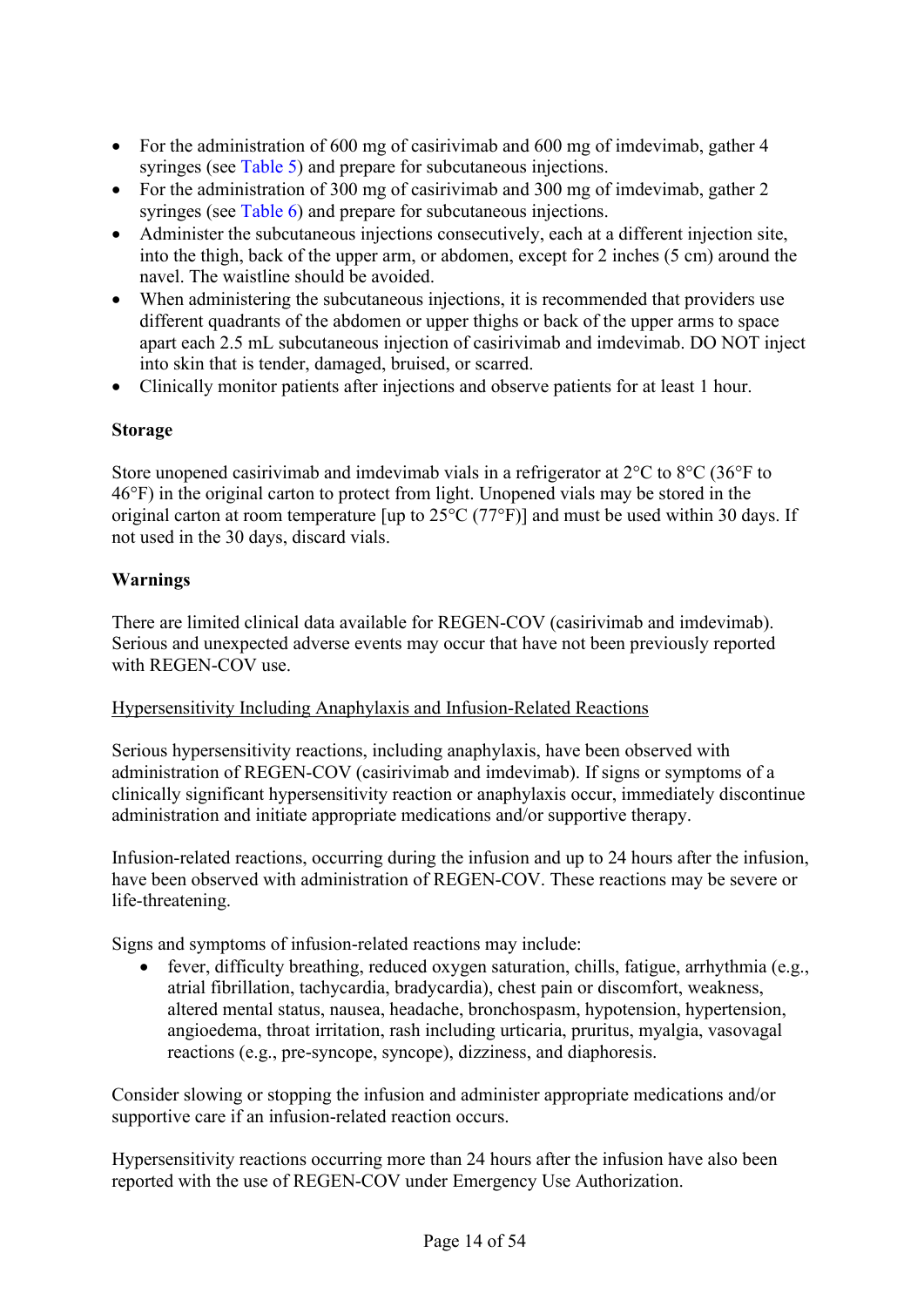- For the administration of 600 mg of casirivimab and 600 mg of imdevimab, gather 4 syringes (see Table 5) and prepare for subcutaneous injections.
- For the administration of 300 mg of casirivimab and 300 mg of imdevimab, gather 2 syringes (see Table 6) and prepare for subcutaneous injections.
- Administer the subcutaneous injections consecutively, each at a different injection site, into the thigh, back of the upper arm, or abdomen, except for 2 inches (5 cm) around the navel. The waistline should be avoided.
- When administering the subcutaneous injections, it is recommended that providers use different quadrants of the abdomen or upper thighs or back of the upper arms to space apart each 2.5 mL subcutaneous injection of casirivimab and imdevimab. DO NOT inject into skin that is tender, damaged, bruised, or scarred.
- Clinically monitor patients after injections and observe patients for at least 1 hour.

**Storage**

Store unopened casirivimab and imdevimab vials in a refrigerator at 2°C to 8°C (36°F to 46°F) in the original carton to protect from light. Unopened vials may be stored in the original carton at room temperature [up to 25°C (77°F)] and must be used within 30 days. If not used in the 30 days, discard vials.

**Warnings**

There are limited clinical data available for REGEN-COV (casirivimab and imdevimab). Serious and unexpected adverse events may occur that have not been previously reported with REGEN-COV use.

Hypersensitivity Including Anaphylaxis and Infusion-Related Reactions

Serious hypersensitivity reactions, including anaphylaxis, have been observed with administration of REGEN-COV (casirivimab and imdevimab). If signs or symptoms of a clinically significant hypersensitivity reaction or anaphylaxis occur, immediately discontinue administration and initiate appropriate medications and/or supportive therapy.

Infusion-related reactions, occurring during the infusion and up to 24 hours after the infusion, have been observed with administration of REGEN-COV. These reactions may be severe or life-threatening.

Signs and symptoms of infusion-related reactions may include:

- fever, difficulty breathing, reduced oxygen saturation, chills, fatigue, arrhythmia (e.g., atrial fibrillation, tachycardia, bradycardia), chest pain or discomfort, weakness, altered mental status, nausea, headache, bronchospasm, hypotension, hypertension, angioedema, throat irritation, rash including urticaria, pruritus, myalgia, vasovagal reactions (e.g., pre-syncope, syncope), dizziness, and diaphoresis.

Consider slowing or stopping the infusion and administer appropriate medications and/or supportive care if an infusion-related reaction occurs.

Hypersensitivity reactions occurring more than 24 hours after the infusion have also been reported with the use of REGEN-COV under Emergency Use Authorization.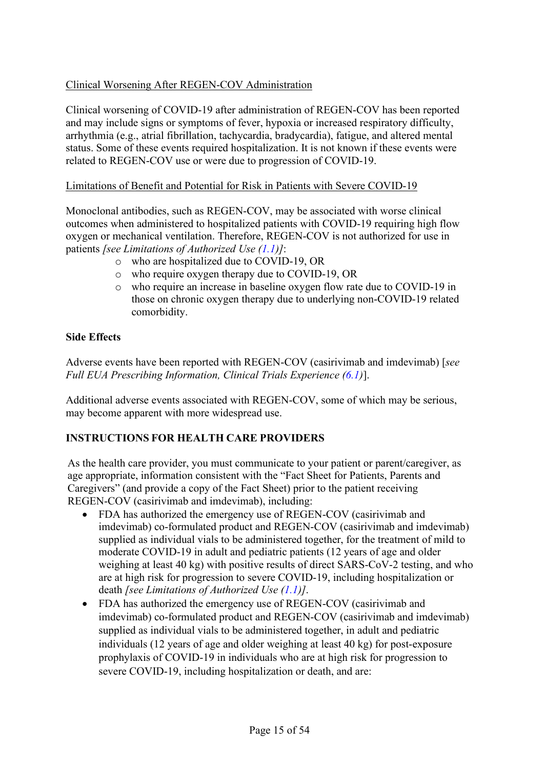Clinical Worsening After REGEN-COV Administration

Clinical worsening of COVID-19 after administration of REGEN-COV has been reported and may include signs or symptoms of fever, hypoxia or increased respiratory difficulty, arrhythmia (e.g., atrial fibrillation, tachycardia, bradycardia), fatigue, and altered mental status. Some of these events required hospitalization. It is not known if these events were related to REGEN-COV use or were due to progression of COVID-19.

Limitations of Benefit and Potential for Risk in Patients with Severe COVID-19

Monoclonal antibodies, such as REGEN-COV, may be associated with worse clinical outcomes when administered to hospitalized patients with COVID-19 requiring high flow oxygen or mechanical ventilation. Therefore, REGEN-COV is not authorized for use in patients *[see Limitations of Authorized Use (1.1)]*:

- who are hospitalized due to COVID-19, OR
- who require oxygen therapy due to COVID-19, OR
- who require an increase in baseline oxygen flow rate due to COVID-19 in those on chronic oxygen therapy due to underlying non-COVID-19 related comorbidity.

## Side Effects

Adverse events have been reported with REGEN-COV (casirivimab and imdevimab) [*see Full EUA Prescribing Information, Clinical Trials Experience (6.1)*].

Additional adverse events associated with REGEN-COV, some of which may be serious, may become apparent with more widespread use.

## INSTRUCTIONS FOR HEALTH CARE PROVIDERS

As the health care provider, you must communicate to your patient or parent/caregiver, as age appropriate, information consistent with the "Fact Sheet for Patients, Parents and Caregivers" (and provide a copy of the Fact Sheet) prior to the patient receiving REGEN-COV (casirivimab and imdevimab), including:

- FDA has authorized the emergency use of REGEN-COV (casirivimab and imdevimab) co-formulated product and REGEN-COV (casirivimab and imdevimab) supplied as individual vials to be administered together, for the treatment of mild to moderate COVID-19 in adult and pediatric patients (12 years of age and older weighing at least 40 kg) with positive results of direct SARS-CoV-2 testing, and who are at high risk for progression to severe COVID-19, including hospitalization or death *[see Limitations of Authorized Use (1.1)]*.
- FDA has authorized the emergency use of REGEN-COV (casirivimab and imdevimab) co-formulated product and REGEN-COV (casirivimab and imdevimab) supplied as individual vials to be administered together, in adult and pediatric individuals (12 years of age and older weighing at least 40 kg) for post-exposure prophylaxis of COVID-19 in individuals who are at high risk for progression to severe COVID-19, including hospitalization or death, and are: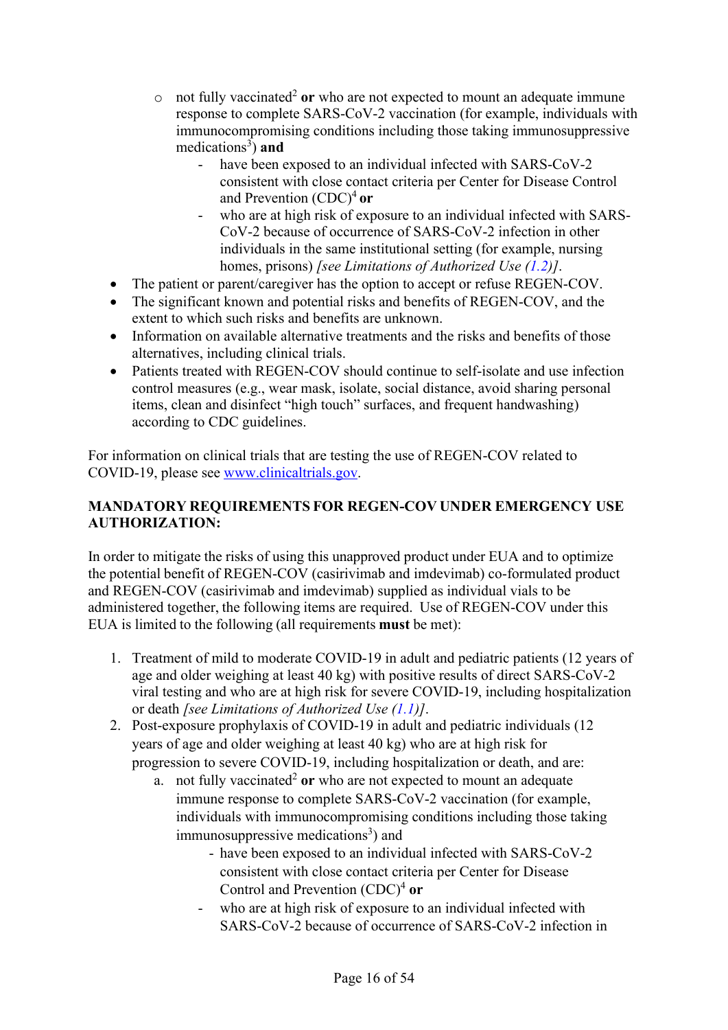- not fully vaccinated[2] **or** who are not expected to mount an adequate immune response to complete SARS-CoV-2 vaccination (for example, individuals with immunocompromising conditions including those taking immunosuppressive medications[3]) **and**
  - have been exposed to an individual infected with SARS-CoV-2 consistent with close contact criteria per Center for Disease Control and Prevention (CDC)[4] **or**
  - who are at high risk of exposure to an individual infected with SARS-CoV-2 because of occurrence of SARS-CoV-2 infection in other individuals in the same institutional setting (for example, nursing homes, prisons) *[see Limitations of Authorized Use (1.2)]*.

- The patient or parent/caregiver has the option to accept or refuse REGEN-COV.
- The significant known and potential risks and benefits of REGEN-COV, and the extent to which such risks and benefits are unknown.
- Information on available alternative treatments and the risks and benefits of those alternatives, including clinical trials.
- Patients treated with REGEN-COV should continue to self-isolate and use infection control measures (e.g., wear mask, isolate, social distance, avoid sharing personal items, clean and disinfect "high touch" surfaces, and frequent handwashing) according to CDC guidelines.

For information on clinical trials that are testing the use of REGEN-COV related to COVID-19, please see www.clinicaltrials.gov.

**MANDATORY REQUIREMENTS FOR REGEN-COV UNDER EMERGENCY USE AUTHORIZATION:**

In order to mitigate the risks of using this unapproved product under EUA and to optimize the potential benefit of REGEN-COV (casirivimab and imdevimab) co-formulated product and REGEN-COV (casirivimab and imdevimab) supplied as individual vials to be administered together, the following items are required. Use of REGEN-COV under this EUA is limited to the following (all requirements **must** be met):

1. Treatment of mild to moderate COVID-19 in adult and pediatric patients (12 years of age and older weighing at least 40 kg) with positive results of direct SARS-CoV-2 viral testing and who are at high risk for severe COVID-19, including hospitalization or death *[see Limitations of Authorized Use (1.1)]*.
2. Post-exposure prophylaxis of COVID-19 in adult and pediatric individuals (12 years of age and older weighing at least 40 kg) who are at high risk for progression to severe COVID-19, including hospitalization or death, and are:
   a. not fully vaccinated[2] **or** who are not expected to mount an adequate immune response to complete SARS-CoV-2 vaccination (for example, individuals with immunocompromising conditions including those taking immunosuppressive medications[3]) and
      - have been exposed to an individual infected with SARS-CoV-2 consistent with close contact criteria per Center for Disease Control and Prevention (CDC)[4] **or**
      - who are at high risk of exposure to an individual infected with SARS-CoV-2 because of occurrence of SARS-CoV-2 infection in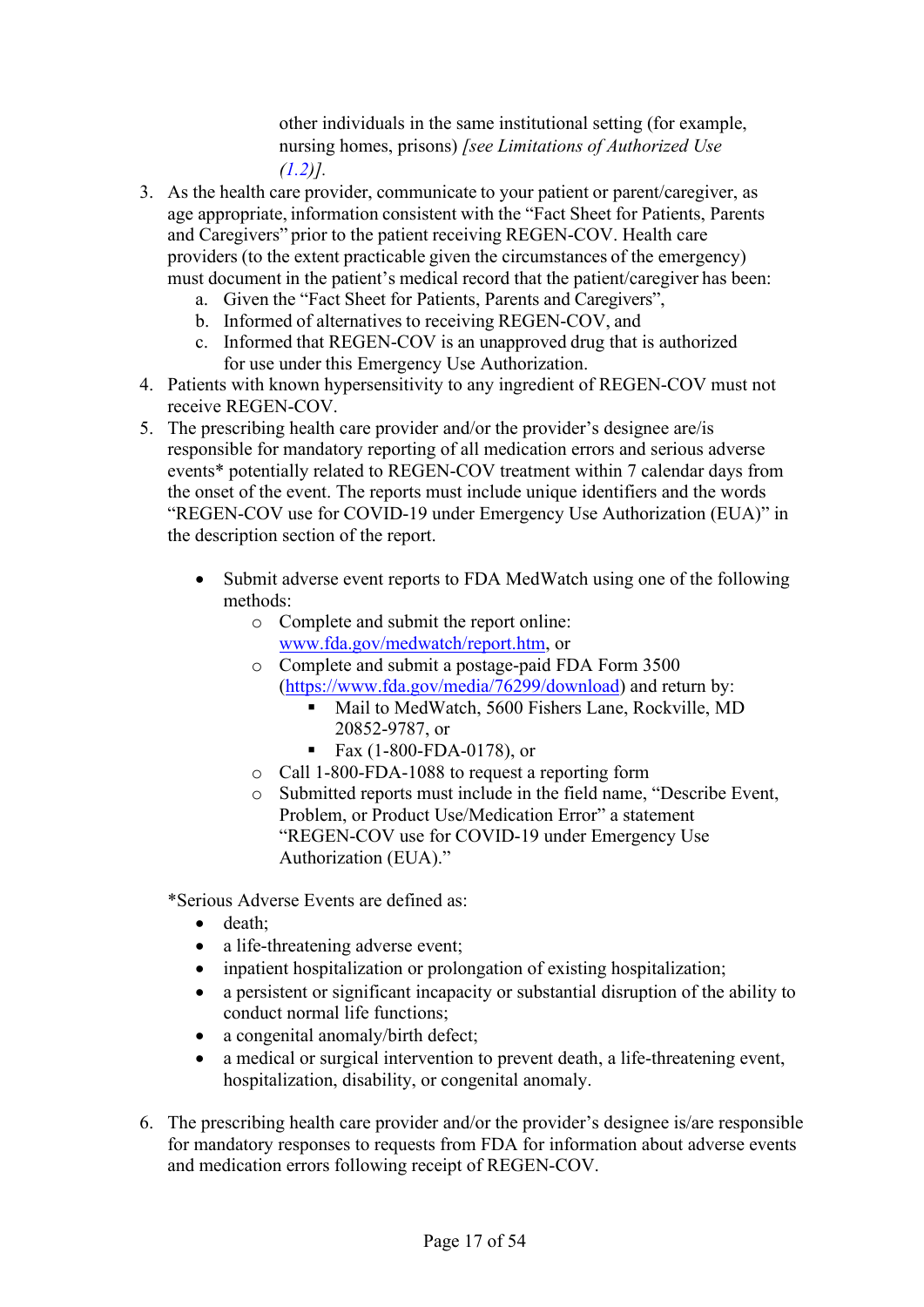other individuals in the same institutional setting (for example, nursing homes, prisons) *[see Limitations of Authorized Use (1.2)]*.

3. As the health care provider, communicate to your patient or parent/caregiver, as age appropriate, information consistent with the "Fact Sheet for Patients, Parents and Caregivers" prior to the patient receiving REGEN-COV. Health care providers (to the extent practicable given the circumstances of the emergency) must document in the patient's medical record that the patient/caregiver has been:
   a. Given the "Fact Sheet for Patients, Parents and Caregivers",
   b. Informed of alternatives to receiving REGEN-COV, and
   c. Informed that REGEN-COV is an unapproved drug that is authorized for use under this Emergency Use Authorization.
4. Patients with known hypersensitivity to any ingredient of REGEN-COV must not receive REGEN-COV.
5. The prescribing health care provider and/or the provider's designee are/is responsible for mandatory reporting of all medication errors and serious adverse events* potentially related to REGEN-COV treatment within 7 calendar days from the onset of the event. The reports must include unique identifiers and the words "REGEN-COV use for COVID-19 under Emergency Use Authorization (EUA)" in the description section of the report.

   - Submit adverse event reports to FDA MedWatch using one of the following methods:
     - Complete and submit the report online: www.fda.gov/medwatch/report.htm, or
     - Complete and submit a postage-paid FDA Form 3500 (https://www.fda.gov/media/76299/download) and return by:
       - Mail to MedWatch, 5600 Fishers Lane, Rockville, MD 20852-9787, or
       - Fax (1-800-FDA-0178), or
     - Call 1-800-FDA-1088 to request a reporting form
     - Submitted reports must include in the field name, "Describe Event, Problem, or Product Use/Medication Error" a statement "REGEN-COV use for COVID-19 under Emergency Use Authorization (EUA)."

   *Serious Adverse Events are defined as:
   - death;
   - a life-threatening adverse event;
   - inpatient hospitalization or prolongation of existing hospitalization;
   - a persistent or significant incapacity or substantial disruption of the ability to conduct normal life functions;
   - a congenital anomaly/birth defect;
   - a medical or surgical intervention to prevent death, a life-threatening event, hospitalization, disability, or congenital anomaly.

6. The prescribing health care provider and/or the provider's designee is/are responsible for mandatory responses to requests from FDA for information about adverse events and medication errors following receipt of REGEN-COV.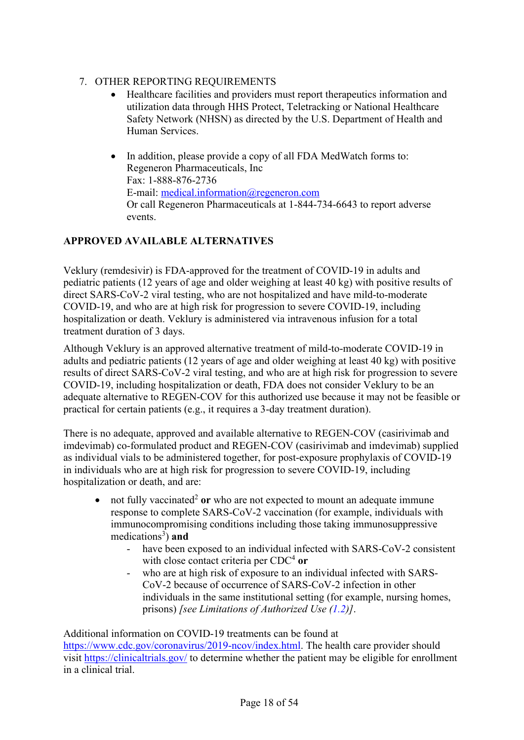7. OTHER REPORTING REQUIREMENTS
   - Healthcare facilities and providers must report therapeutics information and utilization data through HHS Protect, Teletracking or National Healthcare Safety Network (NHSN) as directed by the U.S. Department of Health and Human Services.

   - In addition, please provide a copy of all FDA MedWatch forms to:
     Regeneron Pharmaceuticals, Inc
     Fax: 1-888-876-2736
     E-mail: medical.information@regeneron.com
     Or call Regeneron Pharmaceuticals at 1-844-734-6643 to report adverse events.

## APPROVED AVAILABLE ALTERNATIVES

Veklury (remdesivir) is FDA-approved for the treatment of COVID-19 in adults and pediatric patients (12 years of age and older weighing at least 40 kg) with positive results of direct SARS-CoV-2 viral testing, who are not hospitalized and have mild-to-moderate COVID-19, and who are at high risk for progression to severe COVID-19, including hospitalization or death. Veklury is administered via intravenous infusion for a total treatment duration of 3 days.

Although Veklury is an approved alternative treatment of mild-to-moderate COVID-19 in adults and pediatric patients (12 years of age and older weighing at least 40 kg) with positive results of direct SARS-CoV-2 viral testing, and who are at high risk for progression to severe COVID-19, including hospitalization or death, FDA does not consider Veklury to be an adequate alternative to REGEN-COV for this authorized use because it may not be feasible or practical for certain patients (e.g., it requires a 3-day treatment duration).

There is no adequate, approved and available alternative to REGEN-COV (casirivimab and imdevimab) co-formulated product and REGEN-COV (casirivimab and imdevimab) supplied as individual vials to be administered together, for post-exposure prophylaxis of COVID-19 in individuals who are at high risk for progression to severe COVID-19, including hospitalization or death, and are:

- not fully vaccinated[2] **or** who are not expected to mount an adequate immune response to complete SARS-CoV-2 vaccination (for example, individuals with immunocompromising conditions including those taking immunosuppressive medications[3]) **and**
  - have been exposed to an individual infected with SARS-CoV-2 consistent with close contact criteria per CDC[4] **or**
  - who are at high risk of exposure to an individual infected with SARS-CoV-2 because of occurrence of SARS-CoV-2 infection in other individuals in the same institutional setting (for example, nursing homes, prisons) *[see Limitations of Authorized Use (1.2)]*.

Additional information on COVID-19 treatments can be found at https://www.cdc.gov/coronavirus/2019-ncov/index.html. The health care provider should visit https://clinicaltrials.gov/ to determine whether the patient may be eligible for enrollment in a clinical trial.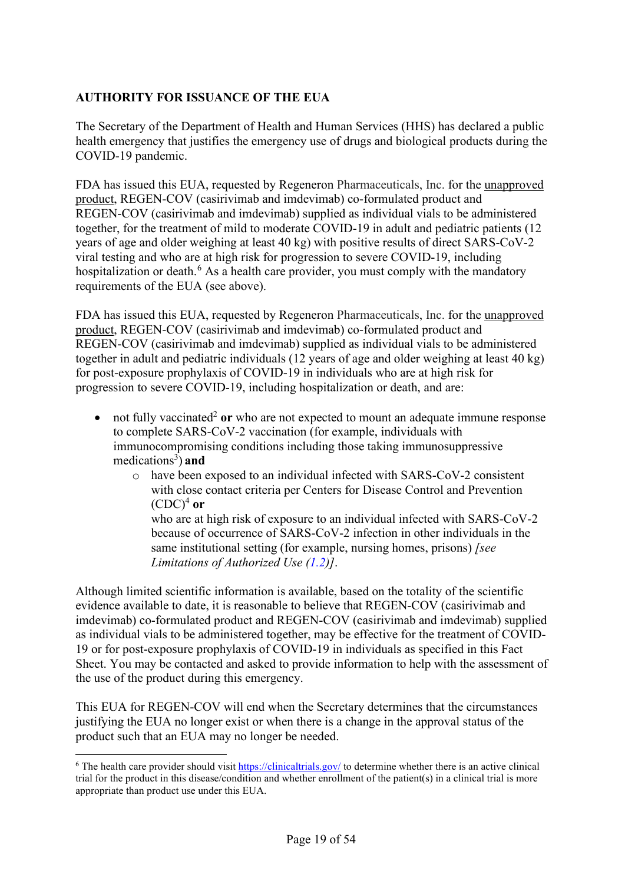## AUTHORITY FOR ISSUANCE OF THE EUA

The Secretary of the Department of Health and Human Services (HHS) has declared a public health emergency that justifies the emergency use of drugs and biological products during the COVID-19 pandemic.

FDA has issued this EUA, requested by Regeneron Pharmaceuticals, Inc. for the unapproved product, REGEN-COV (casirivimab and imdevimab) co-formulated product and REGEN-COV (casirivimab and imdevimab) supplied as individual vials to be administered together, for the treatment of mild to moderate COVID-19 in adult and pediatric patients (12 years of age and older weighing at least 40 kg) with positive results of direct SARS-CoV-2 viral testing and who are at high risk for progression to severe COVID-19, including hospitalization or death.[6] As a health care provider, you must comply with the mandatory requirements of the EUA (see above).

FDA has issued this EUA, requested by Regeneron Pharmaceuticals, Inc. for the unapproved product, REGEN-COV (casirivimab and imdevimab) co-formulated product and REGEN-COV (casirivimab and imdevimab) supplied as individual vials to be administered together in adult and pediatric individuals (12 years of age and older weighing at least 40 kg) for post-exposure prophylaxis of COVID-19 in individuals who are at high risk for progression to severe COVID-19, including hospitalization or death, and are:

- not fully vaccinated[2] **or** who are not expected to mount an adequate immune response to complete SARS-CoV-2 vaccination (for example, individuals with immunocompromising conditions including those taking immunosuppressive medications[3]) **and**
  - have been exposed to an individual infected with SARS-CoV-2 consistent with close contact criteria per Centers for Disease Control and Prevention (CDC)[4] **or**

    who are at high risk of exposure to an individual infected with SARS-CoV-2 because of occurrence of SARS-CoV-2 infection in other individuals in the same institutional setting (for example, nursing homes, prisons) *[see Limitations of Authorized Use (1.2)]*.

Although limited scientific information is available, based on the totality of the scientific evidence available to date, it is reasonable to believe that REGEN-COV (casirivimab and imdevimab) co-formulated product and REGEN-COV (casirivimab and imdevimab) supplied as individual vials to be administered together, may be effective for the treatment of COVID-19 or for post-exposure prophylaxis of COVID-19 in individuals as specified in this Fact Sheet. You may be contacted and asked to provide information to help with the assessment of the use of the product during this emergency.

This EUA for REGEN-COV will end when the Secretary determines that the circumstances justifying the EUA no longer exist or when there is a change in the approval status of the product such that an EUA may no longer be needed.

---

[6] The health care provider should visit https://clinicaltrials.gov/ to determine whether there is an active clinical trial for the product in this disease/condition and whether enrollment of the patient(s) in a clinical trial is more appropriate than product use under this EUA.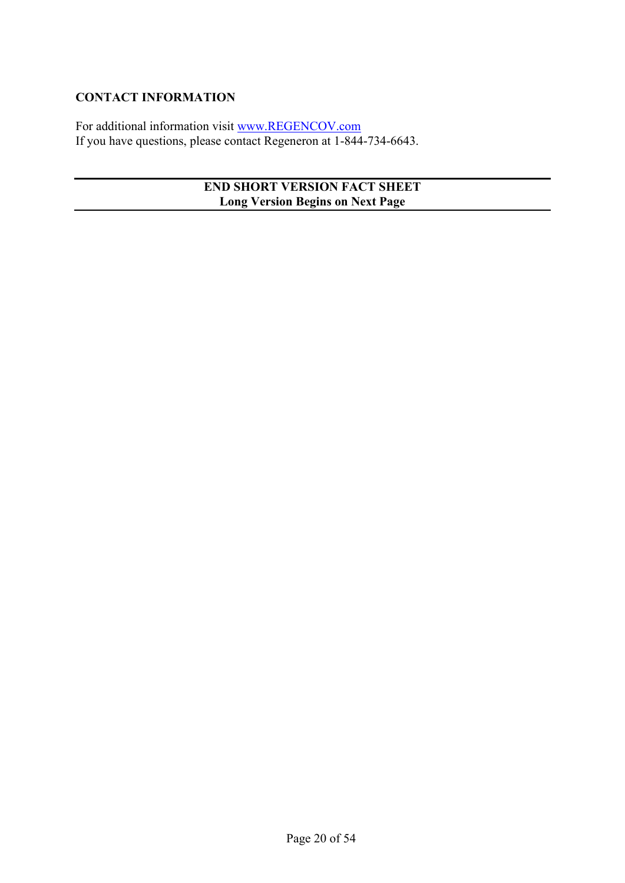## CONTACT INFORMATION

For additional information visit www.REGENCOV.com
If you have questions, please contact Regeneron at 1-844-734-6643.

---

**END SHORT VERSION FACT SHEET**
**Long Version Begins on Next Page**

---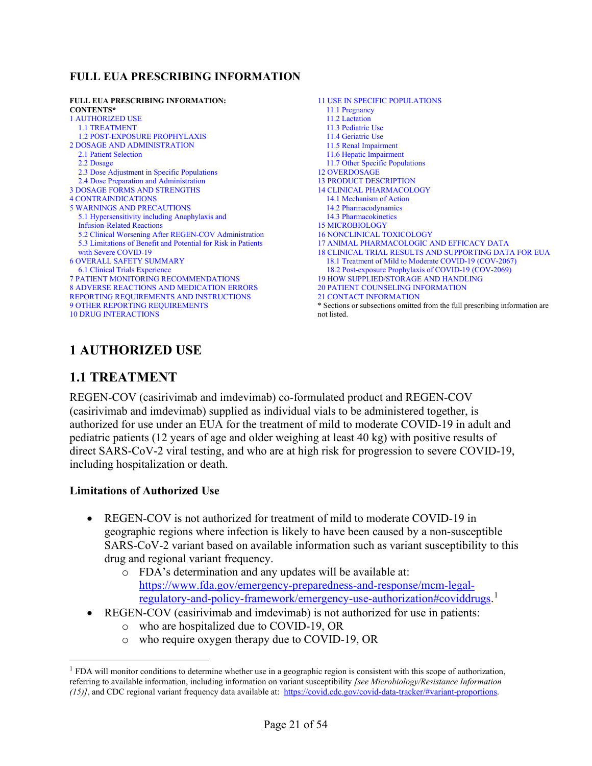# FULL EUA PRESCRIBING INFORMATION

**FULL EUA PRESCRIBING INFORMATION: CONTENTS***

1 AUTHORIZED USE
- 1.1 TREATMENT
- 1.2 POST-EXPOSURE PROPHYLAXIS

2 DOSAGE AND ADMINISTRATION
- 2.1 Patient Selection
- 2.2 Dosage
- 2.3 Dose Adjustment in Specific Populations
- 2.4 Dose Preparation and Administration

3 DOSAGE FORMS AND STRENGTHS

4 CONTRAINDICATIONS

5 WARNINGS AND PRECAUTIONS
- 5.1 Hypersensitivity including Anaphylaxis and Infusion-Related Reactions
- 5.2 Clinical Worsening After REGEN-COV Administration
- 5.3 Limitations of Benefit and Potential for Risk in Patients with Severe COVID-19

6 OVERALL SAFETY SUMMARY
- 6.1 Clinical Trials Experience

7 PATIENT MONITORING RECOMMENDATIONS

8 ADVERSE REACTIONS AND MEDICATION ERRORS REPORTING REQUIREMENTS AND INSTRUCTIONS

9 OTHER REPORTING REQUIREMENTS

10 DRUG INTERACTIONS

11 USE IN SPECIFIC POPULATIONS
- 11.1 Pregnancy
- 11.2 Lactation
- 11.3 Pediatric Use
- 11.4 Geriatric Use
- 11.5 Renal Impairment
- 11.6 Hepatic Impairment
- 11.7 Other Specific Populations

12 OVERDOSAGE

13 PRODUCT DESCRIPTION

14 CLINICAL PHARMACOLOGY
- 14.1 Mechanism of Action
- 14.2 Pharmacodynamics
- 14.3 Pharmacokinetics

15 MICROBIOLOGY

16 NONCLINICAL TOXICOLOGY

17 ANIMAL PHARMACOLOGIC AND EFFICACY DATA

18 CLINICAL TRIAL RESULTS AND SUPPORTING DATA FOR EUA
- 18.1 Treatment of Mild to Moderate COVID-19 (COV-2067)
- 18.2 Post-exposure Prophylaxis of COVID-19 (COV-2069)

19 HOW SUPPLIED/STORAGE AND HANDLING

20 PATIENT COUNSELING INFORMATION

21 CONTACT INFORMATION

* Sections or subsections omitted from the full prescribing information are not listed.

# 1 AUTHORIZED USE

## 1.1 TREATMENT

REGEN-COV (casirivimab and imdevimab) co-formulated product and REGEN-COV (casirivimab and imdevimab) supplied as individual vials to be administered together, is authorized for use under an EUA for the treatment of mild to moderate COVID-19 in adult and pediatric patients (12 years of age and older weighing at least 40 kg) with positive results of direct SARS-CoV-2 viral testing, and who are at high risk for progression to severe COVID-19, including hospitalization or death.

### Limitations of Authorized Use

- REGEN-COV is not authorized for treatment of mild to moderate COVID-19 in geographic regions where infection is likely to have been caused by a non-susceptible SARS-CoV-2 variant based on available information such as variant susceptibility to this drug and regional variant frequency.
  - FDA's determination and any updates will be available at: https://www.fda.gov/emergency-preparedness-and-response/mcm-legal-regulatory-and-policy-framework/emergency-use-authorization#coviddrugs.[1]
- REGEN-COV (casirivimab and imdevimab) is not authorized for use in patients:
  - who are hospitalized due to COVID-19, OR
  - who require oxygen therapy due to COVID-19, OR

[1] FDA will monitor conditions to determine whether use in a geographic region is consistent with this scope of authorization, referring to available information, including information on variant susceptibility *[see Microbiology/Resistance Information (15)]*, and CDC regional variant frequency data available at: https://covid.cdc.gov/covid-data-tracker/#variant-proportions.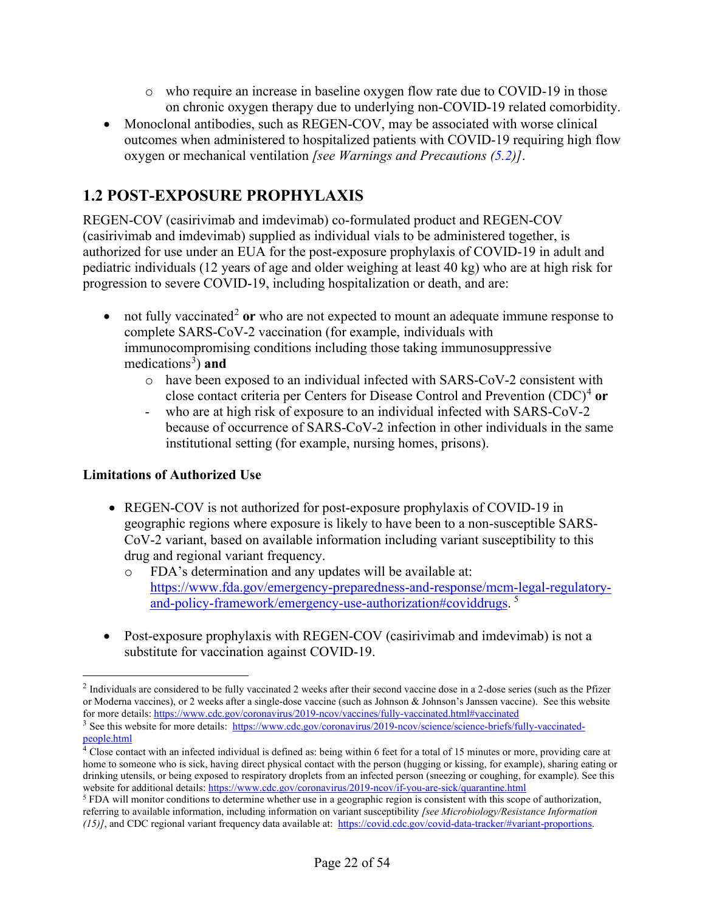- who require an increase in baseline oxygen flow rate due to COVID-19 in those on chronic oxygen therapy due to underlying non-COVID-19 related comorbidity.
- Monoclonal antibodies, such as REGEN-COV, may be associated with worse clinical outcomes when administered to hospitalized patients with COVID-19 requiring high flow oxygen or mechanical ventilation *[see Warnings and Precautions (5.2)]*.

## 1.2 POST-EXPOSURE PROPHYLAXIS

REGEN-COV (casirivimab and imdevimab) co-formulated product and REGEN-COV (casirivimab and imdevimab) supplied as individual vials to be administered together, is authorized for use under an EUA for the post-exposure prophylaxis of COVID-19 in adult and pediatric individuals (12 years of age and older weighing at least 40 kg) who are at high risk for progression to severe COVID-19, including hospitalization or death, and are:

- not fully vaccinated[2] **or** who are not expected to mount an adequate immune response to complete SARS-CoV-2 vaccination (for example, individuals with immunocompromising conditions including those taking immunosuppressive medications[3]) **and**
  - have been exposed to an individual infected with SARS-CoV-2 consistent with close contact criteria per Centers for Disease Control and Prevention (CDC)[4] **or**
  - who are at high risk of exposure to an individual infected with SARS-CoV-2 because of occurrence of SARS-CoV-2 infection in other individuals in the same institutional setting (for example, nursing homes, prisons).

### Limitations of Authorized Use

- REGEN-COV is not authorized for post-exposure prophylaxis of COVID-19 in geographic regions where exposure is likely to have been to a non-susceptible SARS-CoV-2 variant, based on available information including variant susceptibility to this drug and regional variant frequency.
  - FDA's determination and any updates will be available at: https://www.fda.gov/emergency-preparedness-and-response/mcm-legal-regulatory-and-policy-framework/emergency-use-authorization#coviddrugs. [5]
- Post-exposure prophylaxis with REGEN-COV (casirivimab and imdevimab) is not a substitute for vaccination against COVID-19.

---

[2] Individuals are considered to be fully vaccinated 2 weeks after their second vaccine dose in a 2-dose series (such as the Pfizer or Moderna vaccines), or 2 weeks after a single-dose vaccine (such as Johnson & Johnson's Janssen vaccine). See this website for more details: https://www.cdc.gov/coronavirus/2019-ncov/vaccines/fully-vaccinated.html#vaccinated

[3] See this website for more details: https://www.cdc.gov/coronavirus/2019-ncov/science/science-briefs/fully-vaccinated-people.html

[4] Close contact with an infected individual is defined as: being within 6 feet for a total of 15 minutes or more, providing care at home to someone who is sick, having direct physical contact with the person (hugging or kissing, for example), sharing eating or drinking utensils, or being exposed to respiratory droplets from an infected person (sneezing or coughing, for example). See this website for additional details: https://www.cdc.gov/coronavirus/2019-ncov/if-you-are-sick/quarantine.html

[5] FDA will monitor conditions to determine whether use in a geographic region is consistent with this scope of authorization, referring to available information, including information on variant susceptibility *[see Microbiology/Resistance Information (15)]*, and CDC regional variant frequency data available at: https://covid.cdc.gov/covid-data-tracker/#variant-proportions.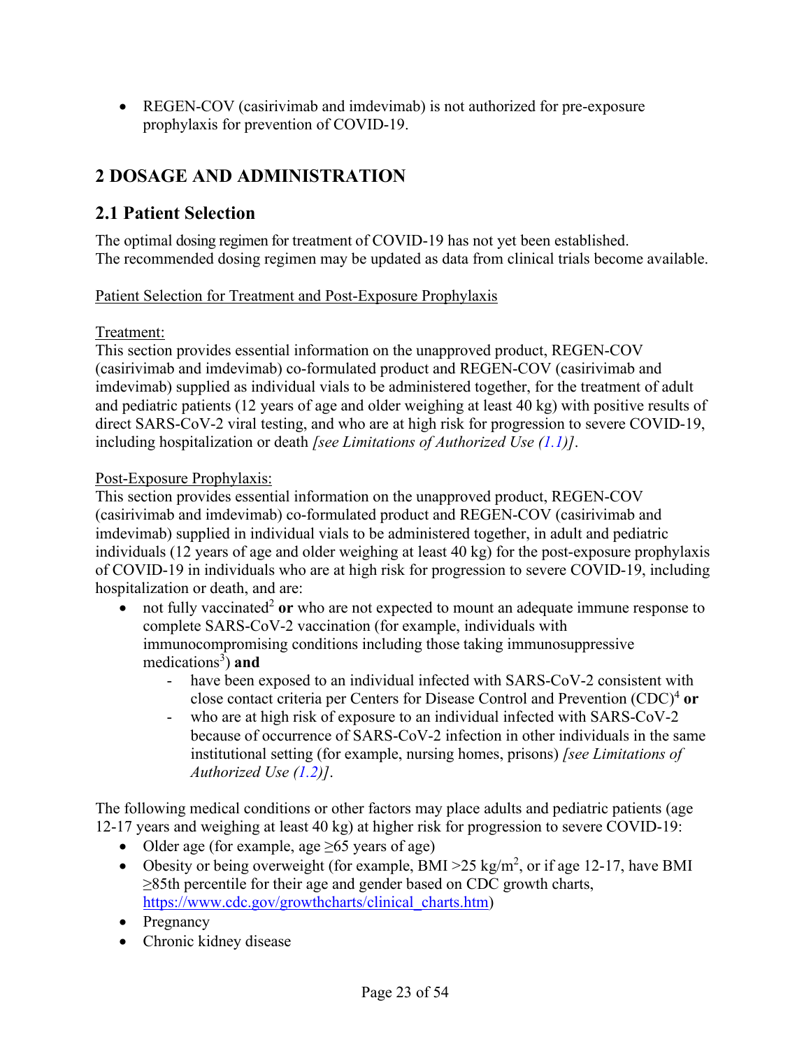- REGEN-COV (casirivimab and imdevimab) is not authorized for pre-exposure prophylaxis for prevention of COVID-19.

## 2 DOSAGE AND ADMINISTRATION

### 2.1 Patient Selection

The optimal dosing regimen for treatment of COVID-19 has not yet been established. The recommended dosing regimen may be updated as data from clinical trials become available.

Patient Selection for Treatment and Post-Exposure Prophylaxis

Treatment:
This section provides essential information on the unapproved product, REGEN-COV (casirivimab and imdevimab) co-formulated product and REGEN-COV (casirivimab and imdevimab) supplied as individual vials to be administered together, for the treatment of adult and pediatric patients (12 years of age and older weighing at least 40 kg) with positive results of direct SARS-CoV-2 viral testing, and who are at high risk for progression to severe COVID-19, including hospitalization or death *[see Limitations of Authorized Use (1.1)]*.

Post-Exposure Prophylaxis:
This section provides essential information on the unapproved product, REGEN-COV (casirivimab and imdevimab) co-formulated product and REGEN-COV (casirivimab and imdevimab) supplied in individual vials to be administered together, in adult and pediatric individuals (12 years of age and older weighing at least 40 kg) for the post-exposure prophylaxis of COVID-19 in individuals who are at high risk for progression to severe COVID-19, including hospitalization or death, and are:

- not fully vaccinated[2] **or** who are not expected to mount an adequate immune response to complete SARS-CoV-2 vaccination (for example, individuals with immunocompromising conditions including those taking immunosuppressive medications[3]) **and**
  - have been exposed to an individual infected with SARS-CoV-2 consistent with close contact criteria per Centers for Disease Control and Prevention (CDC)[4] **or**
  - who are at high risk of exposure to an individual infected with SARS-CoV-2 because of occurrence of SARS-CoV-2 infection in other individuals in the same institutional setting (for example, nursing homes, prisons) *[see Limitations of Authorized Use (1.2)]*.

The following medical conditions or other factors may place adults and pediatric patients (age 12-17 years and weighing at least 40 kg) at higher risk for progression to severe COVID-19:

- Older age (for example, age ≥65 years of age)
- Obesity or being overweight (for example, BMI >25 kg/m$^2$, or if age 12-17, have BMI ≥85th percentile for their age and gender based on CDC growth charts, https://www.cdc.gov/growthcharts/clinical_charts.htm)
- Pregnancy
- Chronic kidney disease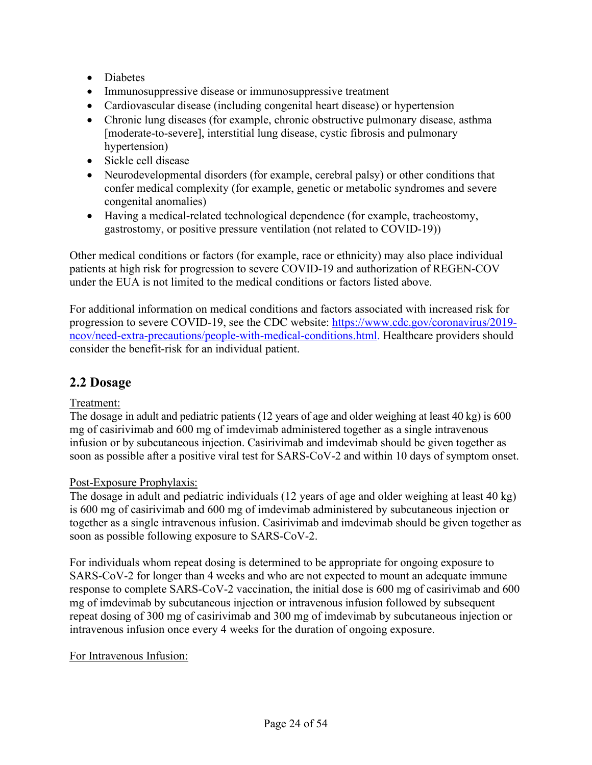- Diabetes
- Immunosuppressive disease or immunosuppressive treatment
- Cardiovascular disease (including congenital heart disease) or hypertension
- Chronic lung diseases (for example, chronic obstructive pulmonary disease, asthma [moderate-to-severe], interstitial lung disease, cystic fibrosis and pulmonary hypertension)
- Sickle cell disease
- Neurodevelopmental disorders (for example, cerebral palsy) or other conditions that confer medical complexity (for example, genetic or metabolic syndromes and severe congenital anomalies)
- Having a medical-related technological dependence (for example, tracheostomy, gastrostomy, or positive pressure ventilation (not related to COVID-19))

Other medical conditions or factors (for example, race or ethnicity) may also place individual patients at high risk for progression to severe COVID-19 and authorization of REGEN-COV under the EUA is not limited to the medical conditions or factors listed above.

For additional information on medical conditions and factors associated with increased risk for progression to severe COVID-19, see the CDC website: [https://www.cdc.gov/coronavirus/2019-ncov/need-extra-precautions/people-with-medical-conditions.html](https://www.cdc.gov/coronavirus/2019-ncov/need-extra-precautions/people-with-medical-conditions.html). Healthcare providers should consider the benefit-risk for an individual patient.

## 2.2 Dosage

Treatment:

The dosage in adult and pediatric patients (12 years of age and older weighing at least 40 kg) is 600 mg of casirivimab and 600 mg of imdevimab administered together as a single intravenous infusion or by subcutaneous injection. Casirivimab and imdevimab should be given together as soon as possible after a positive viral test for SARS-CoV-2 and within 10 days of symptom onset.

Post-Exposure Prophylaxis:

The dosage in adult and pediatric individuals (12 years of age and older weighing at least 40 kg) is 600 mg of casirivimab and 600 mg of imdevimab administered by subcutaneous injection or together as a single intravenous infusion. Casirivimab and imdevimab should be given together as soon as possible following exposure to SARS-CoV-2.

For individuals whom repeat dosing is determined to be appropriate for ongoing exposure to SARS-CoV-2 for longer than 4 weeks and who are not expected to mount an adequate immune response to complete SARS-CoV-2 vaccination, the initial dose is 600 mg of casirivimab and 600 mg of imdevimab by subcutaneous injection or intravenous infusion followed by subsequent repeat dosing of 300 mg of casirivimab and 300 mg of imdevimab by subcutaneous injection or intravenous infusion once every 4 weeks for the duration of ongoing exposure.

For Intravenous Infusion: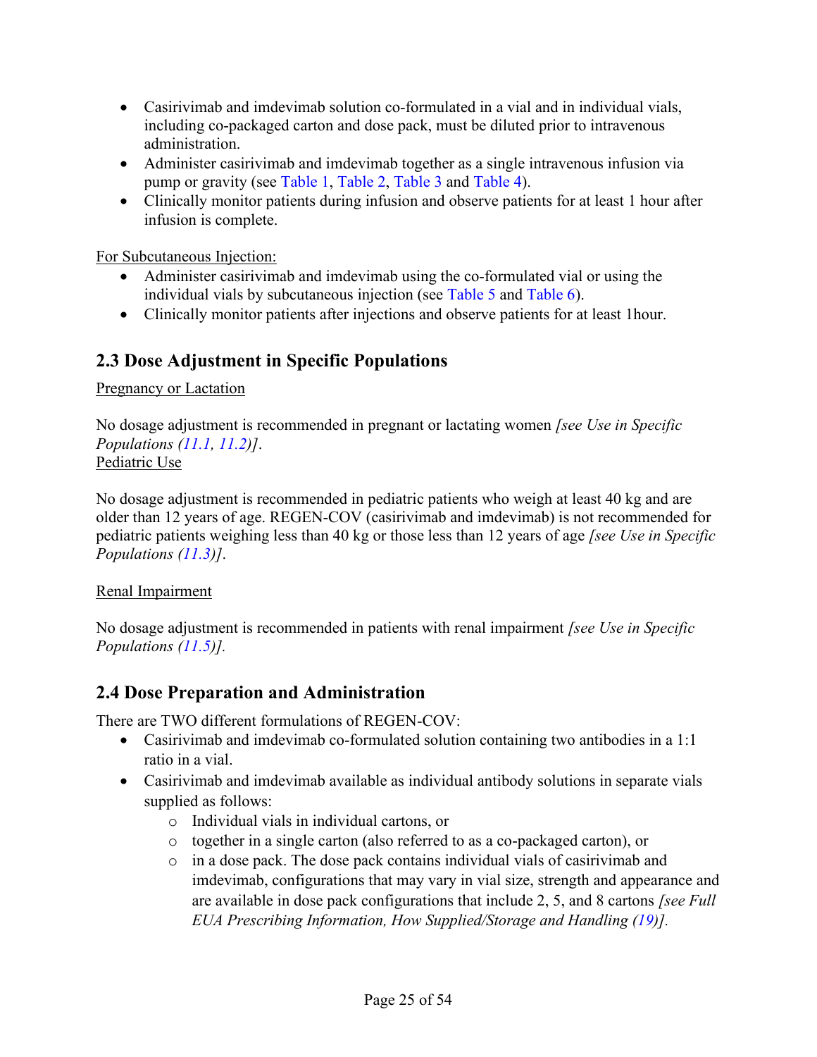- Casirivimab and imdevimab solution co-formulated in a vial and in individual vials, including co-packaged carton and dose pack, must be diluted prior to intravenous administration.
- Administer casirivimab and imdevimab together as a single intravenous infusion via pump or gravity (see Table 1, Table 2, Table 3 and Table 4).
- Clinically monitor patients during infusion and observe patients for at least 1 hour after infusion is complete.

<u>For Subcutaneous Injection:</u>

- Administer casirivimab and imdevimab using the co-formulated vial or using the individual vials by subcutaneous injection (see Table 5 and Table 6).
- Clinically monitor patients after injections and observe patients for at least 1hour.

## 2.3 Dose Adjustment in Specific Populations

<u>Pregnancy or Lactation</u>

No dosage adjustment is recommended in pregnant or lactating women *[see Use in Specific Populations (11.1, 11.2)]*.

<u>Pediatric Use</u>

No dosage adjustment is recommended in pediatric patients who weigh at least 40 kg and are older than 12 years of age. REGEN-COV (casirivimab and imdevimab) is not recommended for pediatric patients weighing less than 40 kg or those less than 12 years of age *[see Use in Specific Populations (11.3)]*.

<u>Renal Impairment</u>

No dosage adjustment is recommended in patients with renal impairment *[see Use in Specific Populations (11.5)].*

## 2.4 Dose Preparation and Administration

There are TWO different formulations of REGEN-COV:

- Casirivimab and imdevimab co-formulated solution containing two antibodies in a 1:1 ratio in a vial.
- Casirivimab and imdevimab available as individual antibody solutions in separate vials supplied as follows:
  - Individual vials in individual cartons, or
  - together in a single carton (also referred to as a co-packaged carton), or
  - in a dose pack. The dose pack contains individual vials of casirivimab and imdevimab, configurations that may vary in vial size, strength and appearance and are available in dose pack configurations that include 2, 5, and 8 cartons *[see Full EUA Prescribing Information, How Supplied/Storage and Handling (19)].*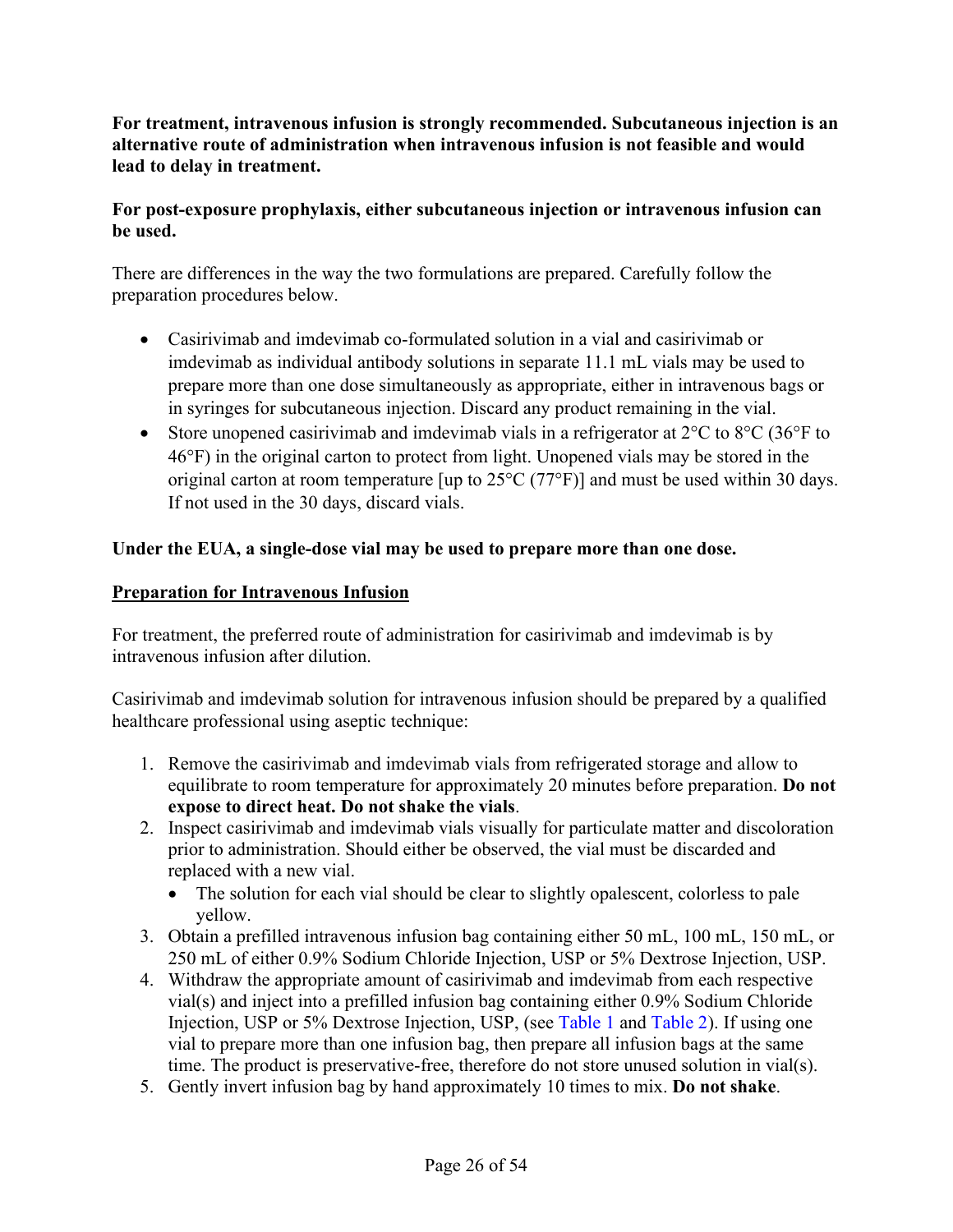**For treatment, intravenous infusion is strongly recommended. Subcutaneous injection is an alternative route of administration when intravenous infusion is not feasible and would lead to delay in treatment.**

**For post-exposure prophylaxis, either subcutaneous injection or intravenous infusion can be used.**

There are differences in the way the two formulations are prepared. Carefully follow the preparation procedures below.

- Casirivimab and imdevimab co-formulated solution in a vial and casirivimab or imdevimab as individual antibody solutions in separate 11.1 mL vials may be used to prepare more than one dose simultaneously as appropriate, either in intravenous bags or in syringes for subcutaneous injection. Discard any product remaining in the vial.
- Store unopened casirivimab and imdevimab vials in a refrigerator at 2°C to 8°C (36°F to 46°F) in the original carton to protect from light. Unopened vials may be stored in the original carton at room temperature [up to 25°C (77°F)] and must be used within 30 days. If not used in the 30 days, discard vials.

**Under the EUA, a single-dose vial may be used to prepare more than one dose.**

**Preparation for Intravenous Infusion**

For treatment, the preferred route of administration for casirivimab and imdevimab is by intravenous infusion after dilution.

Casirivimab and imdevimab solution for intravenous infusion should be prepared by a qualified healthcare professional using aseptic technique:

1. Remove the casirivimab and imdevimab vials from refrigerated storage and allow to equilibrate to room temperature for approximately 20 minutes before preparation. **Do not expose to direct heat. Do not shake the vials**.
2. Inspect casirivimab and imdevimab vials visually for particulate matter and discoloration prior to administration. Should either be observed, the vial must be discarded and replaced with a new vial.
   - The solution for each vial should be clear to slightly opalescent, colorless to pale yellow.
3. Obtain a prefilled intravenous infusion bag containing either 50 mL, 100 mL, 150 mL, or 250 mL of either 0.9% Sodium Chloride Injection, USP or 5% Dextrose Injection, USP.
4. Withdraw the appropriate amount of casirivimab and imdevimab from each respective vial(s) and inject into a prefilled infusion bag containing either 0.9% Sodium Chloride Injection, USP or 5% Dextrose Injection, USP, (see Table 1 and Table 2). If using one vial to prepare more than one infusion bag, then prepare all infusion bags at the same time. The product is preservative-free, therefore do not store unused solution in vial(s).
5. Gently invert infusion bag by hand approximately 10 times to mix. **Do not shake**.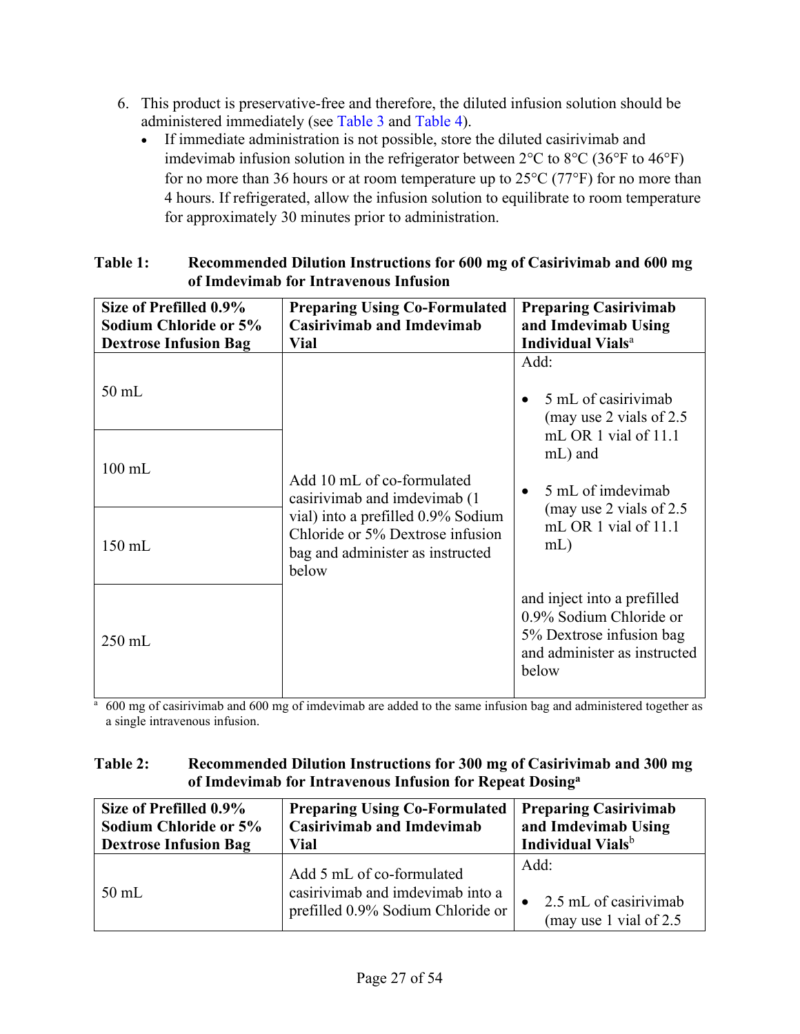6. This product is preservative-free and therefore, the diluted infusion solution should be administered immediately (see Table 3 and Table 4).
   - If immediate administration is not possible, store the diluted casirivimab and imdevimab infusion solution in the refrigerator between 2°C to 8°C (36°F to 46°F) for no more than 36 hours or at room temperature up to 25°C (77°F) for no more than 4 hours. If refrigerated, allow the infusion solution to equilibrate to room temperature for approximately 30 minutes prior to administration.

**Table 1: Recommended Dilution Instructions for 600 mg of Casirivimab and 600 mg of Imdevimab for Intravenous Infusion**

| Size of Prefilled 0.9% Sodium Chloride or 5% Dextrose Infusion Bag | Preparing Using Co-Formulated Casirivimab and Imdevimab Vial | Preparing Casirivimab and Imdevimab Using Individual Vials[a] |
|---|---|---|
| 50 mL | Add 10 mL of co-formulated casirivimab and imdevimab (1 vial) into a prefilled 0.9% Sodium Chloride or 5% Dextrose infusion bag and administer as instructed below | Add: • 5 mL of casirivimab (may use 2 vials of 2.5 mL OR 1 vial of 11.1 mL) and • 5 mL of imdevimab (may use 2 vials of 2.5 mL OR 1 vial of 11.1 mL) and inject into a prefilled 0.9% Sodium Chloride or 5% Dextrose infusion bag and administer as instructed below |
| 100 mL | | |
| 150 mL | | |
| 250 mL | | |

[a] 600 mg of casirivimab and 600 mg of imdevimab are added to the same infusion bag and administered together as a single intravenous infusion.

**Table 2: Recommended Dilution Instructions for 300 mg of Casirivimab and 300 mg of Imdevimab for Intravenous Infusion for Repeat Dosing[a]**

| Size of Prefilled 0.9% Sodium Chloride or 5% Dextrose Infusion Bag | Preparing Using Co-Formulated Casirivimab and Imdevimab Vial | Preparing Casirivimab and Imdevimab Using Individual Vials[b] |
|---|---|---|
| 50 mL | Add 5 mL of co-formulated casirivimab and imdevimab into a prefilled 0.9% Sodium Chloride or | Add: • 2.5 mL of casirivimab (may use 1 vial of 2.5 |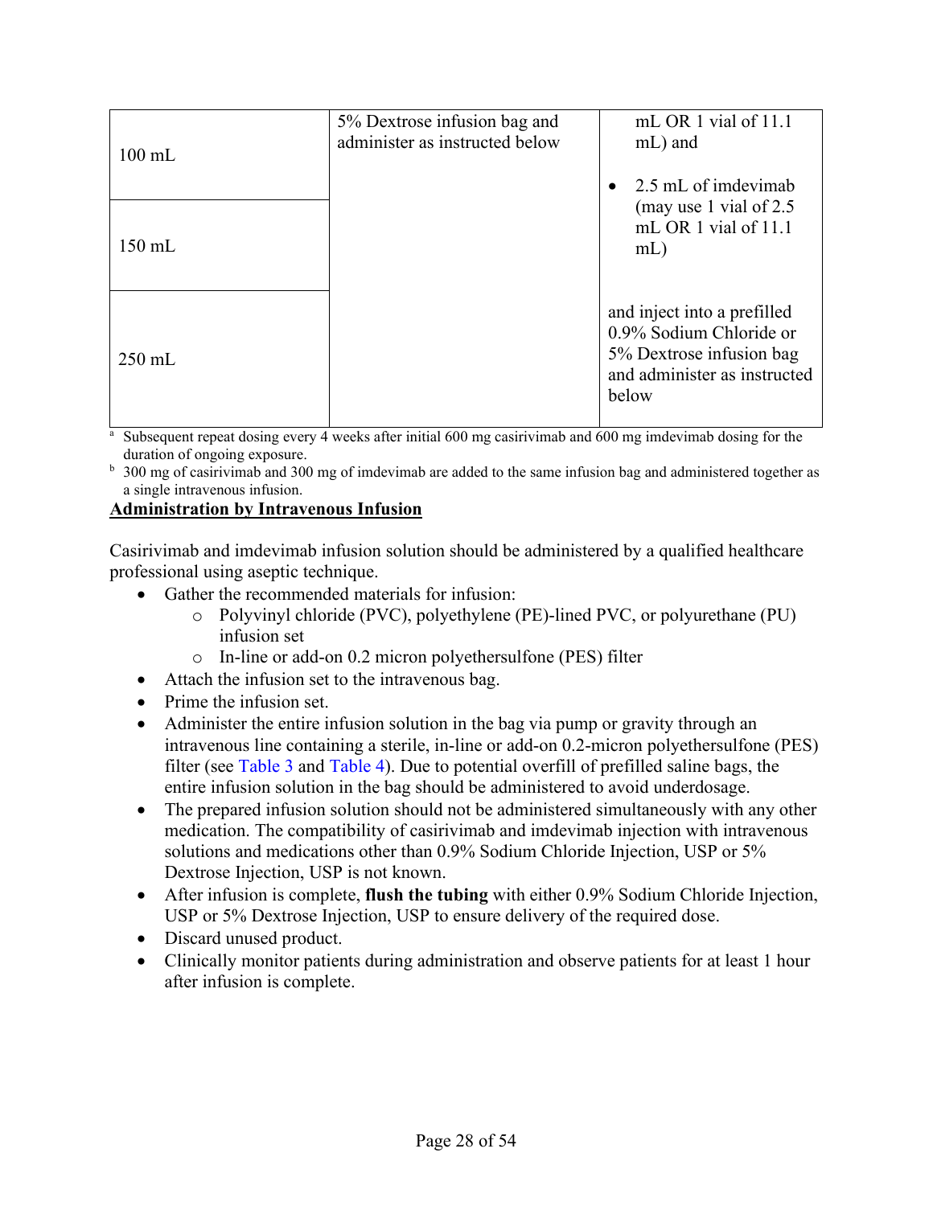| | | |
|---|---|---|
| 100 mL | 5% Dextrose infusion bag and administer as instructed below | mL OR 1 vial of 11.1 mL) and<br>• 2.5 mL of imdevimab (may use 1 vial of 2.5 mL OR 1 vial of 11.1 mL)<br><br>and inject into a prefilled 0.9% Sodium Chloride or 5% Dextrose infusion bag and administer as instructed below |
| 150 mL | | |
| 250 mL | | |

[a] Subsequent repeat dosing every 4 weeks after initial 600 mg casirivimab and 600 mg imdevimab dosing for the duration of ongoing exposure.

[b] 300 mg of casirivimab and 300 mg of imdevimab are added to the same infusion bag and administered together as a single intravenous infusion.

**Administration by Intravenous Infusion**

Casirivimab and imdevimab infusion solution should be administered by a qualified healthcare professional using aseptic technique.

- Gather the recommended materials for infusion:
  - Polyvinyl chloride (PVC), polyethylene (PE)-lined PVC, or polyurethane (PU) infusion set
  - In-line or add-on 0.2 micron polyethersulfone (PES) filter
- Attach the infusion set to the intravenous bag.
- Prime the infusion set.
- Administer the entire infusion solution in the bag via pump or gravity through an intravenous line containing a sterile, in-line or add-on 0.2-micron polyethersulfone (PES) filter (see Table 3 and Table 4). Due to potential overfill of prefilled saline bags, the entire infusion solution in the bag should be administered to avoid underdosage.
- The prepared infusion solution should not be administered simultaneously with any other medication. The compatibility of casirivimab and imdevimab injection with intravenous solutions and medications other than 0.9% Sodium Chloride Injection, USP or 5% Dextrose Injection, USP is not known.
- After infusion is complete, **flush the tubing** with either 0.9% Sodium Chloride Injection, USP or 5% Dextrose Injection, USP to ensure delivery of the required dose.
- Discard unused product.
- Clinically monitor patients during administration and observe patients for at least 1 hour after infusion is complete.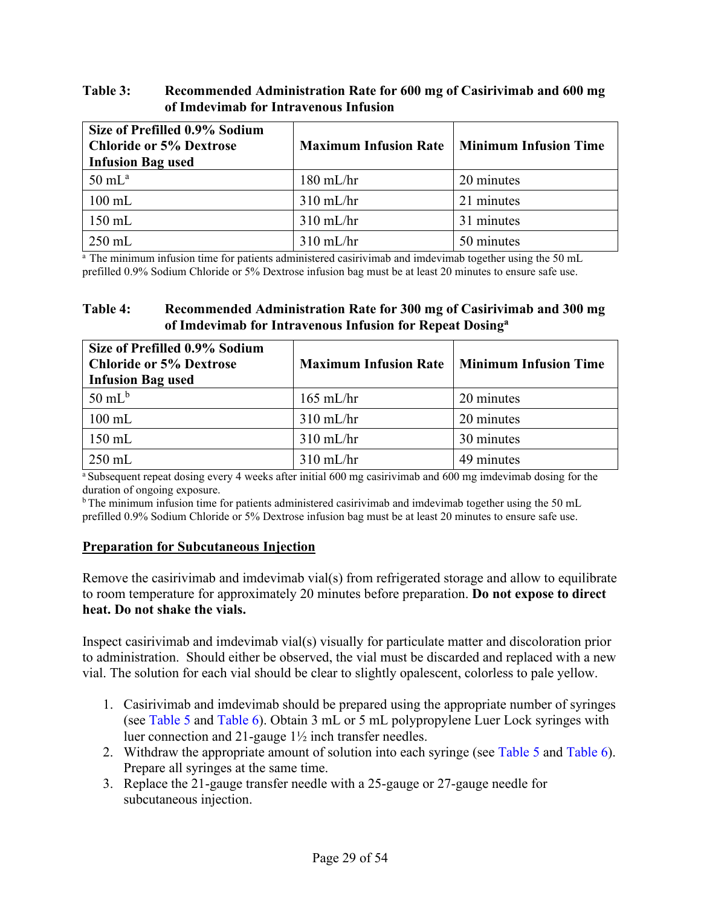**Table 3: Recommended Administration Rate for 600 mg of Casirivimab and 600 mg of Imdevimab for Intravenous Infusion**

| Size of Prefilled 0.9% Sodium Chloride or 5% Dextrose Infusion Bag used | Maximum Infusion Rate | Minimum Infusion Time |
| --- | --- | --- |
| 50 mL[a] | 180 mL/hr | 20 minutes |
| 100 mL | 310 mL/hr | 21 minutes |
| 150 mL | 310 mL/hr | 31 minutes |
| 250 mL | 310 mL/hr | 50 minutes |

[a] The minimum infusion time for patients administered casirivimab and imdevimab together using the 50 mL prefilled 0.9% Sodium Chloride or 5% Dextrose infusion bag must be at least 20 minutes to ensure safe use.

**Table 4: Recommended Administration Rate for 300 mg of Casirivimab and 300 mg of Imdevimab for Intravenous Infusion for Repeat Dosing[a]**

| Size of Prefilled 0.9% Sodium Chloride or 5% Dextrose Infusion Bag used | Maximum Infusion Rate | Minimum Infusion Time |
| --- | --- | --- |
| 50 mL[b] | 165 mL/hr | 20 minutes |
| 100 mL | 310 mL/hr | 20 minutes |
| 150 mL | 310 mL/hr | 30 minutes |
| 250 mL | 310 mL/hr | 49 minutes |

[a] Subsequent repeat dosing every 4 weeks after initial 600 mg casirivimab and 600 mg imdevimab dosing for the duration of ongoing exposure.
[b] The minimum infusion time for patients administered casirivimab and imdevimab together using the 50 mL prefilled 0.9% Sodium Chloride or 5% Dextrose infusion bag must be at least 20 minutes to ensure safe use.

**Preparation for Subcutaneous Injection**

Remove the casirivimab and imdevimab vial(s) from refrigerated storage and allow to equilibrate to room temperature for approximately 20 minutes before preparation. **Do not expose to direct heat. Do not shake the vials.**

Inspect casirivimab and imdevimab vial(s) visually for particulate matter and discoloration prior to administration. Should either be observed, the vial must be discarded and replaced with a new vial. The solution for each vial should be clear to slightly opalescent, colorless to pale yellow.

1. Casirivimab and imdevimab should be prepared using the appropriate number of syringes (see Table 5 and Table 6). Obtain 3 mL or 5 mL polypropylene Luer Lock syringes with luer connection and 21-gauge 1½ inch transfer needles.
2. Withdraw the appropriate amount of solution into each syringe (see Table 5 and Table 6). Prepare all syringes at the same time.
3. Replace the 21-gauge transfer needle with a 25-gauge or 27-gauge needle for subcutaneous injection.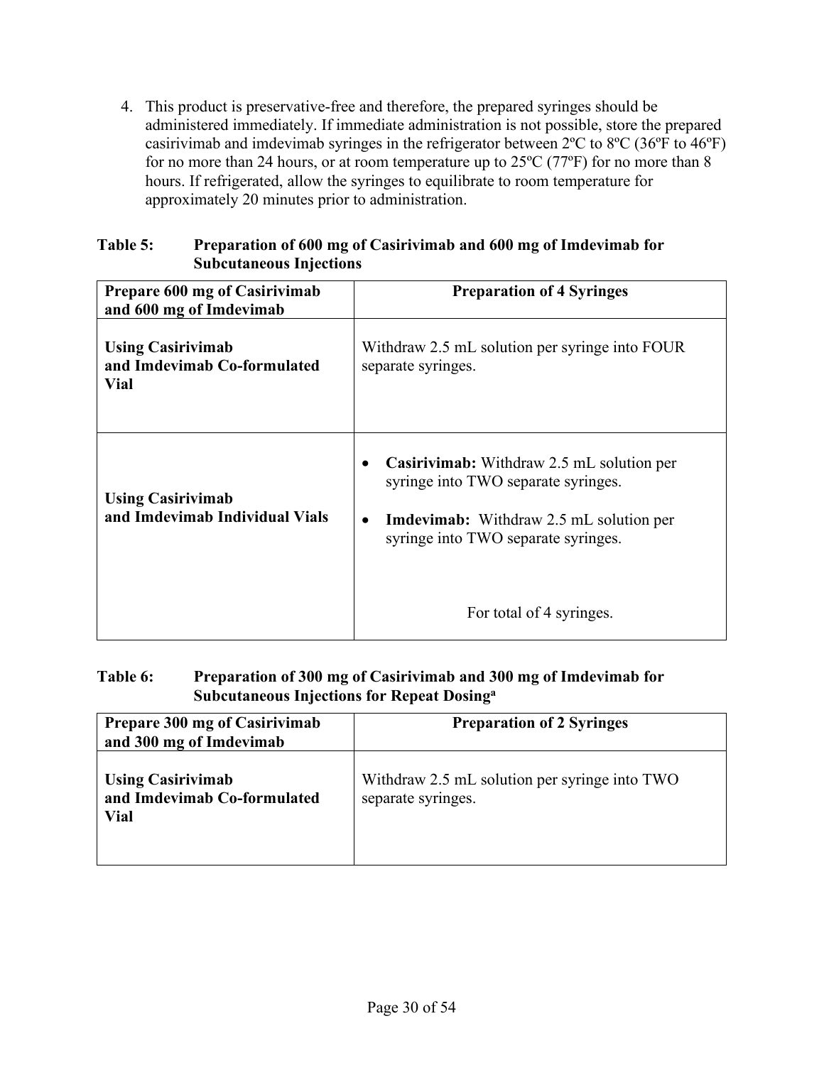4. This product is preservative-free and therefore, the prepared syringes should be administered immediately. If immediate administration is not possible, store the prepared casirivimab and imdevimab syringes in the refrigerator between 2ºC to 8ºC (36ºF to 46ºF) for no more than 24 hours, or at room temperature up to 25ºC (77ºF) for no more than 8 hours. If refrigerated, allow the syringes to equilibrate to room temperature for approximately 20 minutes prior to administration.

**Table 5: Preparation of 600 mg of Casirivimab and 600 mg of Imdevimab for Subcutaneous Injections**

| Prepare 600 mg of Casirivimab and 600 mg of Imdevimab | Preparation of 4 Syringes |
|---|---|
| **Using Casirivimab and Imdevimab Co-formulated Vial** | Withdraw 2.5 mL solution per syringe into FOUR separate syringes. |
| **Using Casirivimab and Imdevimab Individual Vials** | • **Casirivimab:** Withdraw 2.5 mL solution per syringe into TWO separate syringes.<br>• **Imdevimab:** Withdraw 2.5 mL solution per syringe into TWO separate syringes.<br><br>For total of 4 syringes. |

**Table 6: Preparation of 300 mg of Casirivimab and 300 mg of Imdevimab for Subcutaneous Injections for Repeat Dosing[a]**

| Prepare 300 mg of Casirivimab and 300 mg of Imdevimab | Preparation of 2 Syringes |
|---|---|
| **Using Casirivimab and Imdevimab Co-formulated Vial** | Withdraw 2.5 mL solution per syringe into TWO separate syringes. |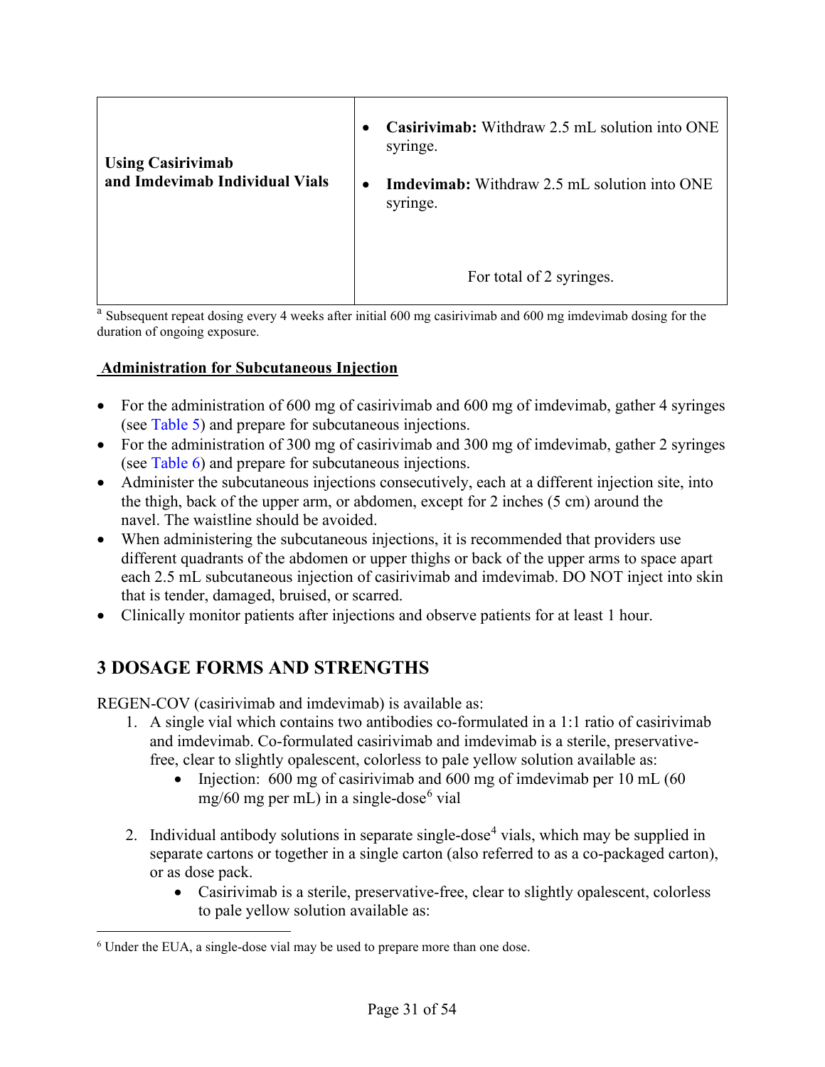| | |
|---|---|
| **Using Casirivimab and Imdevimab Individual Vials** | • **Casirivimab:** Withdraw 2.5 mL solution into ONE syringe.<br>• **Imdevimab:** Withdraw 2.5 mL solution into ONE syringe.<br><br>For total of 2 syringes. |

[a] Subsequent repeat dosing every 4 weeks after initial 600 mg casirivimab and 600 mg imdevimab dosing for the duration of ongoing exposure.

**Administration for Subcutaneous Injection**

- For the administration of 600 mg of casirivimab and 600 mg of imdevimab, gather 4 syringes (see Table 5) and prepare for subcutaneous injections.
- For the administration of 300 mg of casirivimab and 300 mg of imdevimab, gather 2 syringes (see Table 6) and prepare for subcutaneous injections.
- Administer the subcutaneous injections consecutively, each at a different injection site, into the thigh, back of the upper arm, or abdomen, except for 2 inches (5 cm) around the navel. The waistline should be avoided.
- When administering the subcutaneous injections, it is recommended that providers use different quadrants of the abdomen or upper thighs or back of the upper arms to space apart each 2.5 mL subcutaneous injection of casirivimab and imdevimab. DO NOT inject into skin that is tender, damaged, bruised, or scarred.
- Clinically monitor patients after injections and observe patients for at least 1 hour.

## 3 DOSAGE FORMS AND STRENGTHS

REGEN-COV (casirivimab and imdevimab) is available as:

1. A single vial which contains two antibodies co-formulated in a 1:1 ratio of casirivimab and imdevimab. Co-formulated casirivimab and imdevimab is a sterile, preservative-free, clear to slightly opalescent, colorless to pale yellow solution available as:
   - Injection: 600 mg of casirivimab and 600 mg of imdevimab per 10 mL (60 mg/60 mg per mL) in a single-dose[6] vial

2. Individual antibody solutions in separate single-dose[4] vials, which may be supplied in separate cartons or together in a single carton (also referred to as a co-packaged carton), or as dose pack.
   - Casirivimab is a sterile, preservative-free, clear to slightly opalescent, colorless to pale yellow solution available as:

[6] Under the EUA, a single-dose vial may be used to prepare more than one dose.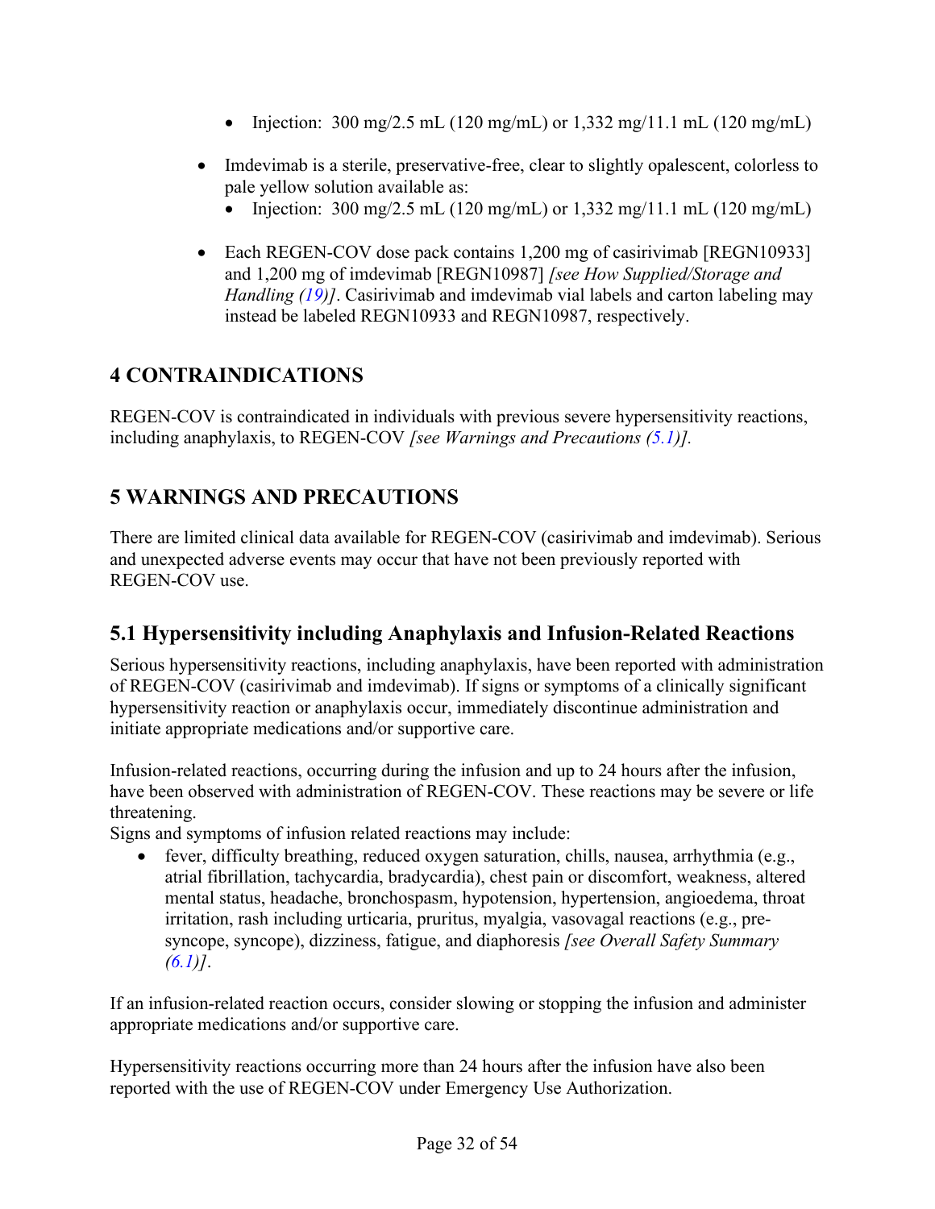- Injection: 300 mg/2.5 mL (120 mg/mL) or 1,332 mg/11.1 mL (120 mg/mL)

- Imdevimab is a sterile, preservative-free, clear to slightly opalescent, colorless to pale yellow solution available as:
  - Injection: 300 mg/2.5 mL (120 mg/mL) or 1,332 mg/11.1 mL (120 mg/mL)

- Each REGEN-COV dose pack contains 1,200 mg of casirivimab [REGN10933] and 1,200 mg of imdevimab [REGN10987] *[see How Supplied/Storage and Handling (19)]*. Casirivimab and imdevimab vial labels and carton labeling may instead be labeled REGN10933 and REGN10987, respectively.

## 4 CONTRAINDICATIONS

REGEN-COV is contraindicated in individuals with previous severe hypersensitivity reactions, including anaphylaxis, to REGEN-COV *[see Warnings and Precautions (5.1)].*

## 5 WARNINGS AND PRECAUTIONS

There are limited clinical data available for REGEN-COV (casirivimab and imdevimab). Serious and unexpected adverse events may occur that have not been previously reported with REGEN-COV use.

### 5.1 Hypersensitivity including Anaphylaxis and Infusion-Related Reactions

Serious hypersensitivity reactions, including anaphylaxis, have been reported with administration of REGEN-COV (casirivimab and imdevimab). If signs or symptoms of a clinically significant hypersensitivity reaction or anaphylaxis occur, immediately discontinue administration and initiate appropriate medications and/or supportive care.

Infusion-related reactions, occurring during the infusion and up to 24 hours after the infusion, have been observed with administration of REGEN-COV. These reactions may be severe or life threatening.
Signs and symptoms of infusion related reactions may include:

- fever, difficulty breathing, reduced oxygen saturation, chills, nausea, arrhythmia (e.g., atrial fibrillation, tachycardia, bradycardia), chest pain or discomfort, weakness, altered mental status, headache, bronchospasm, hypotension, hypertension, angioedema, throat irritation, rash including urticaria, pruritus, myalgia, vasovagal reactions (e.g., pre-syncope, syncope), dizziness, fatigue, and diaphoresis *[see Overall Safety Summary (6.1)]*.

If an infusion-related reaction occurs, consider slowing or stopping the infusion and administer appropriate medications and/or supportive care.

Hypersensitivity reactions occurring more than 24 hours after the infusion have also been reported with the use of REGEN-COV under Emergency Use Authorization.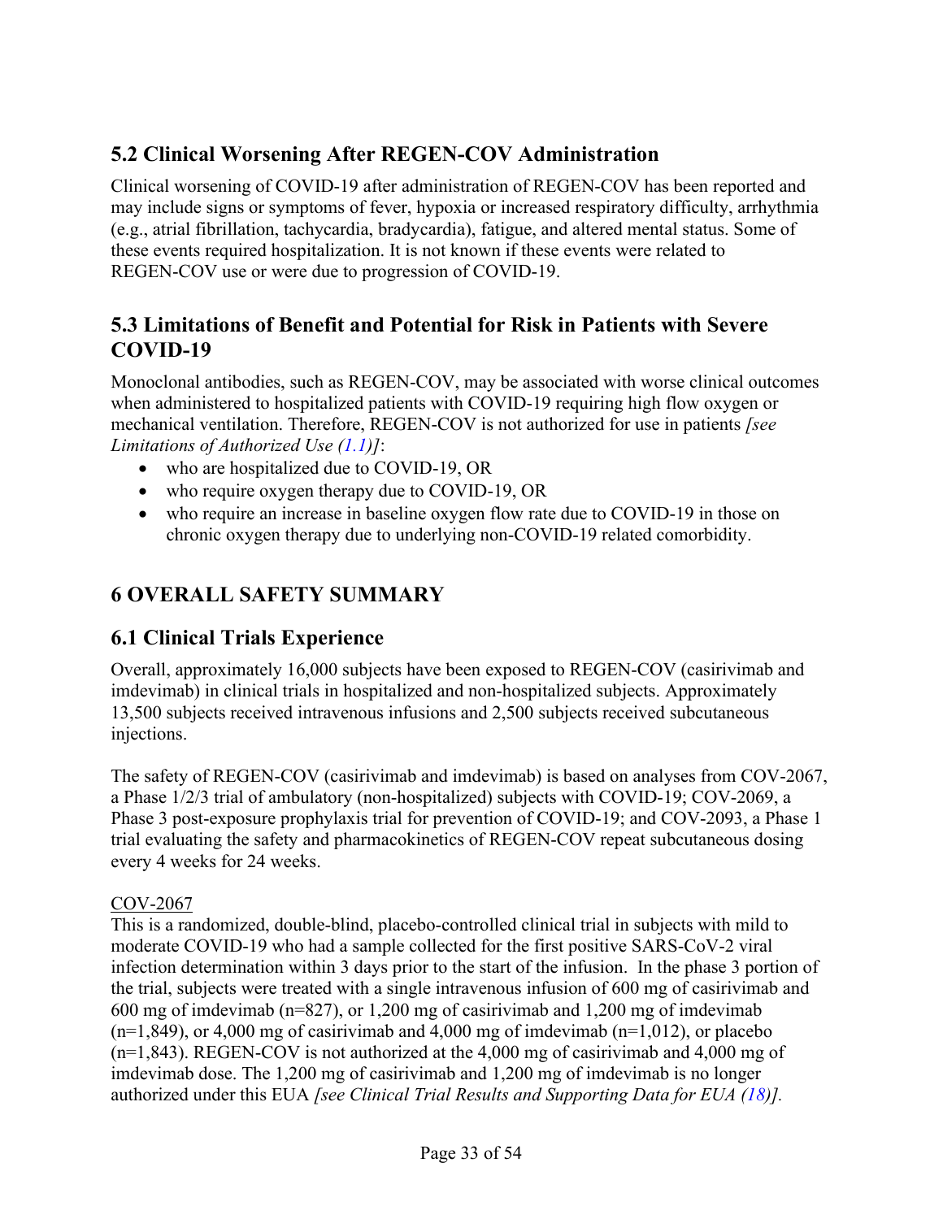## 5.2 Clinical Worsening After REGEN-COV Administration

Clinical worsening of COVID-19 after administration of REGEN-COV has been reported and may include signs or symptoms of fever, hypoxia or increased respiratory difficulty, arrhythmia (e.g., atrial fibrillation, tachycardia, bradycardia), fatigue, and altered mental status. Some of these events required hospitalization. It is not known if these events were related to REGEN-COV use or were due to progression of COVID-19.

## 5.3 Limitations of Benefit and Potential for Risk in Patients with Severe COVID-19

Monoclonal antibodies, such as REGEN-COV, may be associated with worse clinical outcomes when administered to hospitalized patients with COVID-19 requiring high flow oxygen or mechanical ventilation. Therefore, REGEN-COV is not authorized for use in patients *[see Limitations of Authorized Use (1.1)]*:

- who are hospitalized due to COVID-19, OR
- who require oxygen therapy due to COVID-19, OR
- who require an increase in baseline oxygen flow rate due to COVID-19 in those on chronic oxygen therapy due to underlying non-COVID-19 related comorbidity.

# 6 OVERALL SAFETY SUMMARY

## 6.1 Clinical Trials Experience

Overall, approximately 16,000 subjects have been exposed to REGEN-COV (casirivimab and imdevimab) in clinical trials in hospitalized and non-hospitalized subjects. Approximately 13,500 subjects received intravenous infusions and 2,500 subjects received subcutaneous injections.

The safety of REGEN-COV (casirivimab and imdevimab) is based on analyses from COV-2067, a Phase 1/2/3 trial of ambulatory (non-hospitalized) subjects with COVID-19; COV-2069, a Phase 3 post-exposure prophylaxis trial for prevention of COVID-19; and COV-2093, a Phase 1 trial evaluating the safety and pharmacokinetics of REGEN-COV repeat subcutaneous dosing every 4 weeks for 24 weeks.

COV-2067

This is a randomized, double-blind, placebo-controlled clinical trial in subjects with mild to moderate COVID-19 who had a sample collected for the first positive SARS-CoV-2 viral infection determination within 3 days prior to the start of the infusion. In the phase 3 portion of the trial, subjects were treated with a single intravenous infusion of 600 mg of casirivimab and 600 mg of imdevimab (n=827), or 1,200 mg of casirivimab and 1,200 mg of imdevimab (n=1,849), or 4,000 mg of casirivimab and 4,000 mg of imdevimab (n=1,012), or placebo (n=1,843). REGEN-COV is not authorized at the 4,000 mg of casirivimab and 4,000 mg of imdevimab dose. The 1,200 mg of casirivimab and 1,200 mg of imdevimab is no longer authorized under this EUA *[see Clinical Trial Results and Supporting Data for EUA (18)].*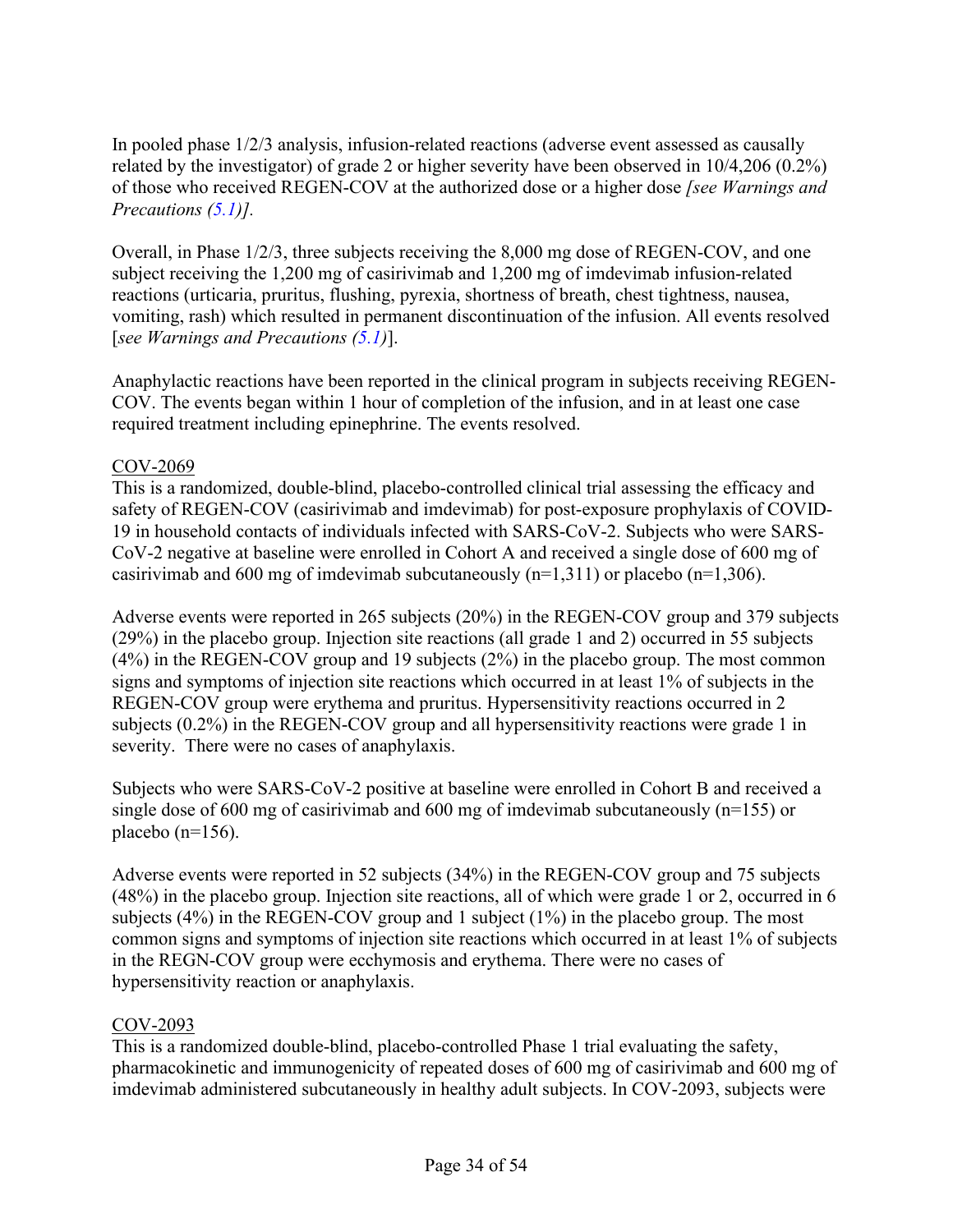In pooled phase 1/2/3 analysis, infusion-related reactions (adverse event assessed as causally related by the investigator) of grade 2 or higher severity have been observed in 10/4,206 (0.2%) of those who received REGEN-COV at the authorized dose or a higher dose *[see Warnings and Precautions (5.1)].*

Overall, in Phase 1/2/3, three subjects receiving the 8,000 mg dose of REGEN-COV, and one subject receiving the 1,200 mg of casirivimab and 1,200 mg of imdevimab infusion-related reactions (urticaria, pruritus, flushing, pyrexia, shortness of breath, chest tightness, nausea, vomiting, rash) which resulted in permanent discontinuation of the infusion. All events resolved [*see Warnings and Precautions (5.1)*].

Anaphylactic reactions have been reported in the clinical program in subjects receiving REGEN-COV. The events began within 1 hour of completion of the infusion, and in at least one case required treatment including epinephrine. The events resolved.

<u>COV-2069</u>

This is a randomized, double-blind, placebo-controlled clinical trial assessing the efficacy and safety of REGEN-COV (casirivimab and imdevimab) for post-exposure prophylaxis of COVID-19 in household contacts of individuals infected with SARS-CoV-2. Subjects who were SARS-CoV-2 negative at baseline were enrolled in Cohort A and received a single dose of 600 mg of casirivimab and 600 mg of imdevimab subcutaneously (n=1,311) or placebo (n=1,306).

Adverse events were reported in 265 subjects (20%) in the REGEN-COV group and 379 subjects (29%) in the placebo group. Injection site reactions (all grade 1 and 2) occurred in 55 subjects (4%) in the REGEN-COV group and 19 subjects (2%) in the placebo group. The most common signs and symptoms of injection site reactions which occurred in at least 1% of subjects in the REGEN-COV group were erythema and pruritus. Hypersensitivity reactions occurred in 2 subjects (0.2%) in the REGEN-COV group and all hypersensitivity reactions were grade 1 in severity. There were no cases of anaphylaxis.

Subjects who were SARS-CoV-2 positive at baseline were enrolled in Cohort B and received a single dose of 600 mg of casirivimab and 600 mg of imdevimab subcutaneously (n=155) or placebo (n=156).

Adverse events were reported in 52 subjects (34%) in the REGEN-COV group and 75 subjects (48%) in the placebo group. Injection site reactions, all of which were grade 1 or 2, occurred in 6 subjects (4%) in the REGEN-COV group and 1 subject (1%) in the placebo group. The most common signs and symptoms of injection site reactions which occurred in at least 1% of subjects in the REGN-COV group were ecchymosis and erythema. There were no cases of hypersensitivity reaction or anaphylaxis.

<u>COV-2093</u>

This is a randomized double-blind, placebo-controlled Phase 1 trial evaluating the safety, pharmacokinetic and immunogenicity of repeated doses of 600 mg of casirivimab and 600 mg of imdevimab administered subcutaneously in healthy adult subjects. In COV-2093, subjects were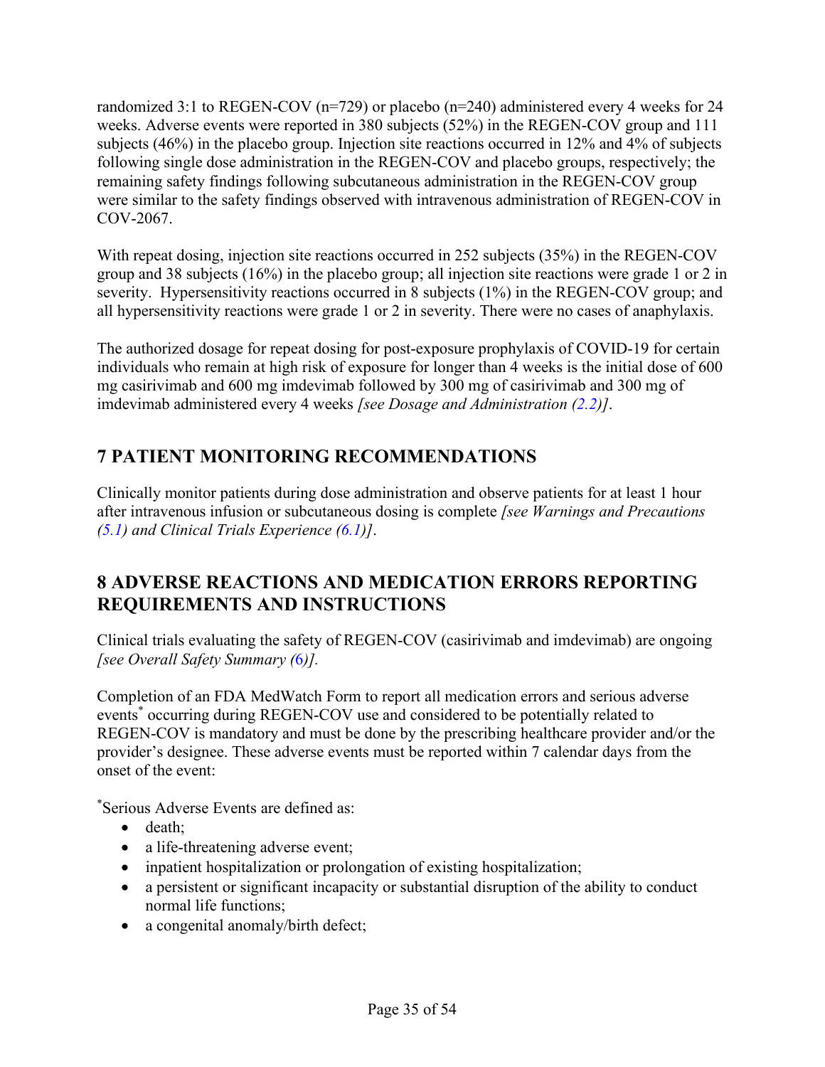randomized 3:1 to REGEN-COV (n=729) or placebo (n=240) administered every 4 weeks for 24 weeks. Adverse events were reported in 380 subjects (52%) in the REGEN-COV group and 111 subjects (46%) in the placebo group. Injection site reactions occurred in 12% and 4% of subjects following single dose administration in the REGEN-COV and placebo groups, respectively; the remaining safety findings following subcutaneous administration in the REGEN-COV group were similar to the safety findings observed with intravenous administration of REGEN-COV in COV-2067.

With repeat dosing, injection site reactions occurred in 252 subjects (35%) in the REGEN-COV group and 38 subjects (16%) in the placebo group; all injection site reactions were grade 1 or 2 in severity. Hypersensitivity reactions occurred in 8 subjects (1%) in the REGEN-COV group; and all hypersensitivity reactions were grade 1 or 2 in severity. There were no cases of anaphylaxis.

The authorized dosage for repeat dosing for post-exposure prophylaxis of COVID-19 for certain individuals who remain at high risk of exposure for longer than 4 weeks is the initial dose of 600 mg casirivimab and 600 mg imdevimab followed by 300 mg of casirivimab and 300 mg of imdevimab administered every 4 weeks *[see Dosage and Administration (2.2)]*.

## 7 PATIENT MONITORING RECOMMENDATIONS

Clinically monitor patients during dose administration and observe patients for at least 1 hour after intravenous infusion or subcutaneous dosing is complete *[see Warnings and Precautions (5.1) and Clinical Trials Experience (6.1)]*.

## 8 ADVERSE REACTIONS AND MEDICATION ERRORS REPORTING REQUIREMENTS AND INSTRUCTIONS

Clinical trials evaluating the safety of REGEN-COV (casirivimab and imdevimab) are ongoing *[see Overall Safety Summary (6)].*

Completion of an FDA MedWatch Form to report all medication errors and serious adverse events* occurring during REGEN-COV use and considered to be potentially related to REGEN-COV is mandatory and must be done by the prescribing healthcare provider and/or the provider's designee. These adverse events must be reported within 7 calendar days from the onset of the event:

*Serious Adverse Events are defined as:

- death;
- a life-threatening adverse event;
- inpatient hospitalization or prolongation of existing hospitalization;
- a persistent or significant incapacity or substantial disruption of the ability to conduct normal life functions;
- a congenital anomaly/birth defect;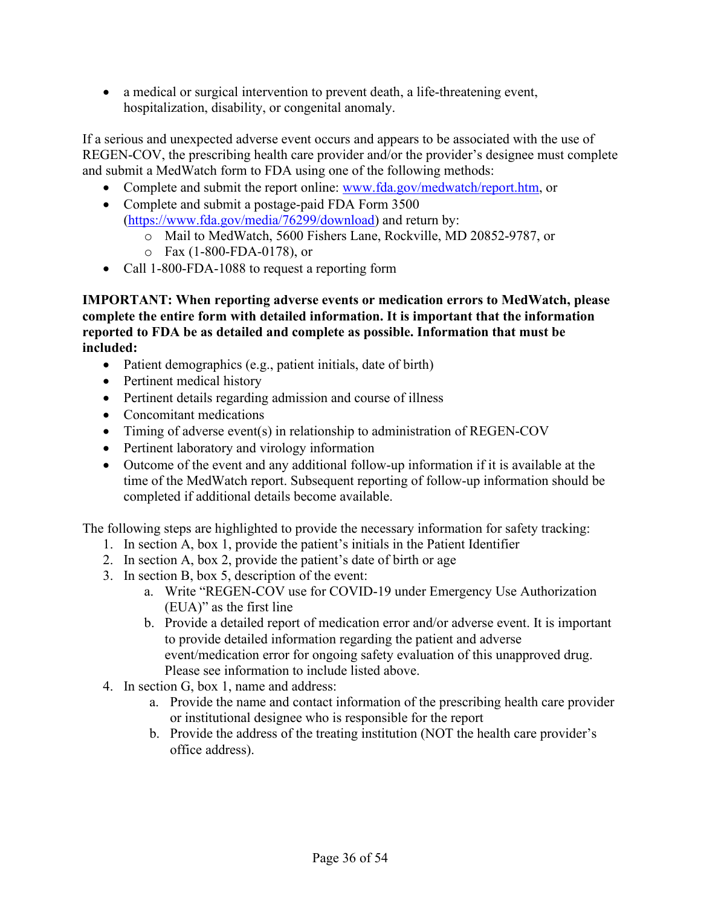- a medical or surgical intervention to prevent death, a life-threatening event, hospitalization, disability, or congenital anomaly.

If a serious and unexpected adverse event occurs and appears to be associated with the use of REGEN-COV, the prescribing health care provider and/or the provider's designee must complete and submit a MedWatch form to FDA using one of the following methods:

- Complete and submit the report online: www.fda.gov/medwatch/report.htm, or
- Complete and submit a postage-paid FDA Form 3500 (https://www.fda.gov/media/76299/download) and return by:
  - Mail to MedWatch, 5600 Fishers Lane, Rockville, MD 20852-9787, or
  - Fax (1-800-FDA-0178), or
- Call 1-800-FDA-1088 to request a reporting form

**IMPORTANT: When reporting adverse events or medication errors to MedWatch, please complete the entire form with detailed information. It is important that the information reported to FDA be as detailed and complete as possible. Information that must be included:**

- Patient demographics (e.g., patient initials, date of birth)
- Pertinent medical history
- Pertinent details regarding admission and course of illness
- Concomitant medications
- Timing of adverse event(s) in relationship to administration of REGEN-COV
- Pertinent laboratory and virology information
- Outcome of the event and any additional follow-up information if it is available at the time of the MedWatch report. Subsequent reporting of follow-up information should be completed if additional details become available.

The following steps are highlighted to provide the necessary information for safety tracking:

1. In section A, box 1, provide the patient's initials in the Patient Identifier
2. In section A, box 2, provide the patient's date of birth or age
3. In section B, box 5, description of the event:
   a. Write "REGEN-COV use for COVID-19 under Emergency Use Authorization (EUA)" as the first line
   b. Provide a detailed report of medication error and/or adverse event. It is important to provide detailed information regarding the patient and adverse event/medication error for ongoing safety evaluation of this unapproved drug. Please see information to include listed above.
4. In section G, box 1, name and address:
   a. Provide the name and contact information of the prescribing health care provider or institutional designee who is responsible for the report
   b. Provide the address of the treating institution (NOT the health care provider's office address).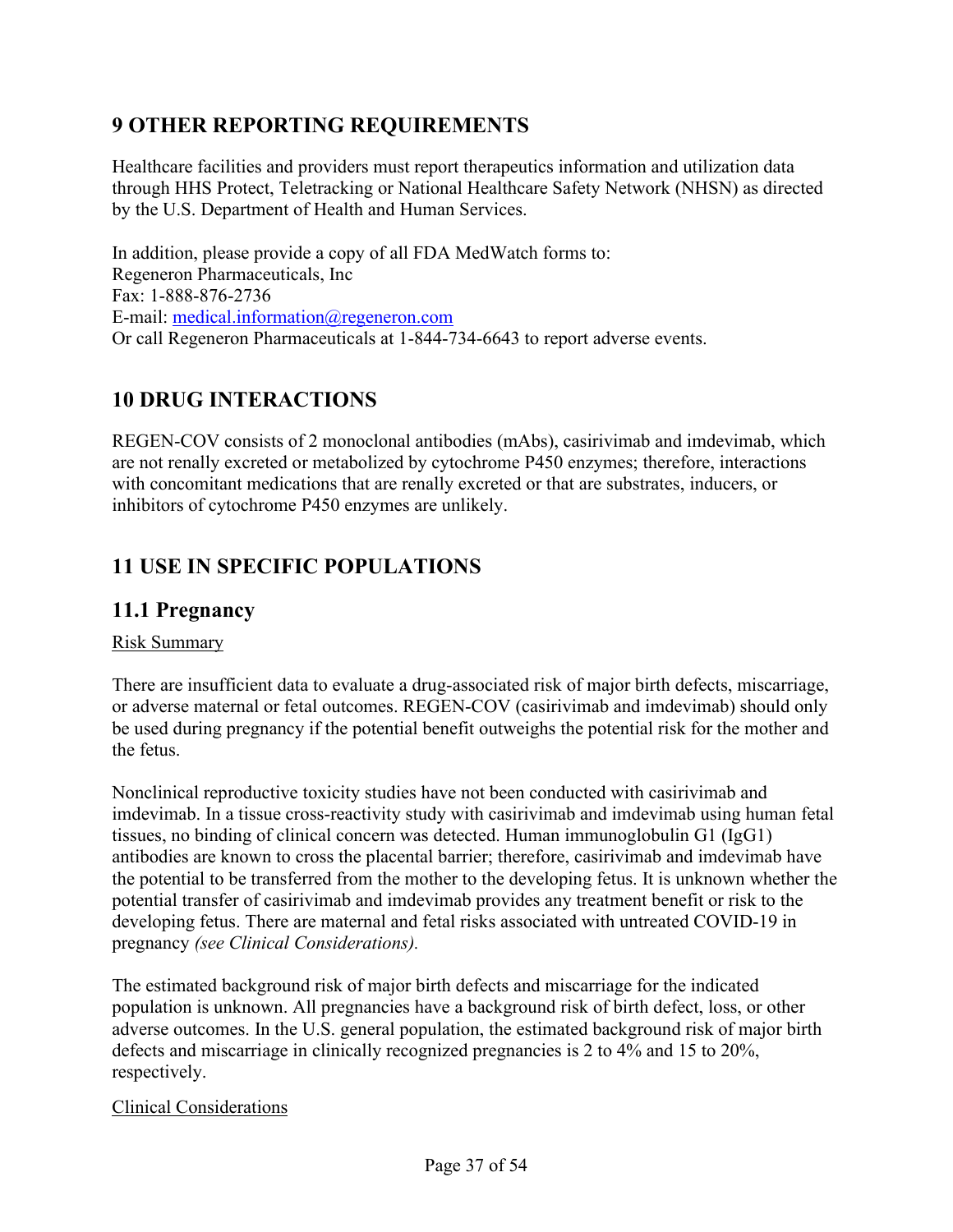## 9 OTHER REPORTING REQUIREMENTS

Healthcare facilities and providers must report therapeutics information and utilization data through HHS Protect, Teletracking or National Healthcare Safety Network (NHSN) as directed by the U.S. Department of Health and Human Services.

In addition, please provide a copy of all FDA MedWatch forms to:
Regeneron Pharmaceuticals, Inc
Fax: 1-888-876-2736
E-mail: [medical.information@regeneron.com](mailto:medical.information@regeneron.com)
Or call Regeneron Pharmaceuticals at 1-844-734-6643 to report adverse events.

## 10 DRUG INTERACTIONS

REGEN-COV consists of 2 monoclonal antibodies (mAbs), casirivimab and imdevimab, which are not renally excreted or metabolized by cytochrome P450 enzymes; therefore, interactions with concomitant medications that are renally excreted or that are substrates, inducers, or inhibitors of cytochrome P450 enzymes are unlikely.

## 11 USE IN SPECIFIC POPULATIONS

### 11.1 Pregnancy

<u>Risk Summary</u>

There are insufficient data to evaluate a drug-associated risk of major birth defects, miscarriage, or adverse maternal or fetal outcomes. REGEN-COV (casirivimab and imdevimab) should only be used during pregnancy if the potential benefit outweighs the potential risk for the mother and the fetus.

Nonclinical reproductive toxicity studies have not been conducted with casirivimab and imdevimab. In a tissue cross-reactivity study with casirivimab and imdevimab using human fetal tissues, no binding of clinical concern was detected. Human immunoglobulin G1 (IgG1) antibodies are known to cross the placental barrier; therefore, casirivimab and imdevimab have the potential to be transferred from the mother to the developing fetus. It is unknown whether the potential transfer of casirivimab and imdevimab provides any treatment benefit or risk to the developing fetus. There are maternal and fetal risks associated with untreated COVID-19 in pregnancy *(see Clinical Considerations).*

The estimated background risk of major birth defects and miscarriage for the indicated population is unknown. All pregnancies have a background risk of birth defect, loss, or other adverse outcomes. In the U.S. general population, the estimated background risk of major birth defects and miscarriage in clinically recognized pregnancies is 2 to 4% and 15 to 20%, respectively.

<u>Clinical Considerations</u>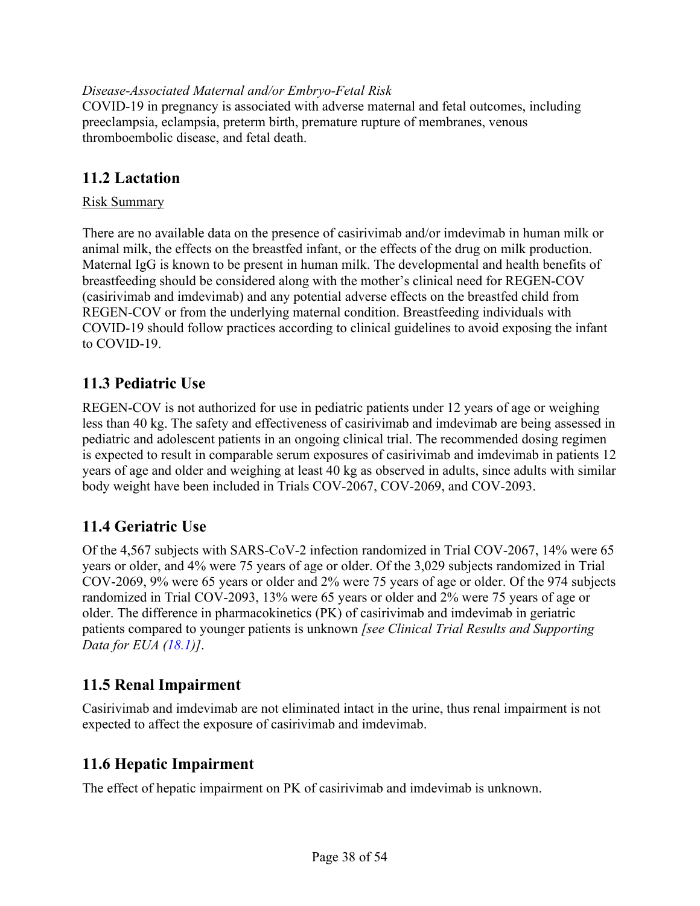*Disease-Associated Maternal and/or Embryo-Fetal Risk*
COVID-19 in pregnancy is associated with adverse maternal and fetal outcomes, including preeclampsia, eclampsia, preterm birth, premature rupture of membranes, venous thromboembolic disease, and fetal death.

## 11.2 Lactation

Risk Summary

There are no available data on the presence of casirivimab and/or imdevimab in human milk or animal milk, the effects on the breastfed infant, or the effects of the drug on milk production. Maternal IgG is known to be present in human milk. The developmental and health benefits of breastfeeding should be considered along with the mother's clinical need for REGEN-COV (casirivimab and imdevimab) and any potential adverse effects on the breastfed child from REGEN-COV or from the underlying maternal condition. Breastfeeding individuals with COVID-19 should follow practices according to clinical guidelines to avoid exposing the infant to COVID-19.

## 11.3 Pediatric Use

REGEN-COV is not authorized for use in pediatric patients under 12 years of age or weighing less than 40 kg. The safety and effectiveness of casirivimab and imdevimab are being assessed in pediatric and adolescent patients in an ongoing clinical trial. The recommended dosing regimen is expected to result in comparable serum exposures of casirivimab and imdevimab in patients 12 years of age and older and weighing at least 40 kg as observed in adults, since adults with similar body weight have been included in Trials COV-2067, COV-2069, and COV-2093.

## 11.4 Geriatric Use

Of the 4,567 subjects with SARS-CoV-2 infection randomized in Trial COV-2067, 14% were 65 years or older, and 4% were 75 years of age or older. Of the 3,029 subjects randomized in Trial COV-2069, 9% were 65 years or older and 2% were 75 years of age or older. Of the 974 subjects randomized in Trial COV-2093, 13% were 65 years or older and 2% were 75 years of age or older. The difference in pharmacokinetics (PK) of casirivimab and imdevimab in geriatric patients compared to younger patients is unknown *[see Clinical Trial Results and Supporting Data for EUA (18.1)]*.

## 11.5 Renal Impairment

Casirivimab and imdevimab are not eliminated intact in the urine, thus renal impairment is not expected to affect the exposure of casirivimab and imdevimab.

## 11.6 Hepatic Impairment

The effect of hepatic impairment on PK of casirivimab and imdevimab is unknown.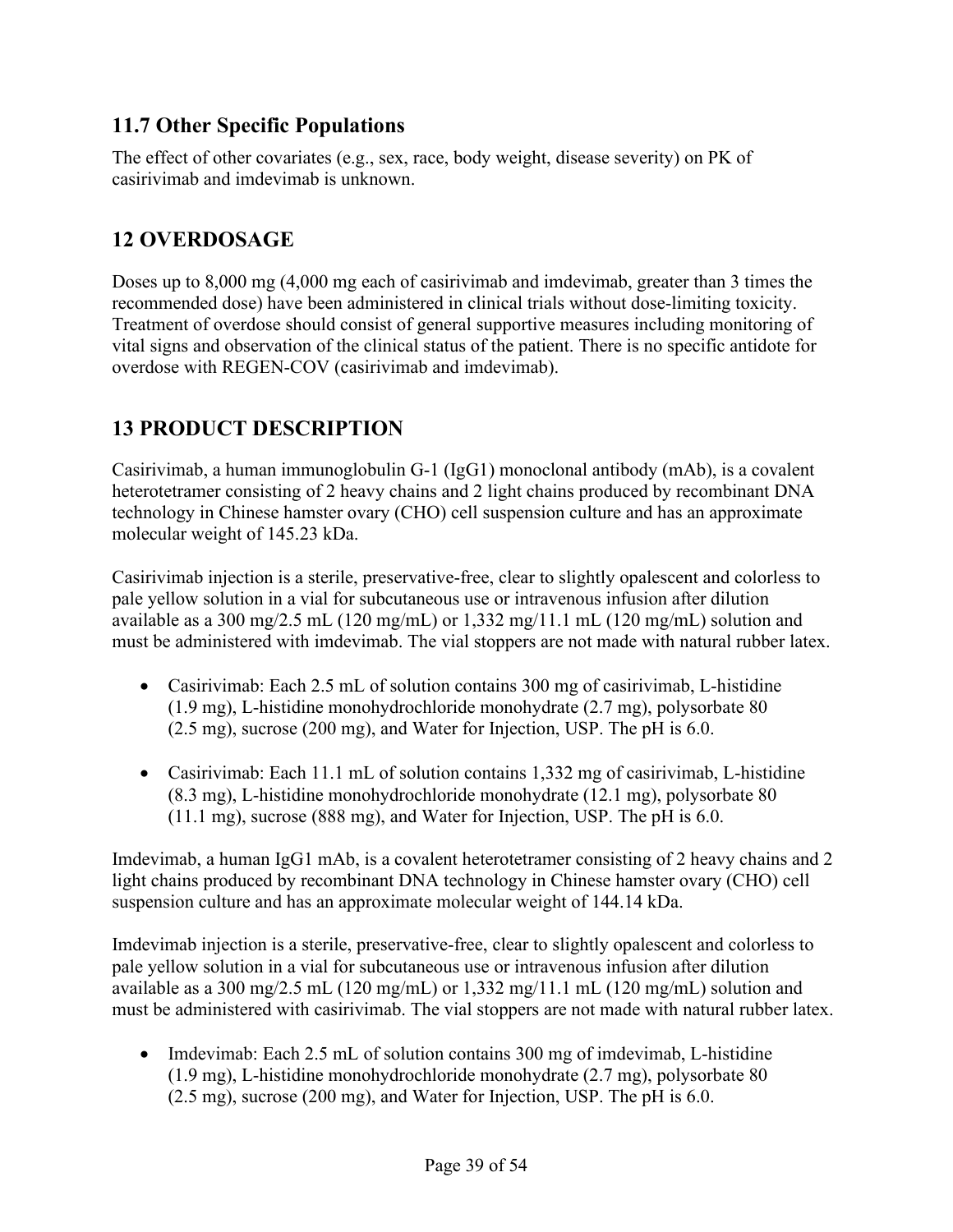## 11.7 Other Specific Populations

The effect of other covariates (e.g., sex, race, body weight, disease severity) on PK of casirivimab and imdevimab is unknown.

## 12 OVERDOSAGE

Doses up to 8,000 mg (4,000 mg each of casirivimab and imdevimab, greater than 3 times the recommended dose) have been administered in clinical trials without dose-limiting toxicity. Treatment of overdose should consist of general supportive measures including monitoring of vital signs and observation of the clinical status of the patient. There is no specific antidote for overdose with REGEN-COV (casirivimab and imdevimab).

## 13 PRODUCT DESCRIPTION

Casirivimab, a human immunoglobulin G-1 (IgG1) monoclonal antibody (mAb), is a covalent heterotetramer consisting of 2 heavy chains and 2 light chains produced by recombinant DNA technology in Chinese hamster ovary (CHO) cell suspension culture and has an approximate molecular weight of 145.23 kDa.

Casirivimab injection is a sterile, preservative-free, clear to slightly opalescent and colorless to pale yellow solution in a vial for subcutaneous use or intravenous infusion after dilution available as a 300 mg/2.5 mL (120 mg/mL) or 1,332 mg/11.1 mL (120 mg/mL) solution and must be administered with imdevimab. The vial stoppers are not made with natural rubber latex.

- Casirivimab: Each 2.5 mL of solution contains 300 mg of casirivimab, L-histidine (1.9 mg), L-histidine monohydrochloride monohydrate (2.7 mg), polysorbate 80 (2.5 mg), sucrose (200 mg), and Water for Injection, USP. The pH is 6.0.

- Casirivimab: Each 11.1 mL of solution contains 1,332 mg of casirivimab, L-histidine (8.3 mg), L-histidine monohydrochloride monohydrate (12.1 mg), polysorbate 80 (11.1 mg), sucrose (888 mg), and Water for Injection, USP. The pH is 6.0.

Imdevimab, a human IgG1 mAb, is a covalent heterotetramer consisting of 2 heavy chains and 2 light chains produced by recombinant DNA technology in Chinese hamster ovary (CHO) cell suspension culture and has an approximate molecular weight of 144.14 kDa.

Imdevimab injection is a sterile, preservative-free, clear to slightly opalescent and colorless to pale yellow solution in a vial for subcutaneous use or intravenous infusion after dilution available as a 300 mg/2.5 mL (120 mg/mL) or 1,332 mg/11.1 mL (120 mg/mL) solution and must be administered with casirivimab. The vial stoppers are not made with natural rubber latex.

- Imdevimab: Each 2.5 mL of solution contains 300 mg of imdevimab, L-histidine (1.9 mg), L-histidine monohydrochloride monohydrate (2.7 mg), polysorbate 80 (2.5 mg), sucrose (200 mg), and Water for Injection, USP. The pH is 6.0.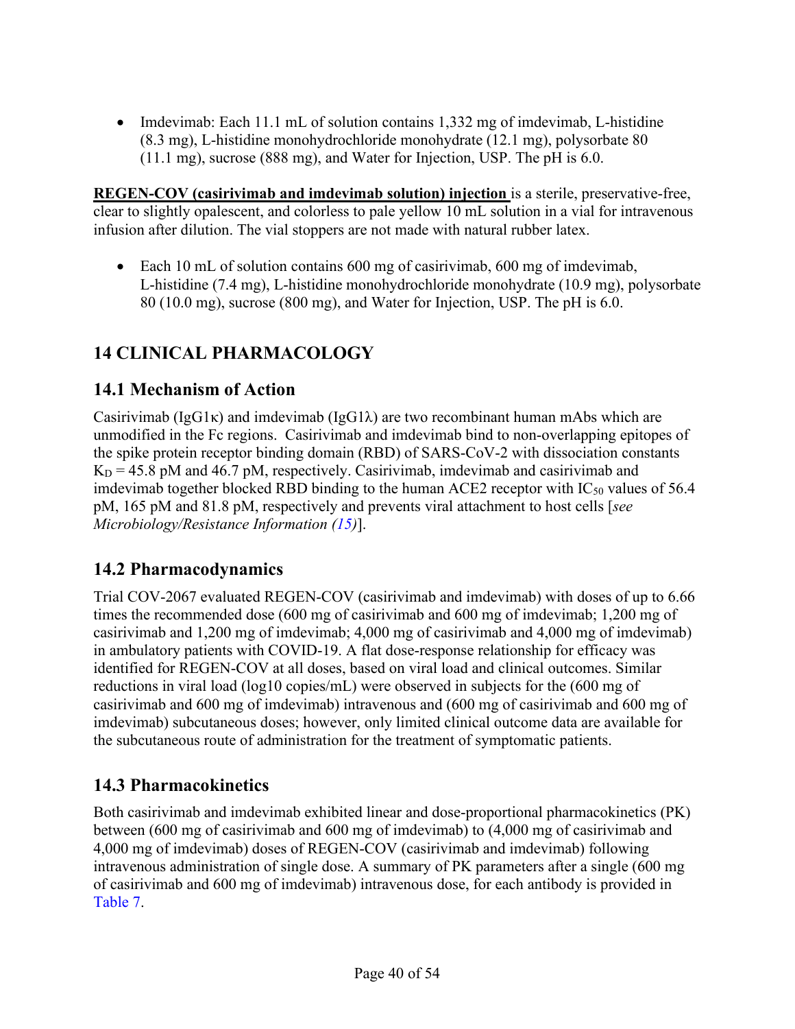- Imdevimab: Each 11.1 mL of solution contains 1,332 mg of imdevimab, L-histidine (8.3 mg), L-histidine monohydrochloride monohydrate (12.1 mg), polysorbate 80 (11.1 mg), sucrose (888 mg), and Water for Injection, USP. The pH is 6.0.

**REGEN-COV (casirivimab and imdevimab solution) injection** is a sterile, preservative-free, clear to slightly opalescent, and colorless to pale yellow 10 mL solution in a vial for intravenous infusion after dilution. The vial stoppers are not made with natural rubber latex.

- Each 10 mL of solution contains 600 mg of casirivimab, 600 mg of imdevimab, L-histidine (7.4 mg), L-histidine monohydrochloride monohydrate (10.9 mg), polysorbate 80 (10.0 mg), sucrose (800 mg), and Water for Injection, USP. The pH is 6.0.

# 14 CLINICAL PHARMACOLOGY

## 14.1 Mechanism of Action

Casirivimab (IgG1κ) and imdevimab (IgG1λ) are two recombinant human mAbs which are unmodified in the Fc regions. Casirivimab and imdevimab bind to non-overlapping epitopes of the spike protein receptor binding domain (RBD) of SARS-CoV-2 with dissociation constants $K_D$ = 45.8 pM and 46.7 pM, respectively. Casirivimab, imdevimab and casirivimab and imdevimab together blocked RBD binding to the human ACE2 receptor with $IC_{50}$ values of 56.4 pM, 165 pM and 81.8 pM, respectively and prevents viral attachment to host cells [*see Microbiology/Resistance Information (15)*].

## 14.2 Pharmacodynamics

Trial COV-2067 evaluated REGEN-COV (casirivimab and imdevimab) with doses of up to 6.66 times the recommended dose (600 mg of casirivimab and 600 mg of imdevimab; 1,200 mg of casirivimab and 1,200 mg of imdevimab; 4,000 mg of casirivimab and 4,000 mg of imdevimab) in ambulatory patients with COVID-19. A flat dose-response relationship for efficacy was identified for REGEN-COV at all doses, based on viral load and clinical outcomes. Similar reductions in viral load (log10 copies/mL) were observed in subjects for the (600 mg of casirivimab and 600 mg of imdevimab) intravenous and (600 mg of casirivimab and 600 mg of imdevimab) subcutaneous doses; however, only limited clinical outcome data are available for the subcutaneous route of administration for the treatment of symptomatic patients.

## 14.3 Pharmacokinetics

Both casirivimab and imdevimab exhibited linear and dose-proportional pharmacokinetics (PK) between (600 mg of casirivimab and 600 mg of imdevimab) to (4,000 mg of casirivimab and 4,000 mg of imdevimab) doses of REGEN-COV (casirivimab and imdevimab) following intravenous administration of single dose. A summary of PK parameters after a single (600 mg of casirivimab and 600 mg of imdevimab) intravenous dose, for each antibody is provided in Table 7.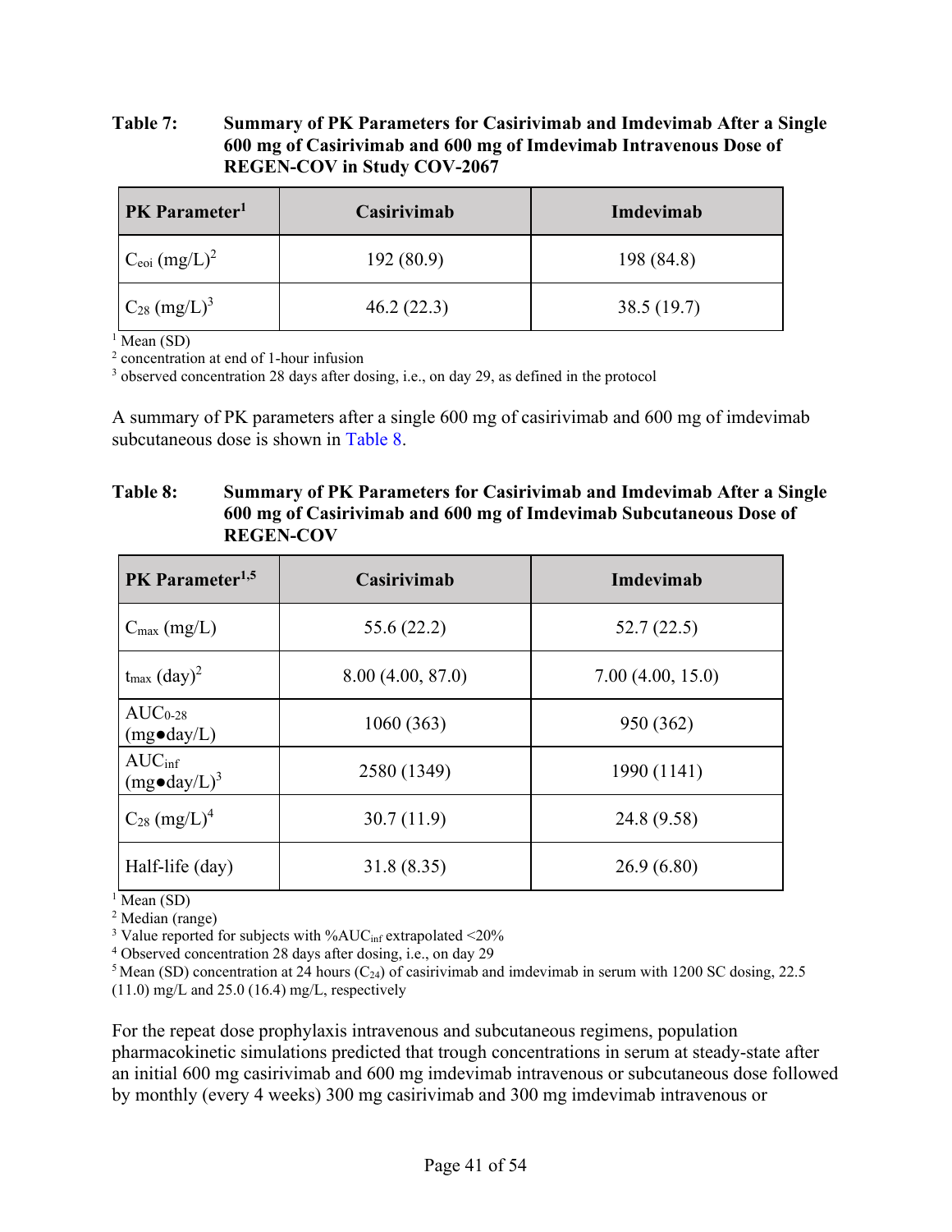**Table 7: Summary of PK Parameters for Casirivimab and Imdevimab After a Single 600 mg of Casirivimab and 600 mg of Imdevimab Intravenous Dose of REGEN-COV in Study COV-2067**

| PK Parameter[1] | Casirivimab | Imdevimab |
|---|---|---|
| $C_{eoi}$ (mg/L)[2] | 192 (80.9) | 198 (84.8) |
| $C_{28}$ (mg/L)[3] | 46.2 (22.3) | 38.5 (19.7) |

[1] Mean (SD)
[2] concentration at end of 1-hour infusion
[3] observed concentration 28 days after dosing, i.e., on day 29, as defined in the protocol

A summary of PK parameters after a single 600 mg of casirivimab and 600 mg of imdevimab subcutaneous dose is shown in Table 8.

**Table 8: Summary of PK Parameters for Casirivimab and Imdevimab After a Single 600 mg of Casirivimab and 600 mg of Imdevimab Subcutaneous Dose of REGEN-COV**

| PK Parameter[1,5] | Casirivimab | Imdevimab |
|---|---|---|
| $C_{max}$ (mg/L) | 55.6 (22.2) | 52.7 (22.5) |
| $t_{max}$ (day)[2] | 8.00 (4.00, 87.0) | 7.00 (4.00, 15.0) |
| $AUC_{0\text{-}28}$ (mg●day/L) | 1060 (363) | 950 (362) |
| $AUC_{inf}$ (mg●day/L)[3] | 2580 (1349) | 1990 (1141) |
| $C_{28}$ (mg/L)[4] | 30.7 (11.9) | 24.8 (9.58) |
| Half-life (day) | 31.8 (8.35) | 26.9 (6.80) |

[1] Mean (SD)
[2] Median (range)
[3] Value reported for subjects with $\%AUC_{inf}$ extrapolated <20%
[4] Observed concentration 28 days after dosing, i.e., on day 29
[5] Mean (SD) concentration at 24 hours ($C_{24}$) of casirivimab and imdevimab in serum with 1200 SC dosing, 22.5 (11.0) mg/L and 25.0 (16.4) mg/L, respectively

For the repeat dose prophylaxis intravenous and subcutaneous regimens, population pharmacokinetic simulations predicted that trough concentrations in serum at steady-state after an initial 600 mg casirivimab and 600 mg imdevimab intravenous or subcutaneous dose followed by monthly (every 4 weeks) 300 mg casirivimab and 300 mg imdevimab intravenous or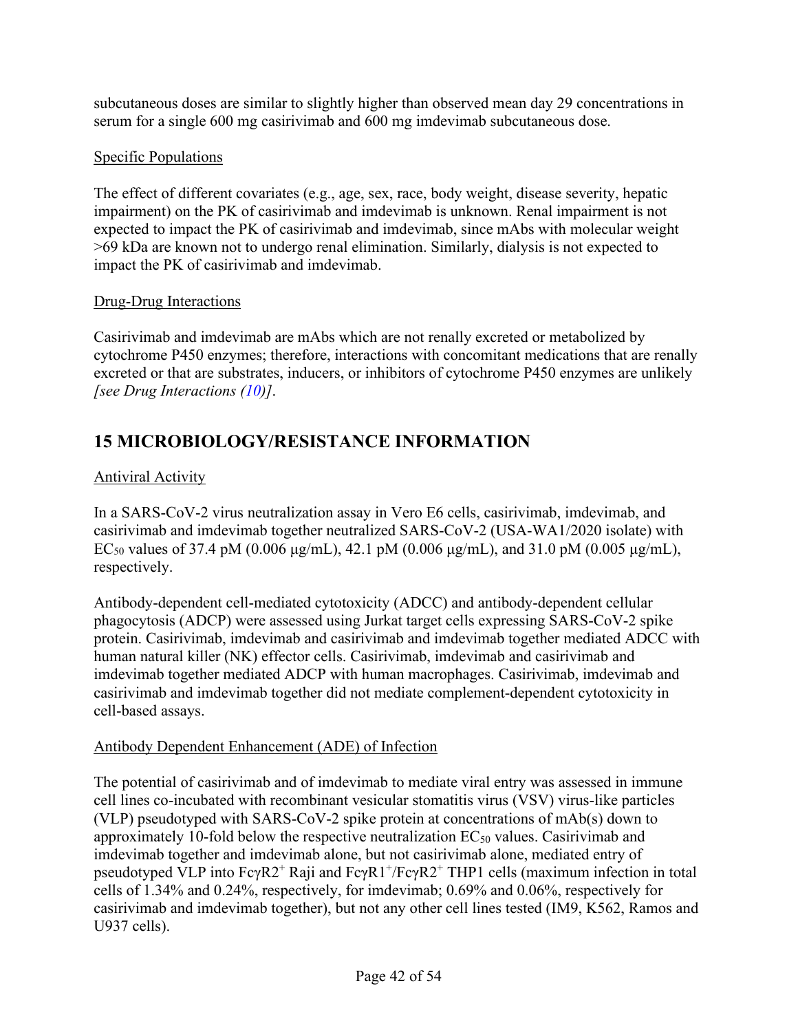subcutaneous doses are similar to slightly higher than observed mean day 29 concentrations in serum for a single 600 mg casirivimab and 600 mg imdevimab subcutaneous dose.

Specific Populations

The effect of different covariates (e.g., age, sex, race, body weight, disease severity, hepatic impairment) on the PK of casirivimab and imdevimab is unknown. Renal impairment is not expected to impact the PK of casirivimab and imdevimab, since mAbs with molecular weight >69 kDa are known not to undergo renal elimination. Similarly, dialysis is not expected to impact the PK of casirivimab and imdevimab.

Drug-Drug Interactions

Casirivimab and imdevimab are mAbs which are not renally excreted or metabolized by cytochrome P450 enzymes; therefore, interactions with concomitant medications that are renally excreted or that are substrates, inducers, or inhibitors of cytochrome P450 enzymes are unlikely *[see Drug Interactions (10)]*.

## 15 MICROBIOLOGY/RESISTANCE INFORMATION

Antiviral Activity

In a SARS-CoV-2 virus neutralization assay in Vero E6 cells, casirivimab, imdevimab, and casirivimab and imdevimab together neutralized SARS-CoV-2 (USA-WA1/2020 isolate) with $EC_{50}$ values of 37.4 pM (0.006 μg/mL), 42.1 pM (0.006 μg/mL), and 31.0 pM (0.005 μg/mL), respectively.

Antibody-dependent cell-mediated cytotoxicity (ADCC) and antibody-dependent cellular phagocytosis (ADCP) were assessed using Jurkat target cells expressing SARS-CoV-2 spike protein. Casirivimab, imdevimab and casirivimab and imdevimab together mediated ADCC with human natural killer (NK) effector cells. Casirivimab, imdevimab and casirivimab and imdevimab together mediated ADCP with human macrophages. Casirivimab, imdevimab and casirivimab and imdevimab together did not mediate complement-dependent cytotoxicity in cell-based assays.

Antibody Dependent Enhancement (ADE) of Infection

The potential of casirivimab and of imdevimab to mediate viral entry was assessed in immune cell lines co-incubated with recombinant vesicular stomatitis virus (VSV) virus-like particles (VLP) pseudotyped with SARS-CoV-2 spike protein at concentrations of mAb(s) down to approximately 10-fold below the respective neutralization $EC_{50}$ values. Casirivimab and imdevimab together and imdevimab alone, but not casirivimab alone, mediated entry of pseudotyped VLP into $Fc\gamma R2^{+}$ Raji and $Fc\gamma R1^{+}/Fc\gamma R2^{+}$ THP1 cells (maximum infection in total cells of 1.34% and 0.24%, respectively, for imdevimab; 0.69% and 0.06%, respectively for casirivimab and imdevimab together), but not any other cell lines tested (IM9, K562, Ramos and U937 cells).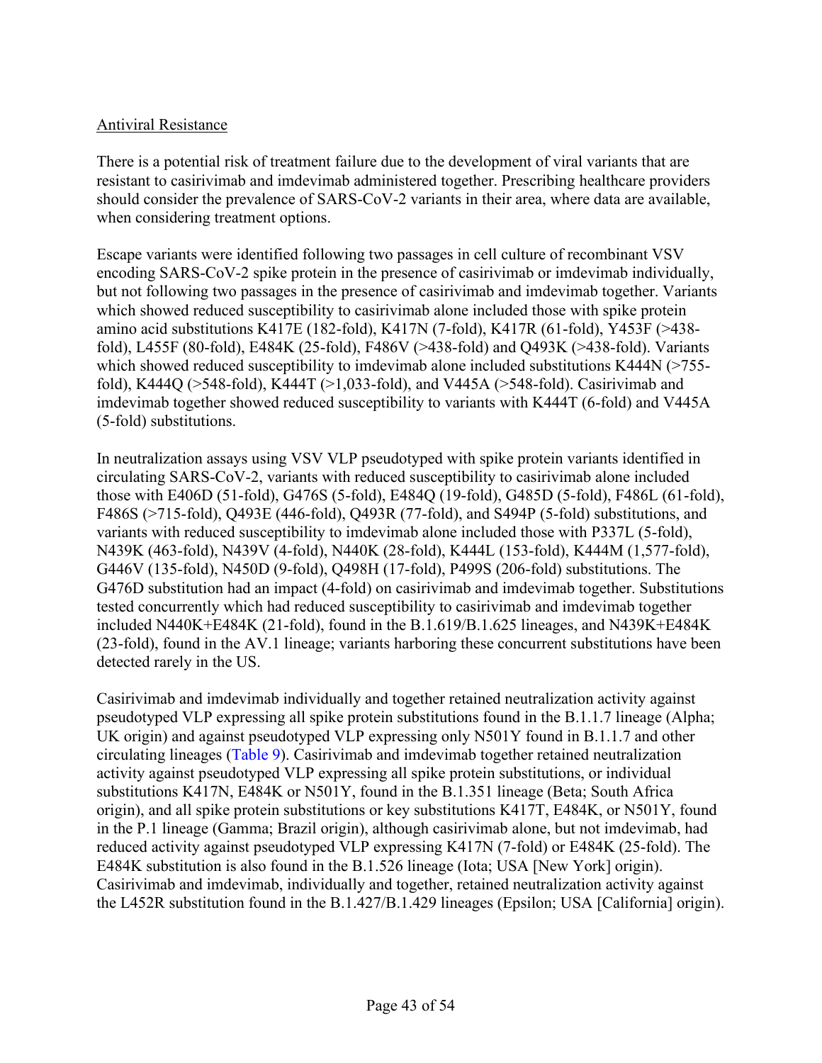Antiviral Resistance

There is a potential risk of treatment failure due to the development of viral variants that are resistant to casirivimab and imdevimab administered together. Prescribing healthcare providers should consider the prevalence of SARS-CoV-2 variants in their area, where data are available, when considering treatment options.

Escape variants were identified following two passages in cell culture of recombinant VSV encoding SARS-CoV-2 spike protein in the presence of casirivimab or imdevimab individually, but not following two passages in the presence of casirivimab and imdevimab together. Variants which showed reduced susceptibility to casirivimab alone included those with spike protein amino acid substitutions K417E (182-fold), K417N (7-fold), K417R (61-fold), Y453F (>438-fold), L455F (80-fold), E484K (25-fold), F486V (>438-fold) and Q493K (>438-fold). Variants which showed reduced susceptibility to imdevimab alone included substitutions K444N (>755-fold), K444Q (>548-fold), K444T (>1,033-fold), and V445A (>548-fold). Casirivimab and imdevimab together showed reduced susceptibility to variants with K444T (6-fold) and V445A (5-fold) substitutions.

In neutralization assays using VSV VLP pseudotyped with spike protein variants identified in circulating SARS-CoV-2, variants with reduced susceptibility to casirivimab alone included those with E406D (51-fold), G476S (5-fold), E484Q (19-fold), G485D (5-fold), F486L (61-fold), F486S (>715-fold), Q493E (446-fold), Q493R (77-fold), and S494P (5-fold) substitutions, and variants with reduced susceptibility to imdevimab alone included those with P337L (5-fold), N439K (463-fold), N439V (4-fold), N440K (28-fold), K444L (153-fold), K444M (1,577-fold), G446V (135-fold), N450D (9-fold), Q498H (17-fold), P499S (206-fold) substitutions. The G476D substitution had an impact (4-fold) on casirivimab and imdevimab together. Substitutions tested concurrently which had reduced susceptibility to casirivimab and imdevimab together included N440K+E484K (21-fold), found in the B.1.619/B.1.625 lineages, and N439K+E484K (23-fold), found in the AV.1 lineage; variants harboring these concurrent substitutions have been detected rarely in the US.

Casirivimab and imdevimab individually and together retained neutralization activity against pseudotyped VLP expressing all spike protein substitutions found in the B.1.1.7 lineage (Alpha; UK origin) and against pseudotyped VLP expressing only N501Y found in B.1.1.7 and other circulating lineages (Table 9). Casirivimab and imdevimab together retained neutralization activity against pseudotyped VLP expressing all spike protein substitutions, or individual substitutions K417N, E484K or N501Y, found in the B.1.351 lineage (Beta; South Africa origin), and all spike protein substitutions or key substitutions K417T, E484K, or N501Y, found in the P.1 lineage (Gamma; Brazil origin), although casirivimab alone, but not imdevimab, had reduced activity against pseudotyped VLP expressing K417N (7-fold) or E484K (25-fold). The E484K substitution is also found in the B.1.526 lineage (Iota; USA [New York] origin). Casirivimab and imdevimab, individually and together, retained neutralization activity against the L452R substitution found in the B.1.427/B.1.429 lineages (Epsilon; USA [California] origin).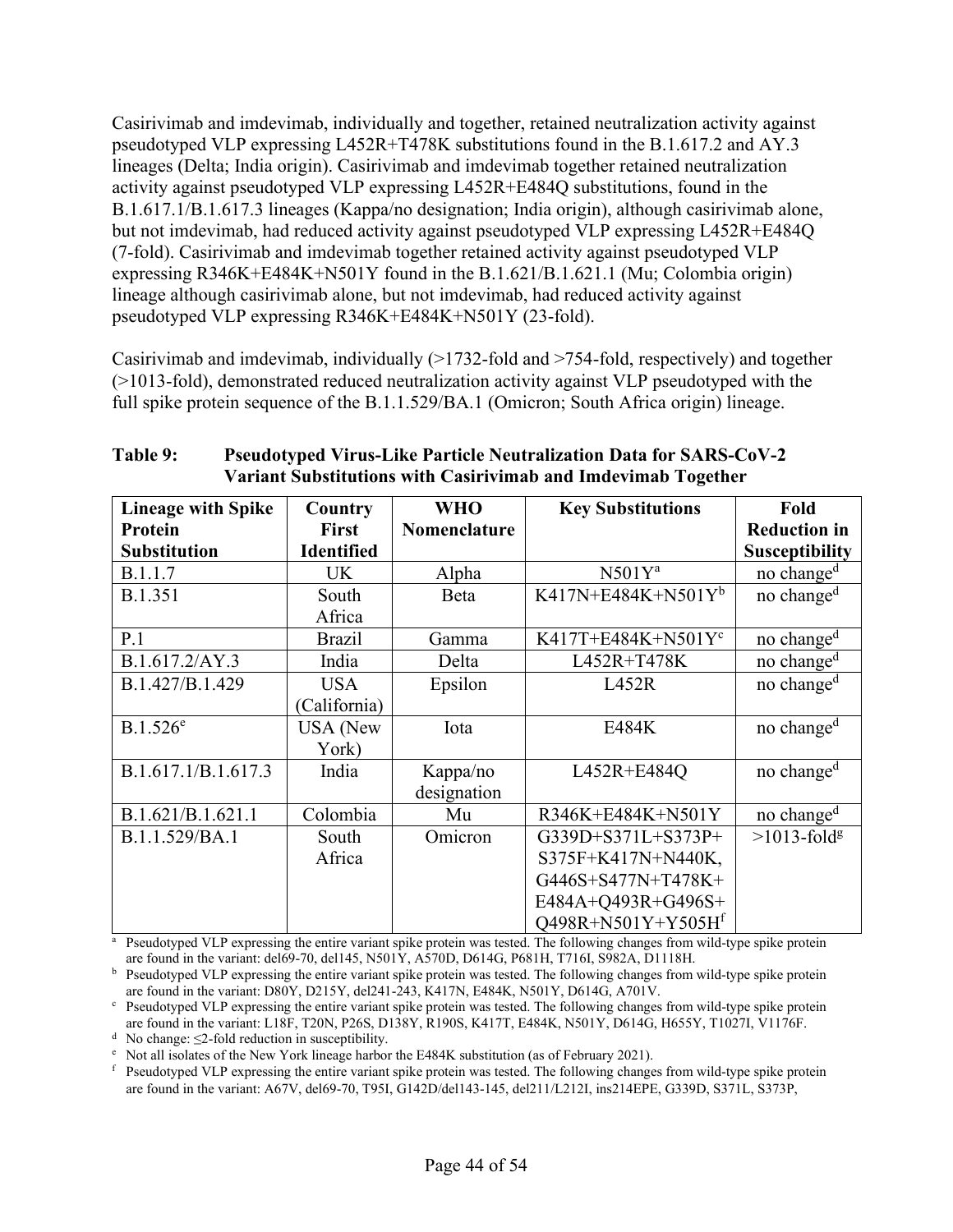Casirivimab and imdevimab, individually and together, retained neutralization activity against pseudotyped VLP expressing L452R+T478K substitutions found in the B.1.617.2 and AY.3 lineages (Delta; India origin). Casirivimab and imdevimab together retained neutralization activity against pseudotyped VLP expressing L452R+E484Q substitutions, found in the B.1.617.1/B.1.617.3 lineages (Kappa/no designation; India origin), although casirivimab alone, but not imdevimab, had reduced activity against pseudotyped VLP expressing L452R+E484Q (7-fold). Casirivimab and imdevimab together retained activity against pseudotyped VLP expressing R346K+E484K+N501Y found in the B.1.621/B.1.621.1 (Mu; Colombia origin) lineage although casirivimab alone, but not imdevimab, had reduced activity against pseudotyped VLP expressing R346K+E484K+N501Y (23-fold).

Casirivimab and imdevimab, individually (>1732-fold and >754-fold, respectively) and together (>1013-fold), demonstrated reduced neutralization activity against VLP pseudotyped with the full spike protein sequence of the B.1.1.529/BA.1 (Omicron; South Africa origin) lineage.

**Table 9: Pseudotyped Virus-Like Particle Neutralization Data for SARS-CoV-2 Variant Substitutions with Casirivimab and Imdevimab Together**

| Lineage with Spike Protein Substitution | Country First Identified | WHO Nomenclature | Key Substitutions | Fold Reduction in Susceptibility |
|---|---|---|---|---|
| B.1.1.7 | UK | Alpha | N501Y[a] | no change[d] |
| B.1.351 | South Africa | Beta | K417N+E484K+N501Y[b] | no change[d] |
| P.1 | Brazil | Gamma | K417T+E484K+N501Y[c] | no change[d] |
| B.1.617.2/AY.3 | India | Delta | L452R+T478K | no change[d] |
| B.1.427/B.1.429 | USA (California) | Epsilon | L452R | no change[d] |
| B.1.526[e] | USA (New York) | Iota | E484K | no change[d] |
| B.1.617.1/B.1.617.3 | India | Kappa/no designation | L452R+E484Q | no change[d] |
| B.1.621/B.1.621.1 | Colombia | Mu | R346K+E484K+N501Y | no change[d] |
| B.1.1.529/BA.1 | South Africa | Omicron | G339D+S371L+S373P+ S375F+K417N+N440K, G446S+S477N+T478K+ E484A+Q493R+G496S+ Q498R+N501Y+Y505H[f] | >1013-fold[g] |

[a] Pseudotyped VLP expressing the entire variant spike protein was tested. The following changes from wild-type spike protein are found in the variant: del69-70, del145, N501Y, A570D, D614G, P681H, T716I, S982A, D1118H.

[b] Pseudotyped VLP expressing the entire variant spike protein was tested. The following changes from wild-type spike protein are found in the variant: D80Y, D215Y, del241-243, K417N, E484K, N501Y, D614G, A701V.

[c] Pseudotyped VLP expressing the entire variant spike protein was tested. The following changes from wild-type spike protein are found in the variant: L18F, T20N, P26S, D138Y, R190S, K417T, E484K, N501Y, D614G, H655Y, T1027I, V1176F.

[d] No change: ≤2-fold reduction in susceptibility.

[e] Not all isolates of the New York lineage harbor the E484K substitution (as of February 2021).

[f] Pseudotyped VLP expressing the entire variant spike protein was tested. The following changes from wild-type spike protein are found in the variant: A67V, del69-70, T95I, G142D/del143-145, del211/L212I, ins214EPE, G339D, S371L, S373P,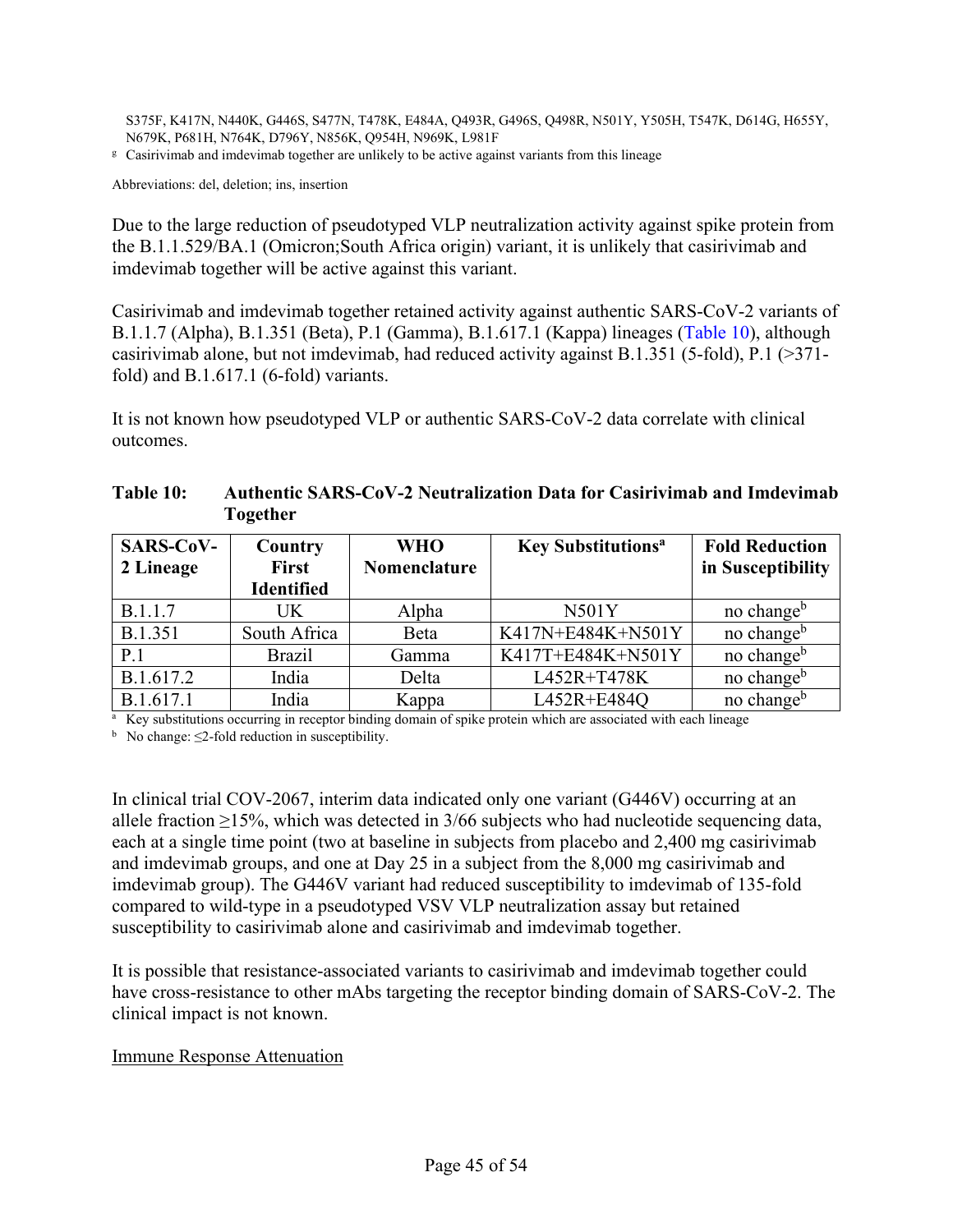S375F, K417N, N440K, G446S, S477N, T478K, E484A, Q493R, G496S, Q498R, N501Y, Y505H, T547K, D614G, H655Y, N679K, P681H, N764K, D796Y, N856K, Q954H, N969K, L981F

[g] Casirivimab and imdevimab together are unlikely to be active against variants from this lineage

Abbreviations: del, deletion; ins, insertion

Due to the large reduction of pseudotyped VLP neutralization activity against spike protein from the B.1.1.529/BA.1 (Omicron;South Africa origin) variant, it is unlikely that casirivimab and imdevimab together will be active against this variant.

Casirivimab and imdevimab together retained activity against authentic SARS-CoV-2 variants of B.1.1.7 (Alpha), B.1.351 (Beta), P.1 (Gamma), B.1.617.1 (Kappa) lineages (Table 10), although casirivimab alone, but not imdevimab, had reduced activity against B.1.351 (5-fold), P.1 (>371-fold) and B.1.617.1 (6-fold) variants.

It is not known how pseudotyped VLP or authentic SARS-CoV-2 data correlate with clinical outcomes.

**Table 10: Authentic SARS-CoV-2 Neutralization Data for Casirivimab and Imdevimab Together**

| SARS-CoV-2 Lineage | Country First Identified | WHO Nomenclature | Key Substitutions[a] | Fold Reduction in Susceptibility |
|---|---|---|---|---|
| B.1.1.7 | UK | Alpha | N501Y | no change[b] |
| B.1.351 | South Africa | Beta | K417N+E484K+N501Y | no change[b] |
| P.1 | Brazil | Gamma | K417T+E484K+N501Y | no change[b] |
| B.1.617.2 | India | Delta | L452R+T478K | no change[b] |
| B.1.617.1 | India | Kappa | L452R+E484Q | no change[b] |

[a] Key substitutions occurring in receptor binding domain of spike protein which are associated with each lineage

[b] No change: ≤2-fold reduction in susceptibility.

In clinical trial COV-2067, interim data indicated only one variant (G446V) occurring at an allele fraction ≥15%, which was detected in 3/66 subjects who had nucleotide sequencing data, each at a single time point (two at baseline in subjects from placebo and 2,400 mg casirivimab and imdevimab groups, and one at Day 25 in a subject from the 8,000 mg casirivimab and imdevimab group). The G446V variant had reduced susceptibility to imdevimab of 135-fold compared to wild-type in a pseudotyped VSV VLP neutralization assay but retained susceptibility to casirivimab alone and casirivimab and imdevimab together.

It is possible that resistance-associated variants to casirivimab and imdevimab together could have cross-resistance to other mAbs targeting the receptor binding domain of SARS-CoV-2. The clinical impact is not known.

Immune Response Attenuation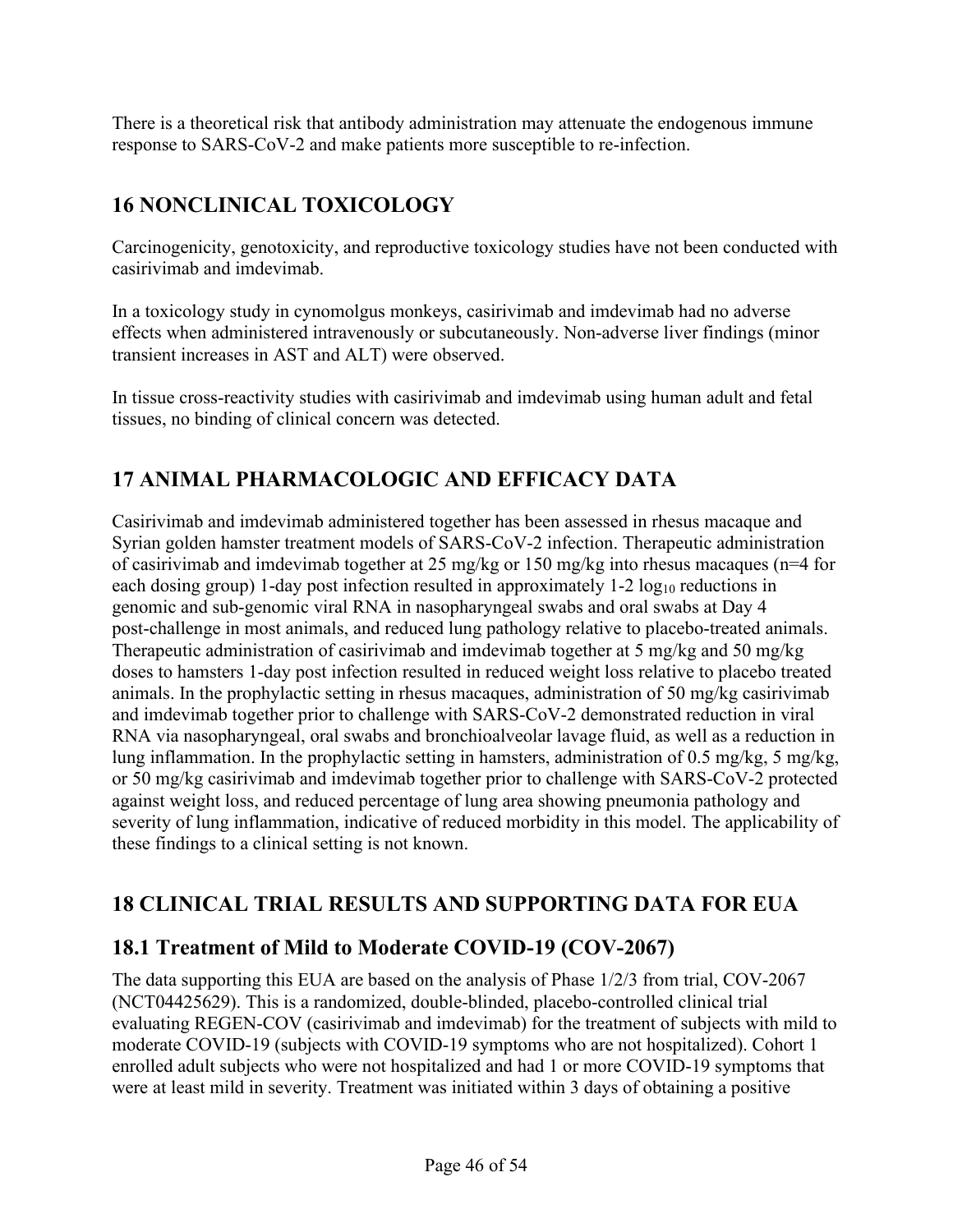There is a theoretical risk that antibody administration may attenuate the endogenous immune response to SARS-CoV-2 and make patients more susceptible to re-infection.

## 16 NONCLINICAL TOXICOLOGY

Carcinogenicity, genotoxicity, and reproductive toxicology studies have not been conducted with casirivimab and imdevimab.

In a toxicology study in cynomolgus monkeys, casirivimab and imdevimab had no adverse effects when administered intravenously or subcutaneously. Non-adverse liver findings (minor transient increases in AST and ALT) were observed.

In tissue cross-reactivity studies with casirivimab and imdevimab using human adult and fetal tissues, no binding of clinical concern was detected.

## 17 ANIMAL PHARMACOLOGIC AND EFFICACY DATA

Casirivimab and imdevimab administered together has been assessed in rhesus macaque and Syrian golden hamster treatment models of SARS-CoV-2 infection. Therapeutic administration of casirivimab and imdevimab together at 25 mg/kg or 150 mg/kg into rhesus macaques (n=4 for each dosing group) 1-day post infection resulted in approximately 1-2 $\log_{10}$ reductions in genomic and sub-genomic viral RNA in nasopharyngeal swabs and oral swabs at Day 4 post-challenge in most animals, and reduced lung pathology relative to placebo-treated animals. Therapeutic administration of casirivimab and imdevimab together at 5 mg/kg and 50 mg/kg doses to hamsters 1-day post infection resulted in reduced weight loss relative to placebo treated animals. In the prophylactic setting in rhesus macaques, administration of 50 mg/kg casirivimab and imdevimab together prior to challenge with SARS-CoV-2 demonstrated reduction in viral RNA via nasopharyngeal, oral swabs and bronchioalveolar lavage fluid, as well as a reduction in lung inflammation. In the prophylactic setting in hamsters, administration of 0.5 mg/kg, 5 mg/kg, or 50 mg/kg casirivimab and imdevimab together prior to challenge with SARS-CoV-2 protected against weight loss, and reduced percentage of lung area showing pneumonia pathology and severity of lung inflammation, indicative of reduced morbidity in this model. The applicability of these findings to a clinical setting is not known.

## 18 CLINICAL TRIAL RESULTS AND SUPPORTING DATA FOR EUA

### 18.1 Treatment of Mild to Moderate COVID-19 (COV-2067)

The data supporting this EUA are based on the analysis of Phase 1/2/3 from trial, COV-2067 (NCT04425629). This is a randomized, double-blinded, placebo-controlled clinical trial evaluating REGEN-COV (casirivimab and imdevimab) for the treatment of subjects with mild to moderate COVID-19 (subjects with COVID-19 symptoms who are not hospitalized). Cohort 1 enrolled adult subjects who were not hospitalized and had 1 or more COVID-19 symptoms that were at least mild in severity. Treatment was initiated within 3 days of obtaining a positive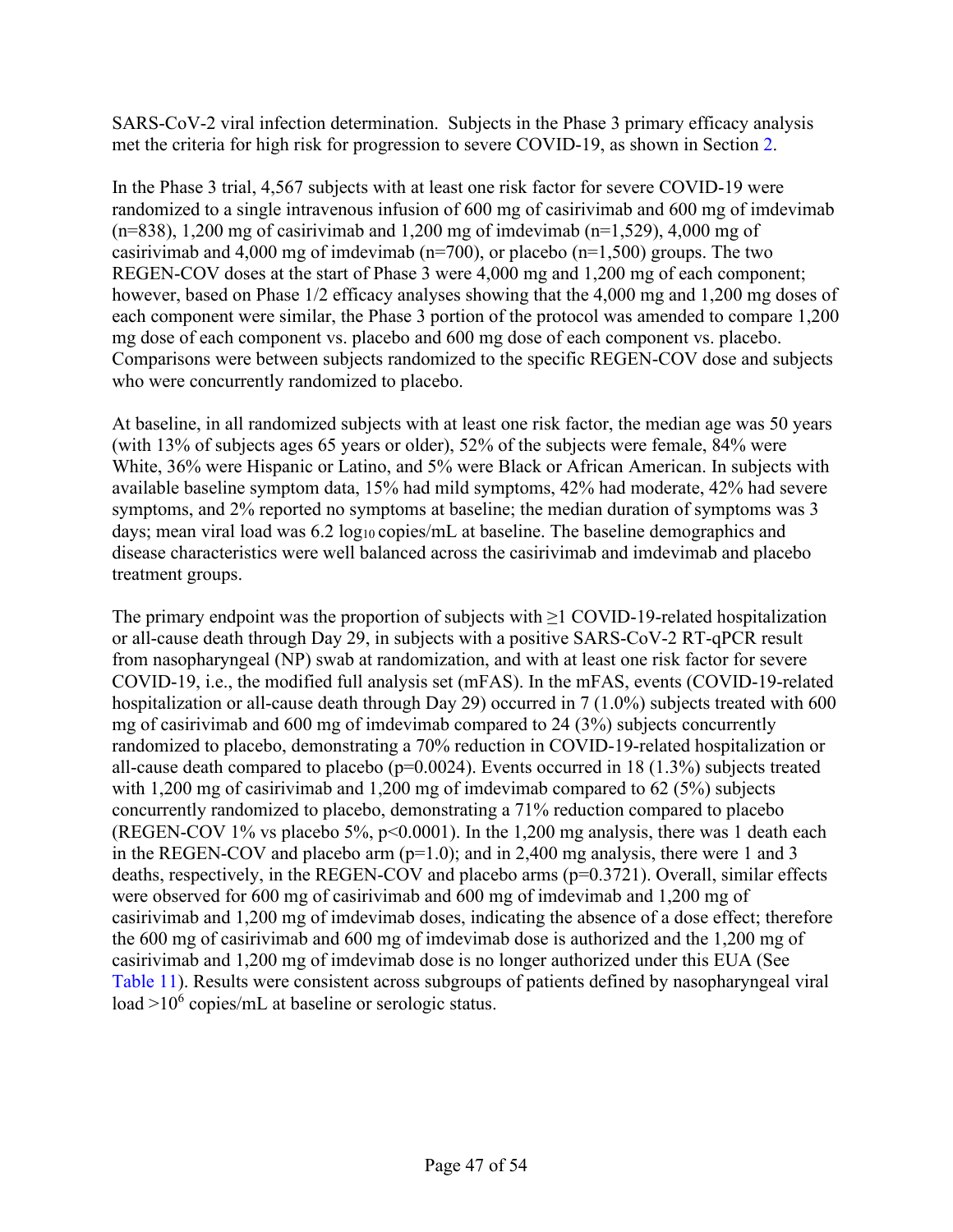SARS-CoV-2 viral infection determination. Subjects in the Phase 3 primary efficacy analysis met the criteria for high risk for progression to severe COVID-19, as shown in Section 2.

In the Phase 3 trial, 4,567 subjects with at least one risk factor for severe COVID-19 were randomized to a single intravenous infusion of 600 mg of casirivimab and 600 mg of imdevimab (n=838), 1,200 mg of casirivimab and 1,200 mg of imdevimab (n=1,529), 4,000 mg of casirivimab and 4,000 mg of imdevimab (n=700), or placebo (n=1,500) groups. The two REGEN-COV doses at the start of Phase 3 were 4,000 mg and 1,200 mg of each component; however, based on Phase 1/2 efficacy analyses showing that the 4,000 mg and 1,200 mg doses of each component were similar, the Phase 3 portion of the protocol was amended to compare 1,200 mg dose of each component vs. placebo and 600 mg dose of each component vs. placebo. Comparisons were between subjects randomized to the specific REGEN-COV dose and subjects who were concurrently randomized to placebo.

At baseline, in all randomized subjects with at least one risk factor, the median age was 50 years (with 13% of subjects ages 65 years or older), 52% of the subjects were female, 84% were White, 36% were Hispanic or Latino, and 5% were Black or African American. In subjects with available baseline symptom data, 15% had mild symptoms, 42% had moderate, 42% had severe symptoms, and 2% reported no symptoms at baseline; the median duration of symptoms was 3 days; mean viral load was 6.2 $\log_{10}$ copies/mL at baseline. The baseline demographics and disease characteristics were well balanced across the casirivimab and imdevimab and placebo treatment groups.

The primary endpoint was the proportion of subjects with ≥1 COVID-19-related hospitalization or all-cause death through Day 29, in subjects with a positive SARS-CoV-2 RT-qPCR result from nasopharyngeal (NP) swab at randomization, and with at least one risk factor for severe COVID-19, i.e., the modified full analysis set (mFAS). In the mFAS, events (COVID-19-related hospitalization or all-cause death through Day 29) occurred in 7 (1.0%) subjects treated with 600 mg of casirivimab and 600 mg of imdevimab compared to 24 (3%) subjects concurrently randomized to placebo, demonstrating a 70% reduction in COVID-19-related hospitalization or all-cause death compared to placebo (p=0.0024). Events occurred in 18 (1.3%) subjects treated with 1,200 mg of casirivimab and 1,200 mg of imdevimab compared to 62 (5%) subjects concurrently randomized to placebo, demonstrating a 71% reduction compared to placebo (REGEN-COV 1% vs placebo 5%, p<0.0001). In the 1,200 mg analysis, there was 1 death each in the REGEN-COV and placebo arm (p=1.0); and in 2,400 mg analysis, there were 1 and 3 deaths, respectively, in the REGEN-COV and placebo arms (p=0.3721). Overall, similar effects were observed for 600 mg of casirivimab and 600 mg of imdevimab and 1,200 mg of casirivimab and 1,200 mg of imdevimab doses, indicating the absence of a dose effect; therefore the 600 mg of casirivimab and 600 mg of imdevimab dose is authorized and the 1,200 mg of casirivimab and 1,200 mg of imdevimab dose is no longer authorized under this EUA (See Table 11). Results were consistent across subgroups of patients defined by nasopharyngeal viral load $>10^6$ copies/mL at baseline or serologic status.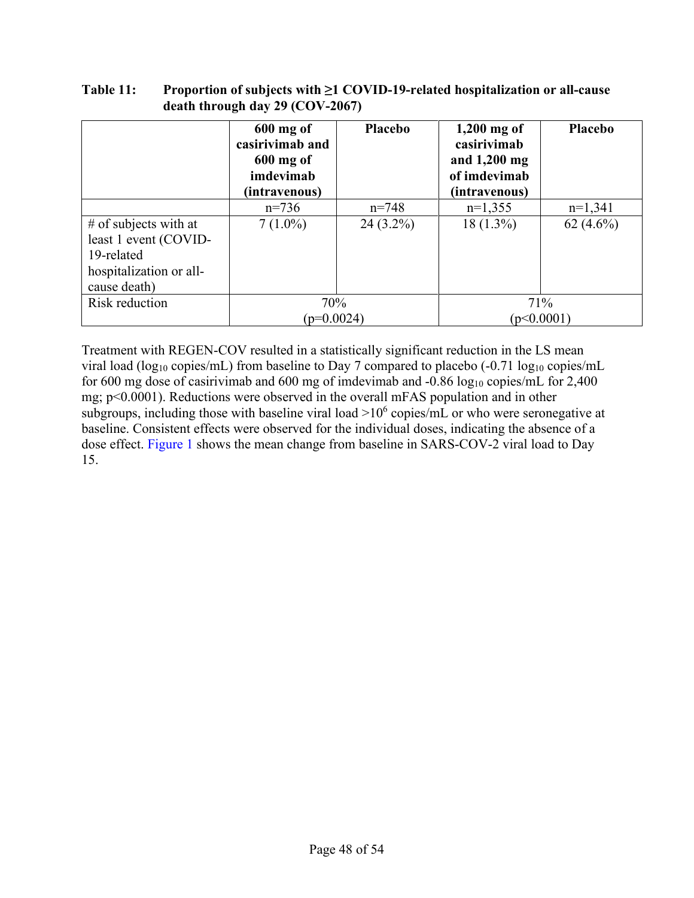**Table 11: Proportion of subjects with ≥1 COVID-19-related hospitalization or all-cause death through day 29 (COV-2067)**

| | 600 mg of casirivimab and 600 mg of imdevimab (intravenous) | Placebo | 1,200 mg of casirivimab and 1,200 mg of imdevimab (intravenous) | Placebo |
|---|---|---|---|---|
| | n=736 | n=748 | n=1,355 | n=1,341 |
| # of subjects with at least 1 event (COVID-19-related hospitalization or all-cause death) | 7 (1.0%) | 24 (3.2%) | 18 (1.3%) | 62 (4.6%) |
| Risk reduction | 70% (p=0.0024) | | 71% (p<0.0001) | |

Treatment with REGEN-COV resulted in a statistically significant reduction in the LS mean viral load ($\log_{10}$ copies/mL) from baseline to Day 7 compared to placebo (-0.71 $\log_{10}$ copies/mL for 600 mg dose of casirivimab and 600 mg of imdevimab and -0.86 $\log_{10}$ copies/mL for 2,400 mg; $p<0.0001$). Reductions were observed in the overall mFAS population and in other subgroups, including those with baseline viral load $>10^6$ copies/mL or who were seronegative at baseline. Consistent effects were observed for the individual doses, indicating the absence of a dose effect. Figure 1 shows the mean change from baseline in SARS-COV-2 viral load to Day 15.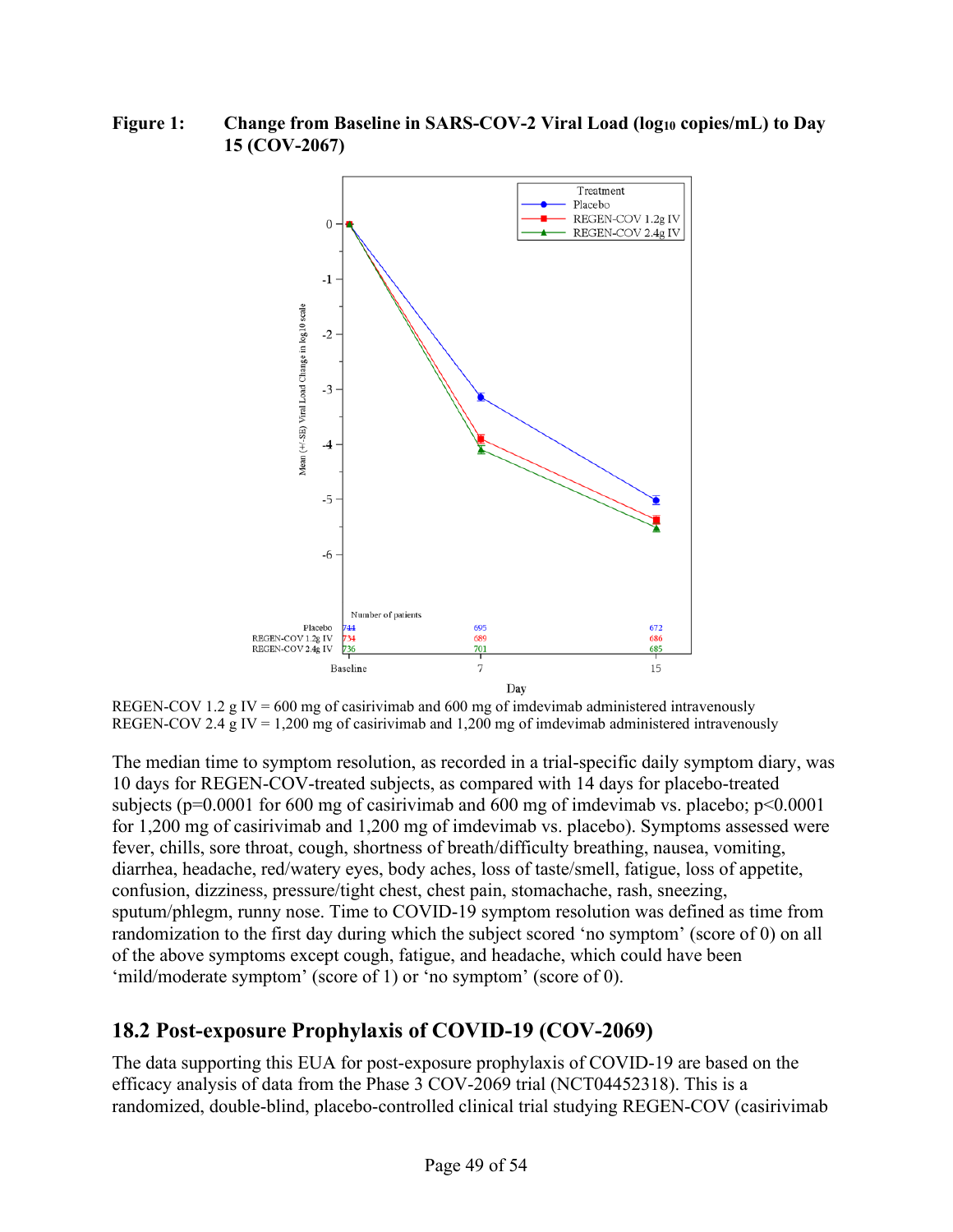**Figure 1: Change from Baseline in SARS-COV-2 Viral Load ($log_{10}$ copies/mL) to Day 15 (COV-2067)**

REGEN-COV 1.2 g IV = 600 mg of casirivimab and 600 mg of imdevimab administered intravenously
REGEN-COV 2.4 g IV = 1,200 mg of casirivimab and 1,200 mg of imdevimab administered intravenously

The median time to symptom resolution, as recorded in a trial-specific daily symptom diary, was 10 days for REGEN-COV-treated subjects, as compared with 14 days for placebo-treated subjects (p=0.0001 for 600 mg of casirivimab and 600 mg of imdevimab vs. placebo; p<0.0001 for 1,200 mg of casirivimab and 1,200 mg of imdevimab vs. placebo). Symptoms assessed were fever, chills, sore throat, cough, shortness of breath/difficulty breathing, nausea, vomiting, diarrhea, headache, red/watery eyes, body aches, loss of taste/smell, fatigue, loss of appetite, confusion, dizziness, pressure/tight chest, chest pain, stomachache, rash, sneezing, sputum/phlegm, runny nose. Time to COVID-19 symptom resolution was defined as time from randomization to the first day during which the subject scored 'no symptom' (score of 0) on all of the above symptoms except cough, fatigue, and headache, which could have been 'mild/moderate symptom' (score of 1) or 'no symptom' (score of 0).

## 18.2 Post-exposure Prophylaxis of COVID-19 (COV-2069)

The data supporting this EUA for post-exposure prophylaxis of COVID-19 are based on the efficacy analysis of data from the Phase 3 COV-2069 trial (NCT04452318). This is a randomized, double-blind, placebo-controlled clinical trial studying REGEN-COV (casirivimab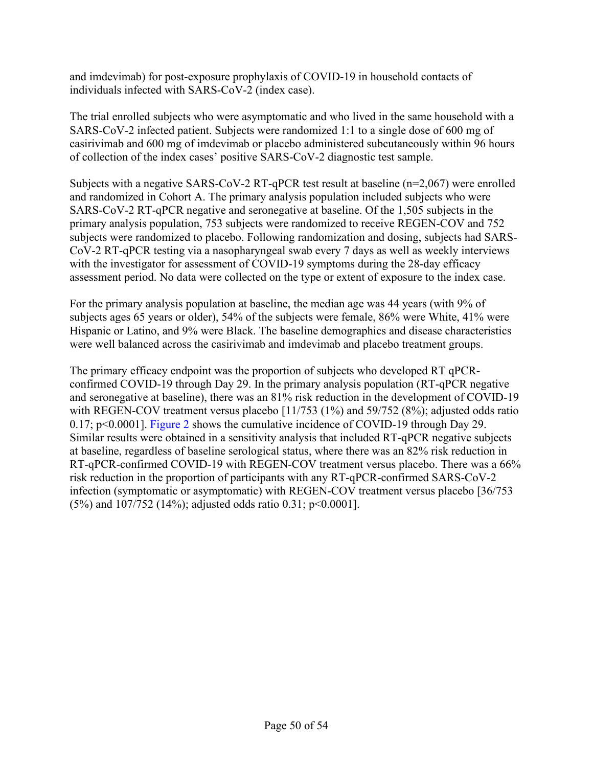and imdevimab) for post-exposure prophylaxis of COVID-19 in household contacts of individuals infected with SARS-CoV-2 (index case).

The trial enrolled subjects who were asymptomatic and who lived in the same household with a SARS-CoV-2 infected patient. Subjects were randomized 1:1 to a single dose of 600 mg of casirivimab and 600 mg of imdevimab or placebo administered subcutaneously within 96 hours of collection of the index cases' positive SARS-CoV-2 diagnostic test sample.

Subjects with a negative SARS-CoV-2 RT-qPCR test result at baseline (n=2,067) were enrolled and randomized in Cohort A. The primary analysis population included subjects who were SARS-CoV-2 RT-qPCR negative and seronegative at baseline. Of the 1,505 subjects in the primary analysis population, 753 subjects were randomized to receive REGEN-COV and 752 subjects were randomized to placebo. Following randomization and dosing, subjects had SARS-CoV-2 RT-qPCR testing via a nasopharyngeal swab every 7 days as well as weekly interviews with the investigator for assessment of COVID-19 symptoms during the 28-day efficacy assessment period. No data were collected on the type or extent of exposure to the index case.

For the primary analysis population at baseline, the median age was 44 years (with 9% of subjects ages 65 years or older), 54% of the subjects were female, 86% were White, 41% were Hispanic or Latino, and 9% were Black. The baseline demographics and disease characteristics were well balanced across the casirivimab and imdevimab and placebo treatment groups.

The primary efficacy endpoint was the proportion of subjects who developed RT qPCR-confirmed COVID-19 through Day 29. In the primary analysis population (RT-qPCR negative and seronegative at baseline), there was an 81% risk reduction in the development of COVID-19 with REGEN-COV treatment versus placebo [11/753 (1%) and 59/752 (8%); adjusted odds ratio 0.17; $p<0.0001$]. Figure 2 shows the cumulative incidence of COVID-19 through Day 29. Similar results were obtained in a sensitivity analysis that included RT-qPCR negative subjects at baseline, regardless of baseline serological status, where there was an 82% risk reduction in RT-qPCR-confirmed COVID-19 with REGEN-COV treatment versus placebo. There was a 66% risk reduction in the proportion of participants with any RT-qPCR-confirmed SARS-CoV-2 infection (symptomatic or asymptomatic) with REGEN-COV treatment versus placebo [36/753 (5%) and 107/752 (14%); adjusted odds ratio 0.31; $p<0.0001$].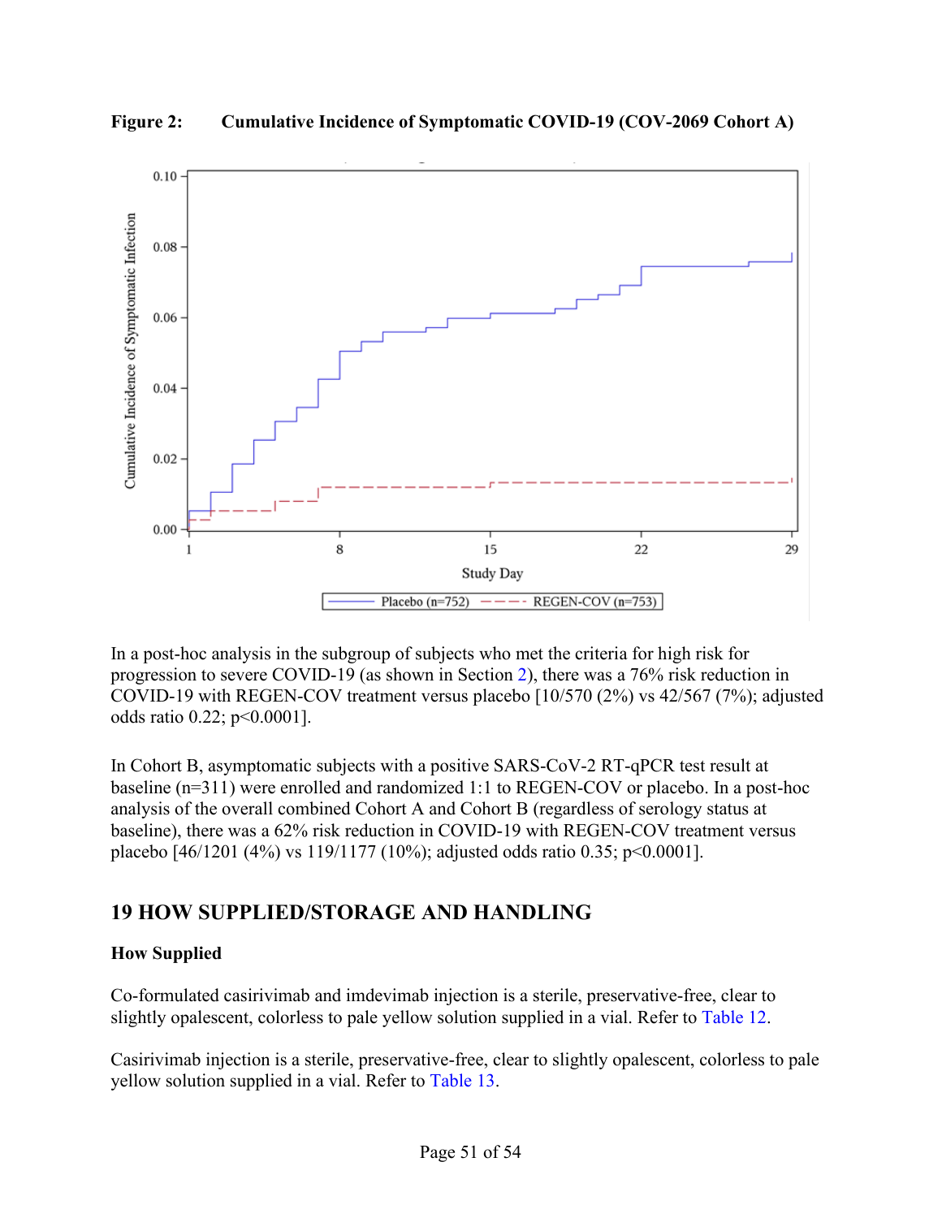**Figure 2: Cumulative Incidence of Symptomatic COVID-19 (COV-2069 Cohort A)**

In a post-hoc analysis in the subgroup of subjects who met the criteria for high risk for progression to severe COVID-19 (as shown in Section 2), there was a 76% risk reduction in COVID-19 with REGEN-COV treatment versus placebo [10/570 (2%) vs 42/567 (7%); adjusted odds ratio 0.22; p<0.0001].

In Cohort B, asymptomatic subjects with a positive SARS-CoV-2 RT-qPCR test result at baseline (n=311) were enrolled and randomized 1:1 to REGEN-COV or placebo. In a post-hoc analysis of the overall combined Cohort A and Cohort B (regardless of serology status at baseline), there was a 62% risk reduction in COVID-19 with REGEN-COV treatment versus placebo [46/1201 (4%) vs 119/1177 (10%); adjusted odds ratio 0.35; p<0.0001].

## 19 HOW SUPPLIED/STORAGE AND HANDLING

**How Supplied**

Co-formulated casirivimab and imdevimab injection is a sterile, preservative-free, clear to slightly opalescent, colorless to pale yellow solution supplied in a vial. Refer to Table 12.

Casirivimab injection is a sterile, preservative-free, clear to slightly opalescent, colorless to pale yellow solution supplied in a vial. Refer to Table 13.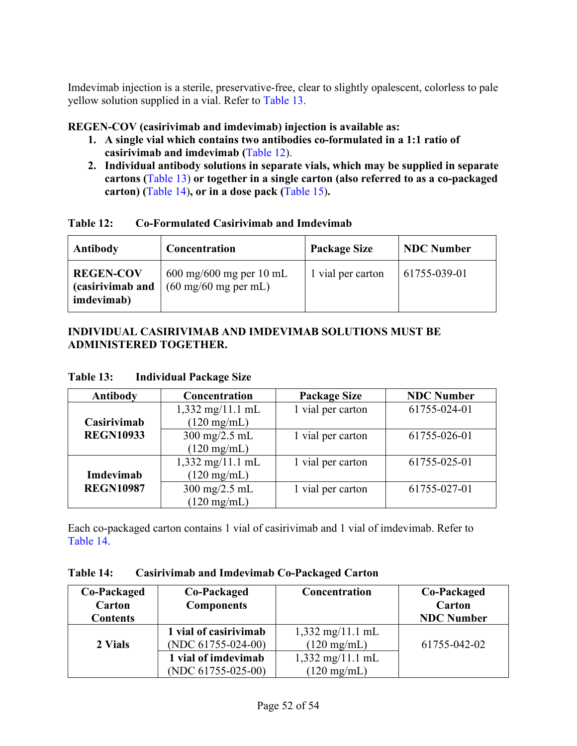Imdevimab injection is a sterile, preservative-free, clear to slightly opalescent, colorless to pale yellow solution supplied in a vial. Refer to Table 13.

**REGEN-COV (casirivimab and imdevimab) injection is available as:**

1. **A single vial which contains two antibodies co-formulated in a 1:1 ratio of casirivimab and imdevimab (**Table 12**).**
2. **Individual antibody solutions in separate vials, which may be supplied in separate cartons (**Table 13**) or together in a single carton (also referred to as a co-packaged carton) (**Table 14**), or in a dose pack (**Table 15**).**

**Table 12: Co-Formulated Casirivimab and Imdevimab**

| Antibody | Concentration | Package Size | NDC Number |
|---|---|---|---|
| **REGEN-COV (casirivimab and imdevimab)** | 600 mg/600 mg per 10 mL (60 mg/60 mg per mL) | 1 vial per carton | 61755-039-01 |

**INDIVIDUAL CASIRIVIMAB AND IMDEVIMAB SOLUTIONS MUST BE ADMINISTERED TOGETHER.**

**Table 13: Individual Package Size**

| Antibody | Concentration | Package Size | NDC Number |
|---|---|---|---|
| **Casirivimab REGN10933** | 1,332 mg/11.1 mL (120 mg/mL) | 1 vial per carton | 61755-024-01 |
| | 300 mg/2.5 mL (120 mg/mL) | 1 vial per carton | 61755-026-01 |
| **Imdevimab REGN10987** | 1,332 mg/11.1 mL (120 mg/mL) | 1 vial per carton | 61755-025-01 |
| | 300 mg/2.5 mL (120 mg/mL) | 1 vial per carton | 61755-027-01 |

Each co-packaged carton contains 1 vial of casirivimab and 1 vial of imdevimab. Refer to Table 14.

**Table 14: Casirivimab and Imdevimab Co-Packaged Carton**

| Co-Packaged Carton Contents | Co-Packaged Components | Concentration | Co-Packaged Carton NDC Number |
|---|---|---|---|
| **2 Vials** | **1 vial of casirivimab** (NDC 61755-024-00) | 1,332 mg/11.1 mL (120 mg/mL) | 61755-042-02 |
| | **1 vial of imdevimab** (NDC 61755-025-00) | 1,332 mg/11.1 mL (120 mg/mL) | |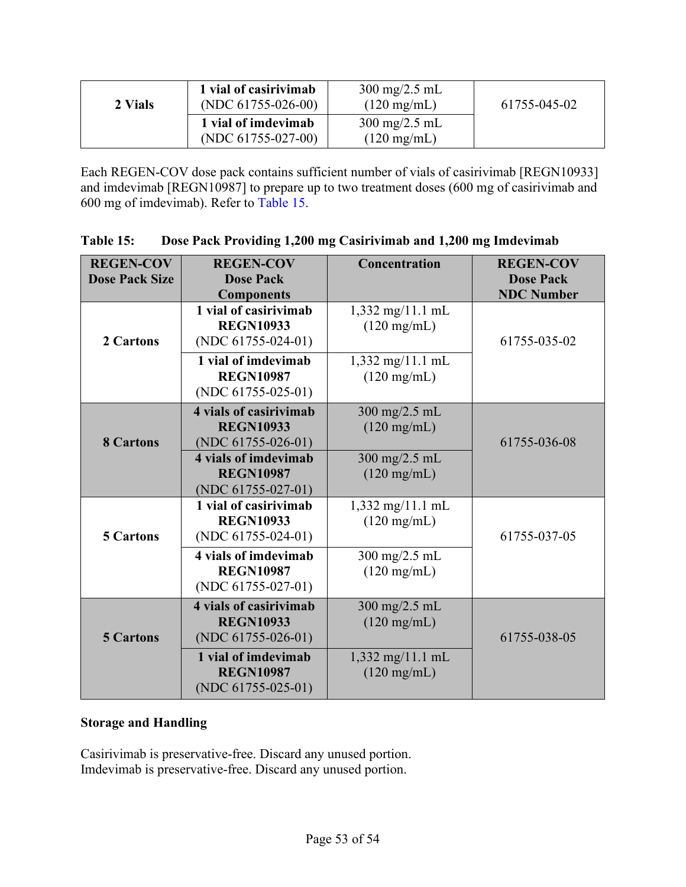| 2 Vials | **1 vial of casirivimab** (NDC 61755-026-00) | 300 mg/2.5 mL (120 mg/mL) | 61755-045-02 |
|---|---|---|---|
| | **1 vial of imdevimab** (NDC 61755-027-00) | 300 mg/2.5 mL (120 mg/mL) | |

Each REGEN-COV dose pack contains sufficient number of vials of casirivimab [REGN10933] and imdevimab [REGN10987] to prepare up to two treatment doses (600 mg of casirivimab and 600 mg of imdevimab). Refer to Table 15.

**Table 15: Dose Pack Providing 1,200 mg Casirivimab and 1,200 mg Imdevimab**

| REGEN-COV Dose Pack Size | REGEN-COV Dose Pack Components | Concentration | REGEN-COV Dose Pack NDC Number |
|---|---|---|---|
| **2 Cartons** | **1 vial of casirivimab REGN10933** (NDC 61755-024-01) | 1,332 mg/11.1 mL (120 mg/mL) | 61755-035-02 |
| | **1 vial of imdevimab REGN10987** (NDC 61755-025-01) | 1,332 mg/11.1 mL (120 mg/mL) | |
| **8 Cartons** | **4 vials of casirivimab REGN10933** (NDC 61755-026-01) | 300 mg/2.5 mL (120 mg/mL) | 61755-036-08 |
| | **4 vials of imdevimab REGN10987** (NDC 61755-027-01) | 300 mg/2.5 mL (120 mg/mL) | |
| **5 Cartons** | **1 vial of casirivimab REGN10933** (NDC 61755-024-01) | 1,332 mg/11.1 mL (120 mg/mL) | 61755-037-05 |
| | **4 vials of imdevimab REGN10987** (NDC 61755-027-01) | 300 mg/2.5 mL (120 mg/mL) | |
| **5 Cartons** | **4 vials of casirivimab REGN10933** (NDC 61755-026-01) | 300 mg/2.5 mL (120 mg/mL) | 61755-038-05 |
| | **1 vial of imdevimab REGN10987** (NDC 61755-025-01) | 1,332 mg/11.1 mL (120 mg/mL) | |

**Storage and Handling**

Casirivimab is preservative-free. Discard any unused portion.
Imdevimab is preservative-free. Discard any unused portion.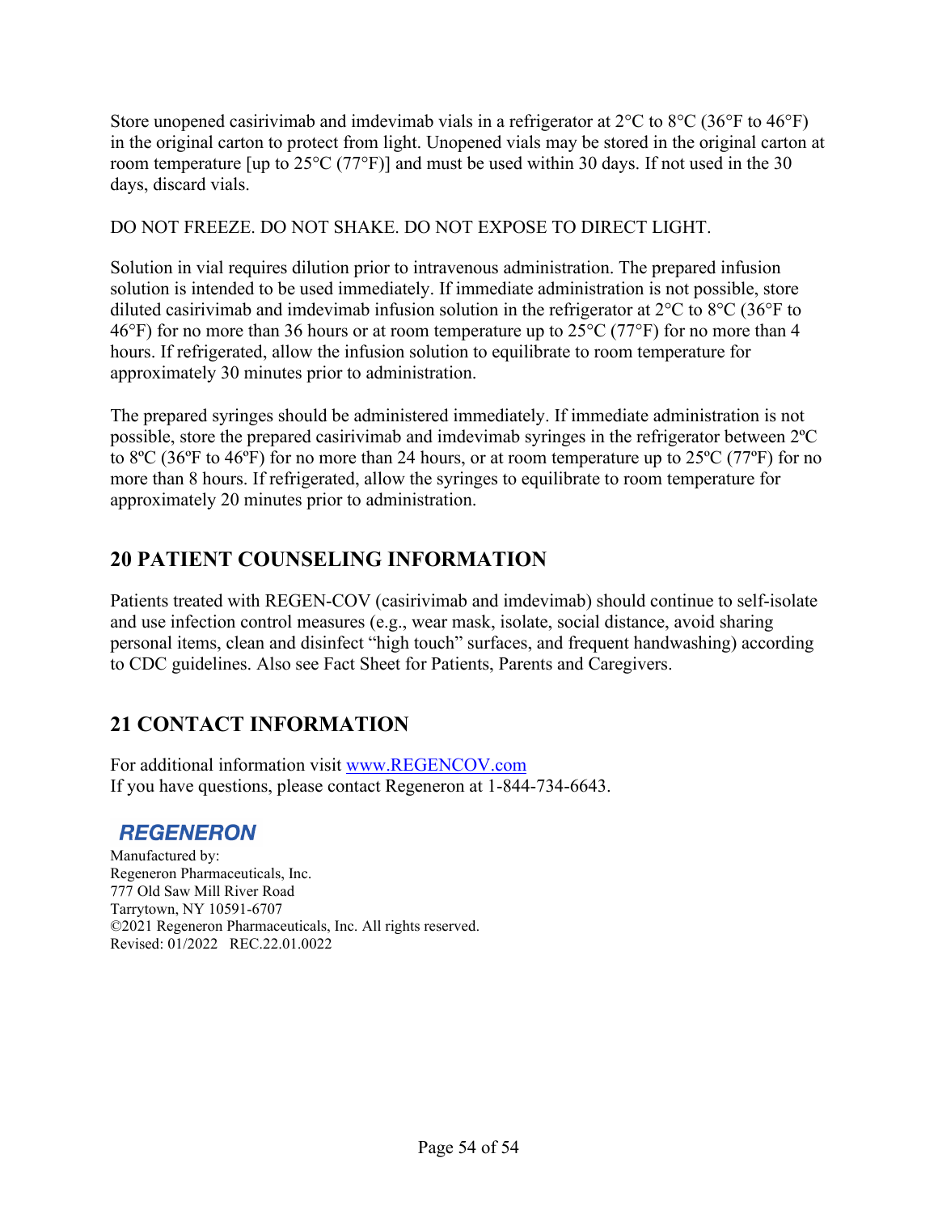Store unopened casirivimab and imdevimab vials in a refrigerator at 2°C to 8°C (36°F to 46°F) in the original carton to protect from light. Unopened vials may be stored in the original carton at room temperature [up to 25°C (77°F)] and must be used within 30 days. If not used in the 30 days, discard vials.

DO NOT FREEZE. DO NOT SHAKE. DO NOT EXPOSE TO DIRECT LIGHT.

Solution in vial requires dilution prior to intravenous administration. The prepared infusion solution is intended to be used immediately. If immediate administration is not possible, store diluted casirivimab and imdevimab infusion solution in the refrigerator at 2°C to 8°C (36°F to 46°F) for no more than 36 hours or at room temperature up to 25°C (77°F) for no more than 4 hours. If refrigerated, allow the infusion solution to equilibrate to room temperature for approximately 30 minutes prior to administration.

The prepared syringes should be administered immediately. If immediate administration is not possible, store the prepared casirivimab and imdevimab syringes in the refrigerator between 2ºC to 8ºC (36ºF to 46ºF) for no more than 24 hours, or at room temperature up to 25ºC (77ºF) for no more than 8 hours. If refrigerated, allow the syringes to equilibrate to room temperature for approximately 20 minutes prior to administration.

## 20 PATIENT COUNSELING INFORMATION

Patients treated with REGEN-COV (casirivimab and imdevimab) should continue to self-isolate and use infection control measures (e.g., wear mask, isolate, social distance, avoid sharing personal items, clean and disinfect "high touch" surfaces, and frequent handwashing) according to CDC guidelines. Also see Fact Sheet for Patients, Parents and Caregivers.

## 21 CONTACT INFORMATION

For additional information visit www.REGENCOV.com
If you have questions, please contact Regeneron at 1-844-734-6643.

**REGENERON**

Manufactured by:
Regeneron Pharmaceuticals, Inc.
777 Old Saw Mill River Road
Tarrytown, NY 10591-6707
©2021 Regeneron Pharmaceuticals, Inc. All rights reserved.
Revised: 01/2022 REC.22.01.0022